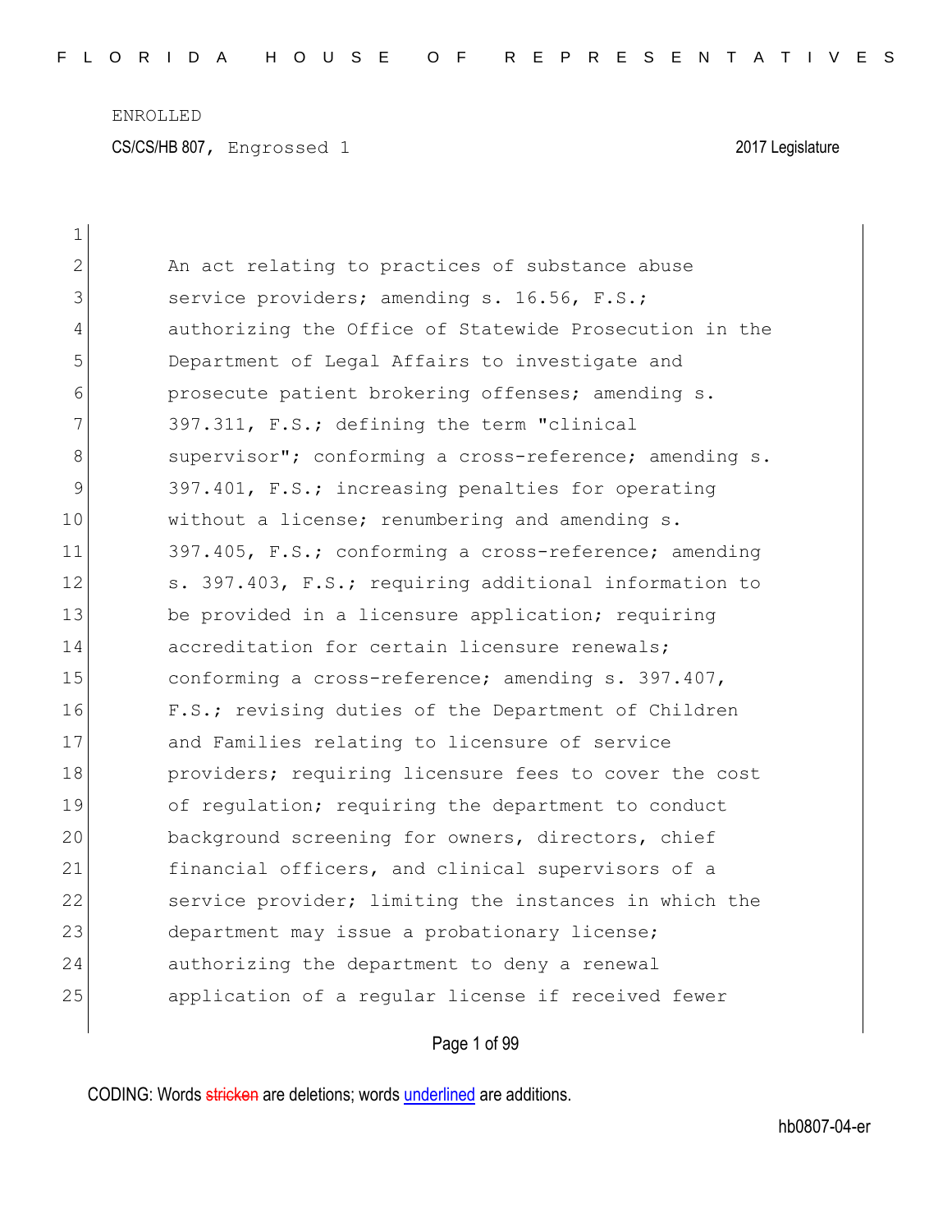ENROLLED

CS/CS/HB 807, Engrossed 1 2017 Legislature

1
2 An act relating to practices of substance abuse
3 service providers; amending s. 16.56, F.S.;
4 authorizing the Office of Statewide Prosecution in the
5 Department of Legal Affairs to investigate and
6 prosecute patient brokering offenses; amending s.
7 397.311, F.S.; defining the term "clinical
8 supervisor"; conforming a cross-reference; amending s.
9 397.401, F.S.; increasing penalties for operating
10 without a license; renumbering and amending s.
11 397.405, F.S.; conforming a cross-reference; amending
12 s. 397.403, F.S.; requiring additional information to
13 be provided in a licensure application; requiring
14 accreditation for certain licensure renewals;
15 conforming a cross-reference; amending s. 397.407,
16 F.S.; revising duties of the Department of Children
17 and Families relating to licensure of service
18 providers; requiring licensure fees to cover the cost
19 of regulation; requiring the department to conduct
20 background screening for owners, directors, chief
21 financial officers, and clinical supervisors of a
22 service provider; limiting the instances in which the
23 department may issue a probationary license;
24 authorizing the department to deny a renewal
25 application of a regular license if received fewer

CODING: Words stricken are deletions; words underlined are additions.

hb0807-04-er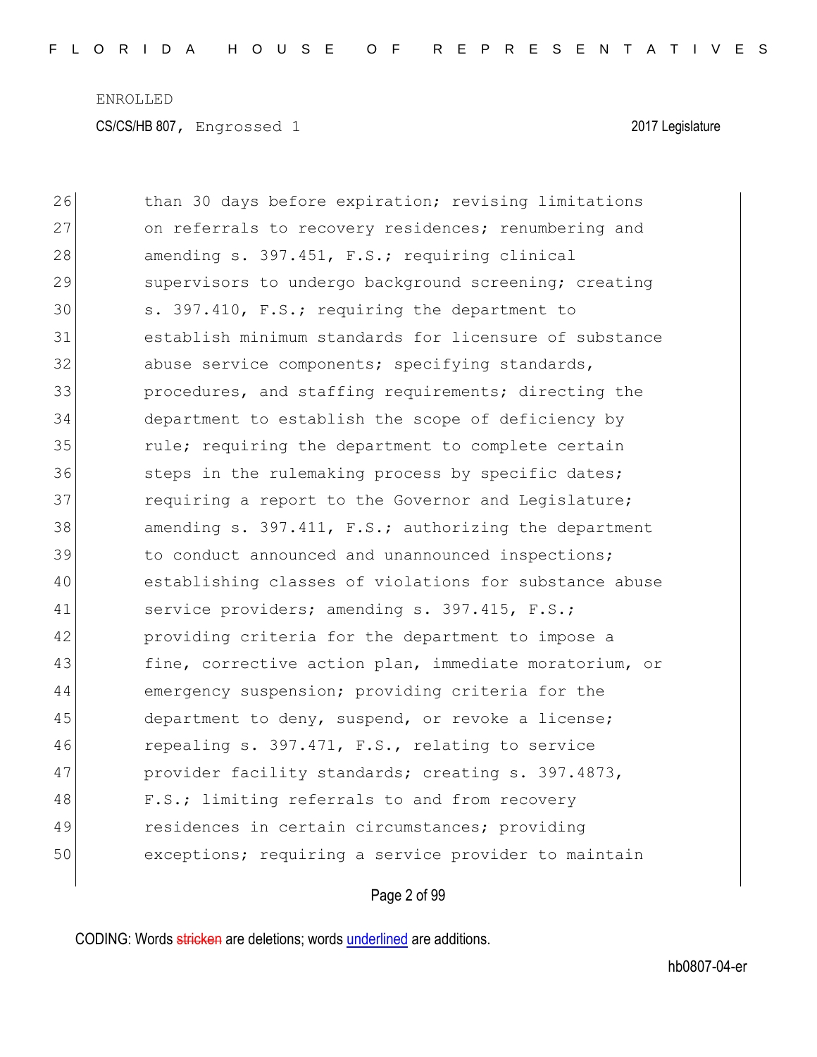ENROLLED

CS/CS/HB 807, Engrossed 1 2017 Legislature

26 than 30 days before expiration; revising limitations
27 on referrals to recovery residences; renumbering and
28 amending s. 397.451, F.S.; requiring clinical
29 supervisors to undergo background screening; creating
30 s. 397.410, F.S.; requiring the department to
31 establish minimum standards for licensure of substance
32 abuse service components; specifying standards,
33 procedures, and staffing requirements; directing the
34 department to establish the scope of deficiency by
35 rule; requiring the department to complete certain
36 steps in the rulemaking process by specific dates;
37 requiring a report to the Governor and Legislature;
38 amending s. 397.411, F.S.; authorizing the department
39 to conduct announced and unannounced inspections;
40 establishing classes of violations for substance abuse
41 service providers; amending s. 397.415, F.S.;
42 providing criteria for the department to impose a
43 fine, corrective action plan, immediate moratorium, or
44 emergency suspension; providing criteria for the
45 department to deny, suspend, or revoke a license;
46 repealing s. 397.471, F.S., relating to service
47 provider facility standards; creating s. 397.4873,
48 F.S.; limiting referrals to and from recovery
49 residences in certain circumstances; providing
50 exceptions; requiring a service provider to maintain

CODING: Words stricken are deletions; words underlined are additions.

hb0807-04-er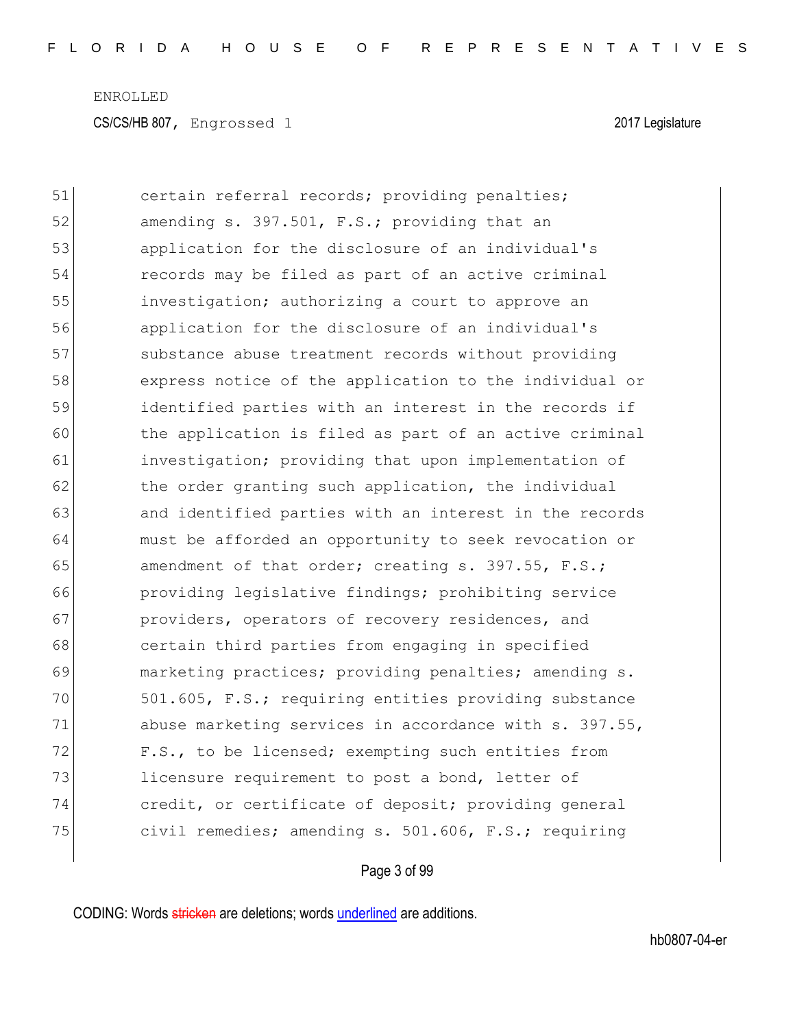certain referral records; providing penalties; amending s. 397.501, F.S.; providing that an application for the disclosure of an individual's records may be filed as part of an active criminal investigation; authorizing a court to approve an application for the disclosure of an individual's substance abuse treatment records without providing express notice of the application to the individual or identified parties with an interest in the records if the application is filed as part of an active criminal investigation; providing that upon implementation of the order granting such application, the individual and identified parties with an interest in the records must be afforded an opportunity to seek revocation or amendment of that order; creating s. 397.55, F.S.; providing legislative findings; prohibiting service providers, operators of recovery residences, and certain third parties from engaging in specified marketing practices; providing penalties; amending s. 501.605, F.S.; requiring entities providing substance abuse marketing services in accordance with s. 397.55, F.S., to be licensed; exempting such entities from licensure requirement to post a bond, letter of credit, or certificate of deposit; providing general civil remedies; amending s. 501.606, F.S.; requiring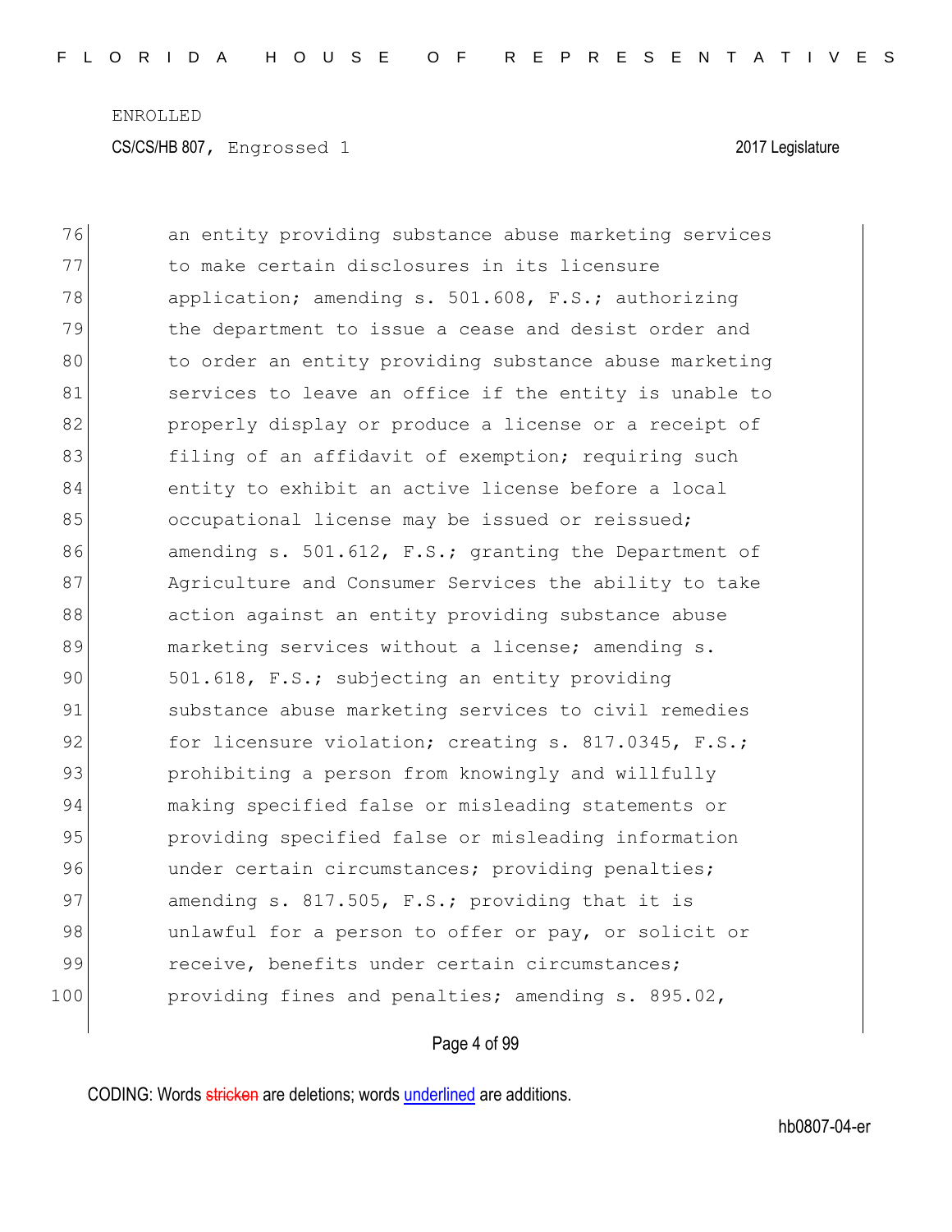76 an entity providing substance abuse marketing services
77 to make certain disclosures in its licensure
78 application; amending s. 501.608, F.S.; authorizing
79 the department to issue a cease and desist order and
80 to order an entity providing substance abuse marketing
81 services to leave an office if the entity is unable to
82 properly display or produce a license or a receipt of
83 filing of an affidavit of exemption; requiring such
84 entity to exhibit an active license before a local
85 occupational license may be issued or reissued;
86 amending s. 501.612, F.S.; granting the Department of
87 Agriculture and Consumer Services the ability to take
88 action against an entity providing substance abuse
89 marketing services without a license; amending s.
90 501.618, F.S.; subjecting an entity providing
91 substance abuse marketing services to civil remedies
92 for licensure violation; creating s. 817.0345, F.S.;
93 prohibiting a person from knowingly and willfully
94 making specified false or misleading statements or
95 providing specified false or misleading information
96 under certain circumstances; providing penalties;
97 amending s. 817.505, F.S.; providing that it is
98 unlawful for a person to offer or pay, or solicit or
99 receive, benefits under certain circumstances;
100 providing fines and penalties; amending s. 895.02,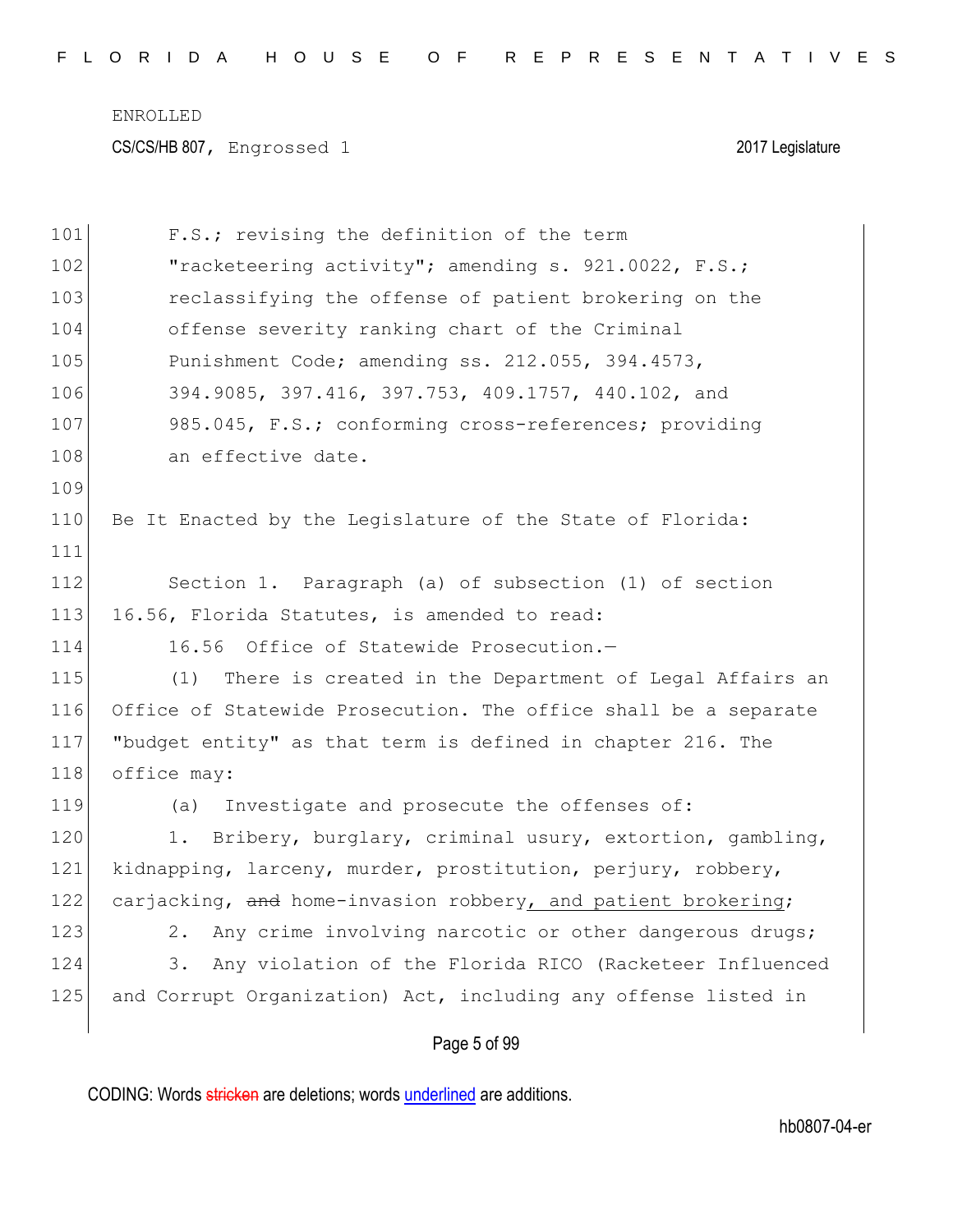F.S.; revising the definition of the term "racketeering activity"; amending s. 921.0022, F.S.; reclassifying the offense of patient brokering on the offense severity ranking chart of the Criminal Punishment Code; amending ss. 212.055, 394.4573, 394.9085, 397.416, 397.753, 409.1757, 440.102, and 985.045, F.S.; conforming cross-references; providing an effective date.

Be It Enacted by the Legislature of the State of Florida:

Section 1. Paragraph (a) of subsection (1) of section 16.56, Florida Statutes, is amended to read:

16.56 Office of Statewide Prosecution.—

(1) There is created in the Department of Legal Affairs an Office of Statewide Prosecution. The office shall be a separate "budget entity" as that term is defined in chapter 216. The office may:

(a) Investigate and prosecute the offenses of:

1. Bribery, burglary, criminal usury, extortion, gambling, kidnapping, larceny, murder, prostitution, perjury, robbery, carjacking, ~~and~~ home-invasion robbery, and patient brokering;

2. Any crime involving narcotic or other dangerous drugs;

3. Any violation of the Florida RICO (Racketeer Influenced and Corrupt Organization) Act, including any offense listed in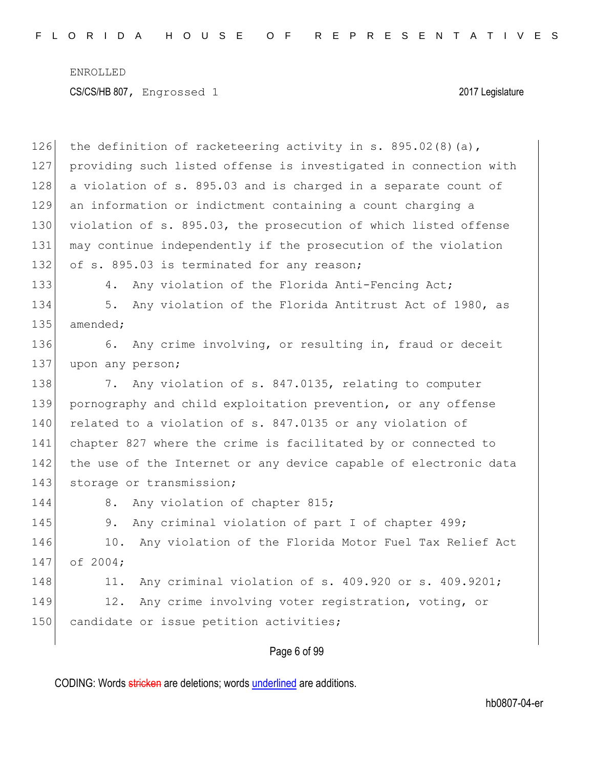the definition of racketeering activity in s. 895.02(8)(a), providing such listed offense is investigated in connection with a violation of s. 895.03 and is charged in a separate count of an information or indictment containing a count charging a violation of s. 895.03, the prosecution of which listed offense may continue independently if the prosecution of the violation of s. 895.03 is terminated for any reason;

4. Any violation of the Florida Anti-Fencing Act;

5. Any violation of the Florida Antitrust Act of 1980, as amended;

6. Any crime involving, or resulting in, fraud or deceit upon any person;

7. Any violation of s. 847.0135, relating to computer pornography and child exploitation prevention, or any offense related to a violation of s. 847.0135 or any violation of chapter 827 where the crime is facilitated by or connected to the use of the Internet or any device capable of electronic data storage or transmission;

8. Any violation of chapter 815;

9. Any criminal violation of part I of chapter 499;

10. Any violation of the Florida Motor Fuel Tax Relief Act of 2004;

11. Any criminal violation of s. 409.920 or s. 409.9201;

12. Any crime involving voter registration, voting, or candidate or issue petition activities;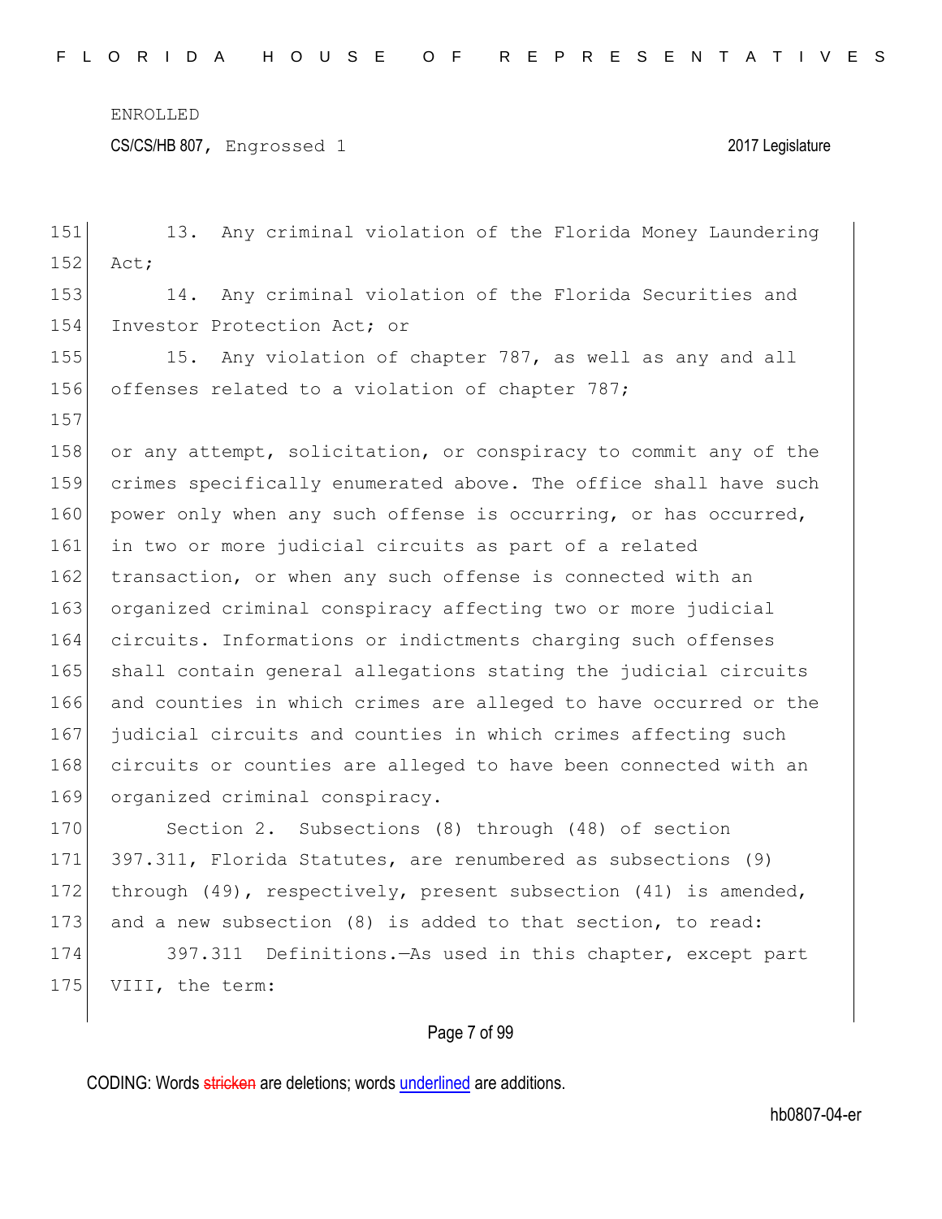13. Any criminal violation of the Florida Money Laundering Act;

14. Any criminal violation of the Florida Securities and Investor Protection Act; or

15. Any violation of chapter 787, as well as any and all offenses related to a violation of chapter 787;

or any attempt, solicitation, or conspiracy to commit any of the crimes specifically enumerated above. The office shall have such power only when any such offense is occurring, or has occurred, in two or more judicial circuits as part of a related transaction, or when any such offense is connected with an organized criminal conspiracy affecting two or more judicial circuits. Informations or indictments charging such offenses shall contain general allegations stating the judicial circuits and counties in which crimes are alleged to have occurred or the judicial circuits and counties in which crimes affecting such circuits or counties are alleged to have been connected with an organized criminal conspiracy.

Section 2. Subsections (8) through (48) of section 397.311, Florida Statutes, are renumbered as subsections (9) through (49), respectively, present subsection (41) is amended, and a new subsection (8) is added to that section, to read:

397.311 Definitions.—As used in this chapter, except part VIII, the term: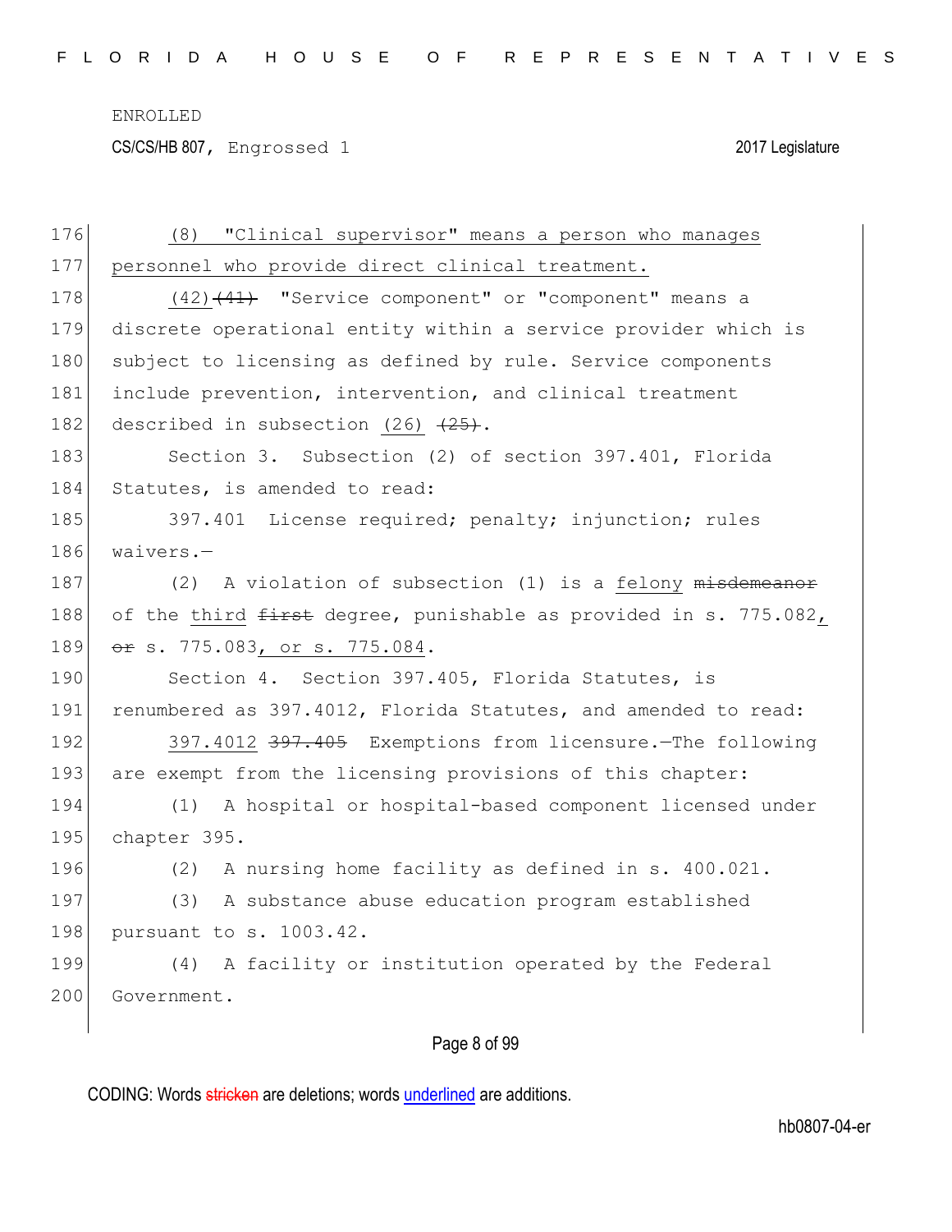(8) "Clinical supervisor" means a person who manages personnel who provide direct clinical treatment.

(42) ~~(41)~~ "Service component" or "component" means a discrete operational entity within a service provider which is subject to licensing as defined by rule. Service components include prevention, intervention, and clinical treatment described in subsection (26) ~~(25)~~.

Section 3. Subsection (2) of section 397.401, Florida Statutes, is amended to read:

397.401 License required; penalty; injunction; rules waivers.—

(2) A violation of subsection (1) is a felony ~~misdemeanor~~ of the third ~~first~~ degree, punishable as provided in s. 775.082, ~~or~~ s. 775.083, or s. 775.084.

Section 4. Section 397.405, Florida Statutes, is renumbered as 397.4012, Florida Statutes, and amended to read:

397.4012 ~~397.405~~ Exemptions from licensure.—The following are exempt from the licensing provisions of this chapter:

(1) A hospital or hospital-based component licensed under chapter 395.

(2) A nursing home facility as defined in s. 400.021.

(3) A substance abuse education program established pursuant to s. 1003.42.

(4) A facility or institution operated by the Federal Government.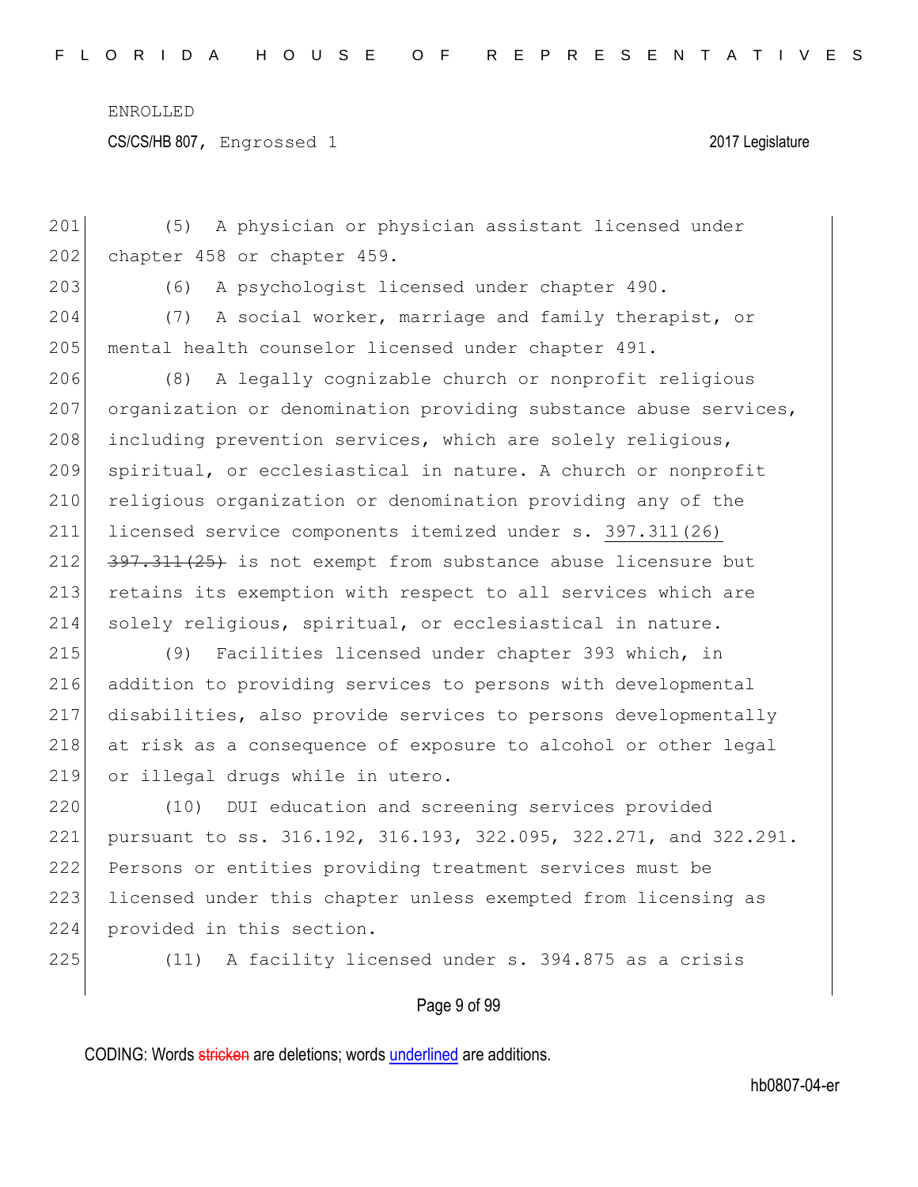(5) A physician or physician assistant licensed under chapter 458 or chapter 459.

(6) A psychologist licensed under chapter 490.

(7) A social worker, marriage and family therapist, or mental health counselor licensed under chapter 491.

(8) A legally cognizable church or nonprofit religious organization or denomination providing substance abuse services, including prevention services, which are solely religious, spiritual, or ecclesiastical in nature. A church or nonprofit religious organization or denomination providing any of the licensed service components itemized under s. <u>397.311(26)</u> ~~397.311(25)~~ is not exempt from substance abuse licensure but retains its exemption with respect to all services which are solely religious, spiritual, or ecclesiastical in nature.

(9) Facilities licensed under chapter 393 which, in addition to providing services to persons with developmental disabilities, also provide services to persons developmentally at risk as a consequence of exposure to alcohol or other legal or illegal drugs while in utero.

(10) DUI education and screening services provided pursuant to ss. 316.192, 316.193, 322.095, 322.271, and 322.291. Persons or entities providing treatment services must be licensed under this chapter unless exempted from licensing as provided in this section.

(11) A facility licensed under s. 394.875 as a crisis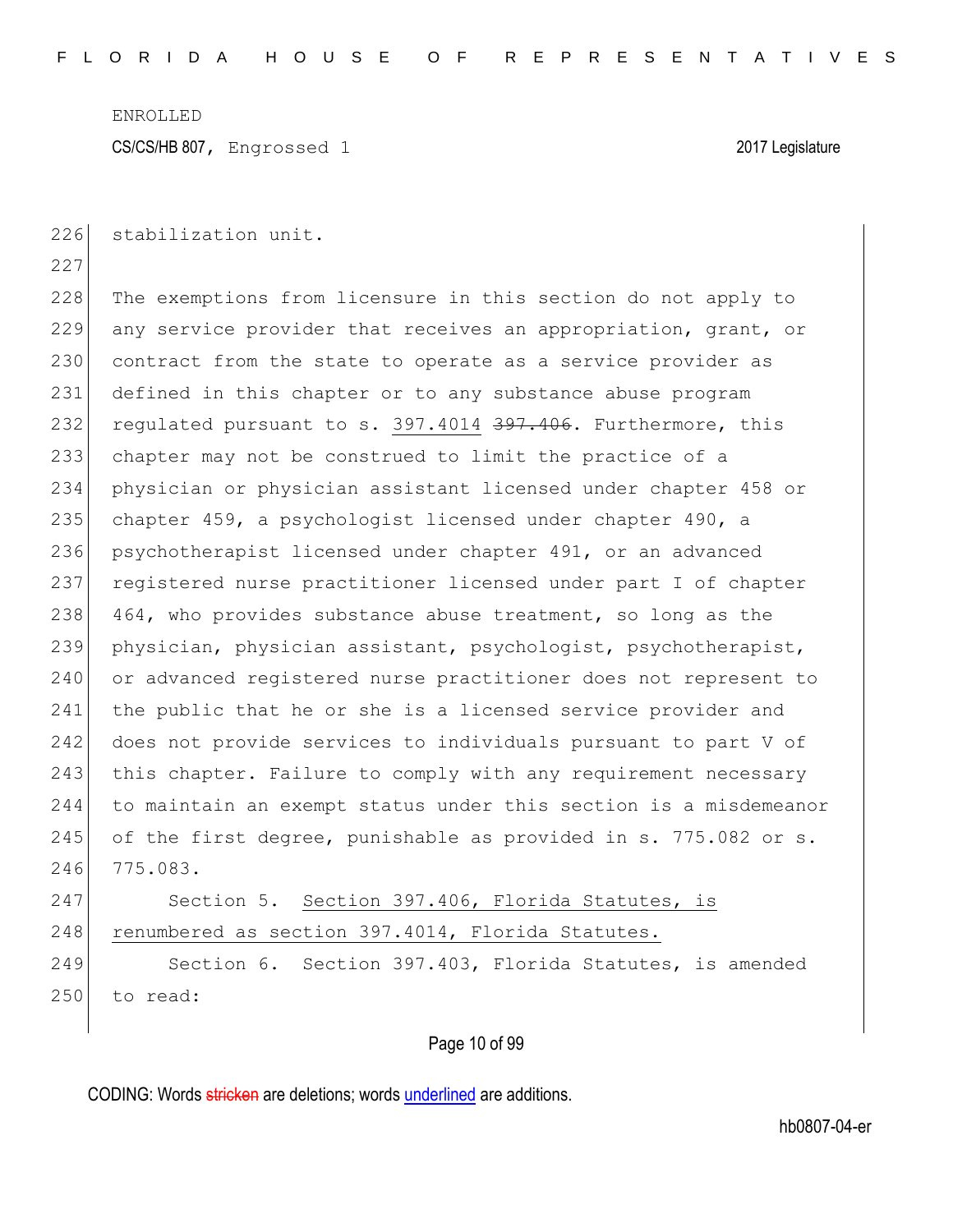stabilization unit.

The exemptions from licensure in this section do not apply to any service provider that receives an appropriation, grant, or contract from the state to operate as a service provider as defined in this chapter or to any substance abuse program regulated pursuant to s. <u>397.4014</u> ~~397.406~~. Furthermore, this chapter may not be construed to limit the practice of a physician or physician assistant licensed under chapter 458 or chapter 459, a psychologist licensed under chapter 490, a psychotherapist licensed under chapter 491, or an advanced registered nurse practitioner licensed under part I of chapter 464, who provides substance abuse treatment, so long as the physician, physician assistant, psychologist, psychotherapist, or advanced registered nurse practitioner does not represent to the public that he or she is a licensed service provider and does not provide services to individuals pursuant to part V of this chapter. Failure to comply with any requirement necessary to maintain an exempt status under this section is a misdemeanor of the first degree, punishable as provided in s. 775.082 or s. 775.083.

Section 5. <u>Section 397.406, Florida Statutes, is renumbered as section 397.4014, Florida Statutes.</u>

Section 6. Section 397.403, Florida Statutes, is amended to read: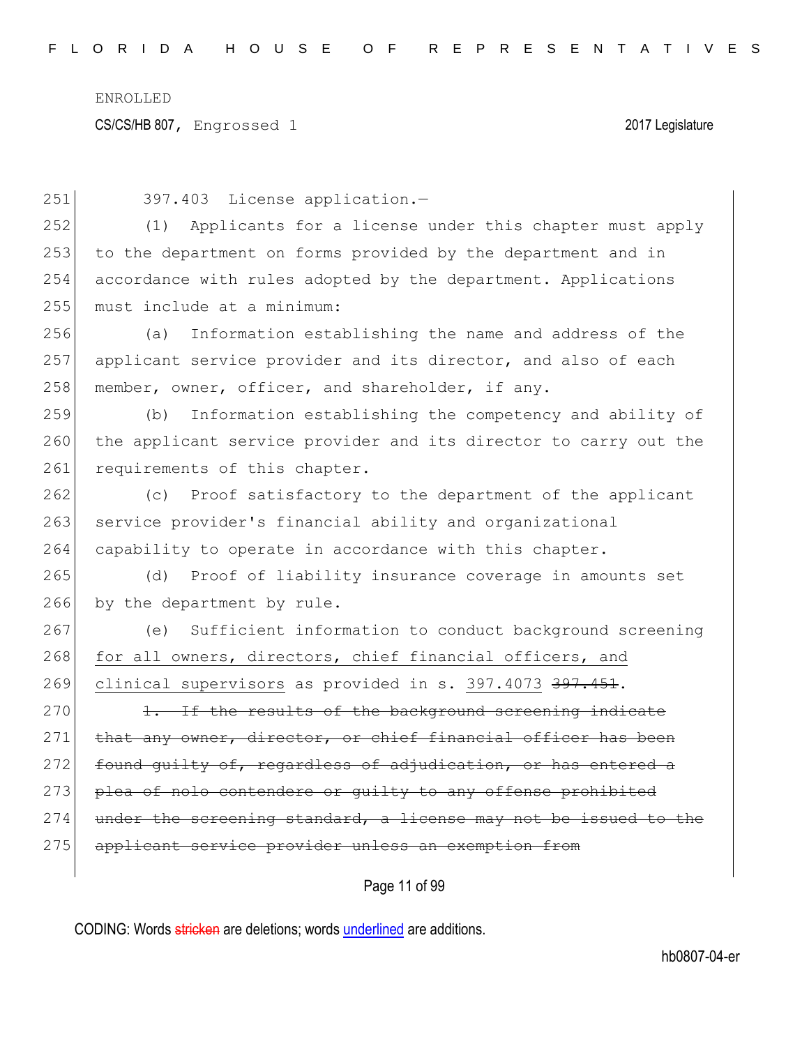397.403 License application.—

(1) Applicants for a license under this chapter must apply to the department on forms provided by the department and in accordance with rules adopted by the department. Applications must include at a minimum:

(a) Information establishing the name and address of the applicant service provider and its director, and also of each member, owner, officer, and shareholder, if any.

(b) Information establishing the competency and ability of the applicant service provider and its director to carry out the requirements of this chapter.

(c) Proof satisfactory to the department of the applicant service provider's financial ability and organizational capability to operate in accordance with this chapter.

(d) Proof of liability insurance coverage in amounts set by the department by rule.

(e) Sufficient information to conduct background screening <u>for all owners, directors, chief financial officers, and clinical supervisors</u> as provided in s. <u>397.4073</u> ~~397.451~~.

~~1. If the results of the background screening indicate that any owner, director, or chief financial officer has been found guilty of, regardless of adjudication, or has entered a plea of nolo contendere or guilty to any offense prohibited under the screening standard, a license may not be issued to the applicant service provider unless an exemption from~~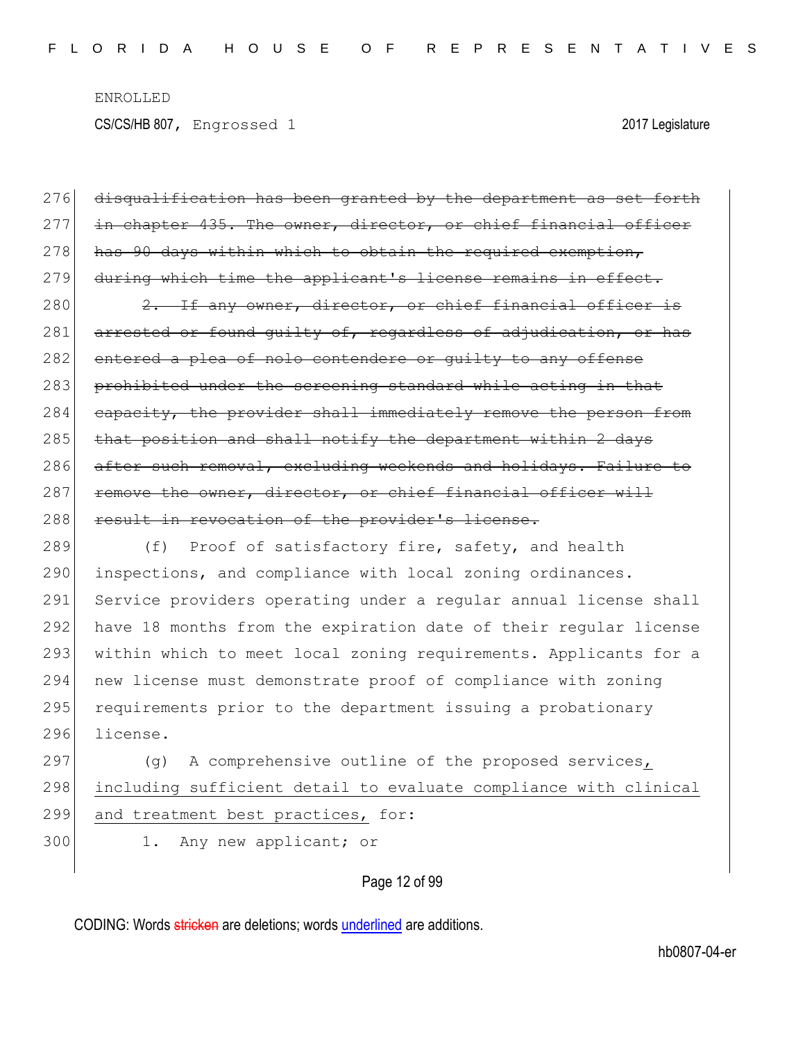~~disqualification has been granted by the department as set forth in chapter 435. The owner, director, or chief financial officer has 90 days within which to obtain the required exemption, during which time the applicant's license remains in effect.~~

~~2. If any owner, director, or chief financial officer is arrested or found guilty of, regardless of adjudication, or has entered a plea of nolo contendere or guilty to any offense prohibited under the screening standard while acting in that capacity, the provider shall immediately remove the person from that position and shall notify the department within 2 days after such removal, excluding weekends and holidays. Failure to remove the owner, director, or chief financial officer will result in revocation of the provider's license.~~

(f) Proof of satisfactory fire, safety, and health inspections, and compliance with local zoning ordinances. Service providers operating under a regular annual license shall have 18 months from the expiration date of their regular license within which to meet local zoning requirements. Applicants for a new license must demonstrate proof of compliance with zoning requirements prior to the department issuing a probationary license.

(g) A comprehensive outline of the proposed services<u>, including sufficient detail to evaluate compliance with clinical and treatment best practices,</u> for:

1. Any new applicant; or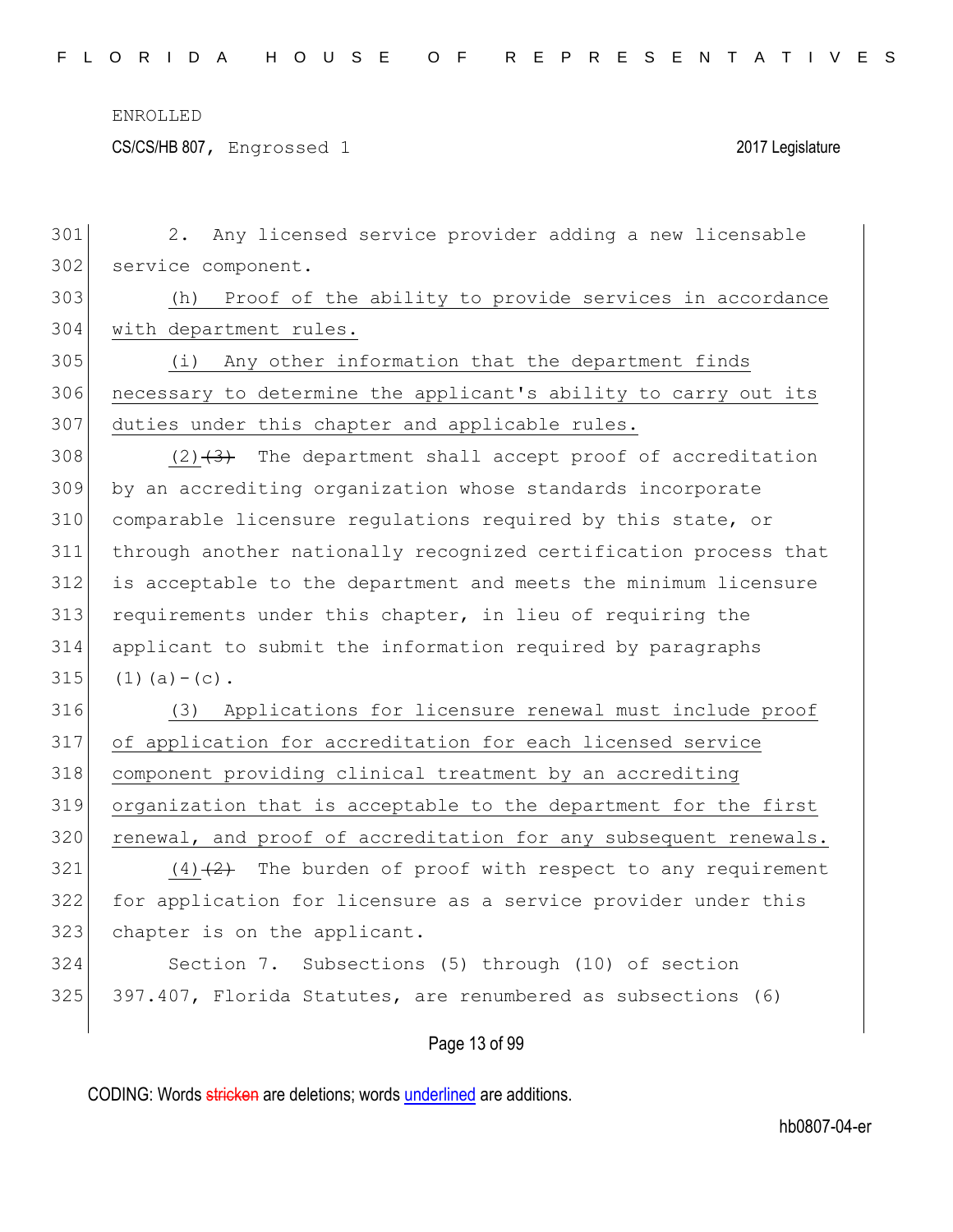2. Any licensed service provider adding a new licensable service component.

(h) Proof of the ability to provide services in accordance with department rules.

(i) Any other information that the department finds necessary to determine the applicant's ability to carry out its duties under this chapter and applicable rules.

(2)~~(3)~~ The department shall accept proof of accreditation by an accrediting organization whose standards incorporate comparable licensure regulations required by this state, or through another nationally recognized certification process that is acceptable to the department and meets the minimum licensure requirements under this chapter, in lieu of requiring the applicant to submit the information required by paragraphs (1)(a)-(c).

(3) Applications for licensure renewal must include proof of application for accreditation for each licensed service component providing clinical treatment by an accrediting organization that is acceptable to the department for the first renewal, and proof of accreditation for any subsequent renewals.

(4)~~(2)~~ The burden of proof with respect to any requirement for application for licensure as a service provider under this chapter is on the applicant.

Section 7. Subsections (5) through (10) of section 397.407, Florida Statutes, are renumbered as subsections (6)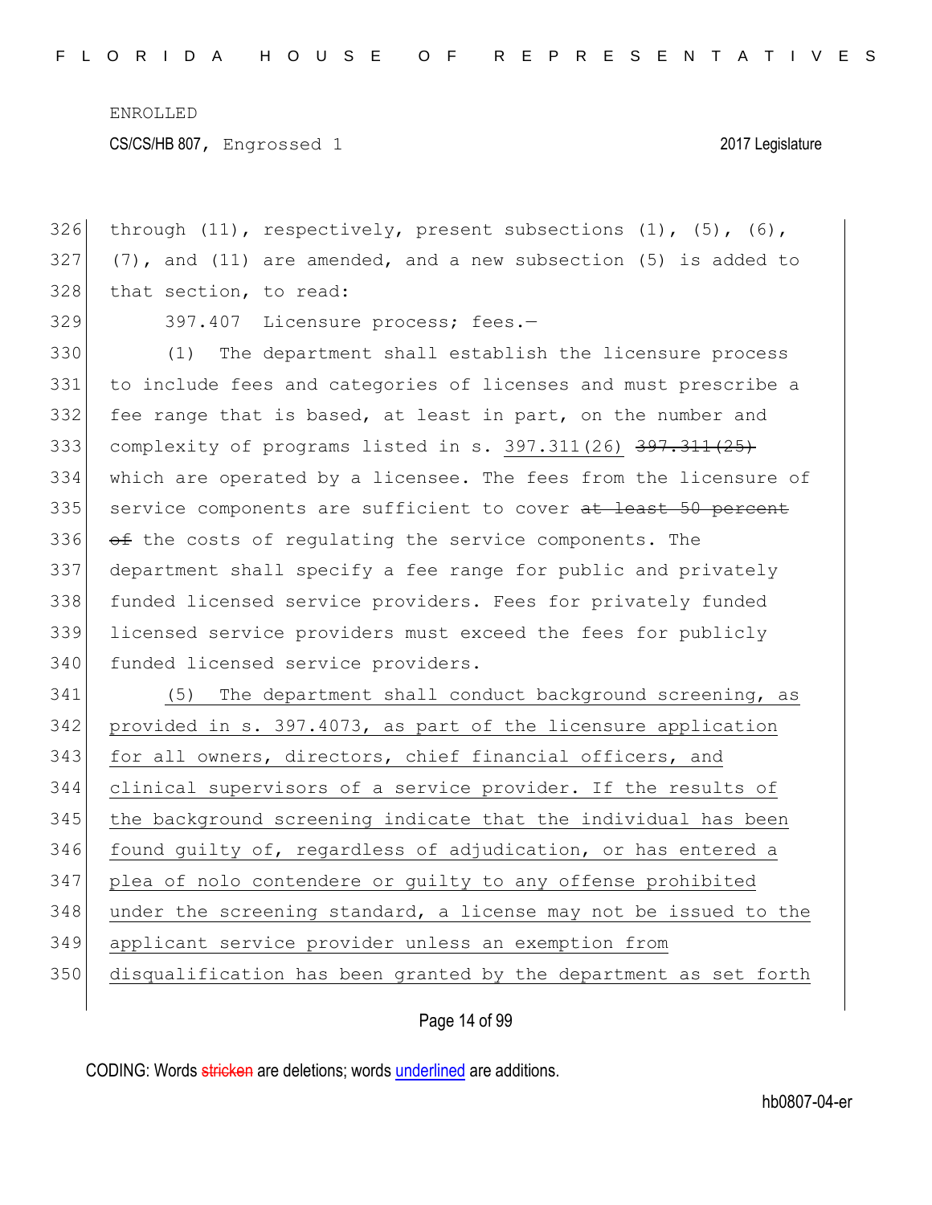through (11), respectively, present subsections (1), (5), (6), (7), and (11) are amended, and a new subsection (5) is added to that section, to read:

397.407 Licensure process; fees.—

(1) The department shall establish the licensure process to include fees and categories of licenses and must prescribe a fee range that is based, at least in part, on the number and complexity of programs listed in s. <u>397.311(26)</u> ~~397.311(25)~~ which are operated by a licensee. The fees from the licensure of service components are sufficient to cover ~~at least 50 percent of~~ the costs of regulating the service components. The department shall specify a fee range for public and privately funded licensed service providers. Fees for privately funded licensed service providers must exceed the fees for publicly funded licensed service providers.

<u>(5) The department shall conduct background screening, as provided in s. 397.4073, as part of the licensure application for all owners, directors, chief financial officers, and clinical supervisors of a service provider. If the results of the background screening indicate that the individual has been found guilty of, regardless of adjudication, or has entered a plea of nolo contendere or guilty to any offense prohibited under the screening standard, a license may not be issued to the applicant service provider unless an exemption from disqualification has been granted by the department as set forth</u>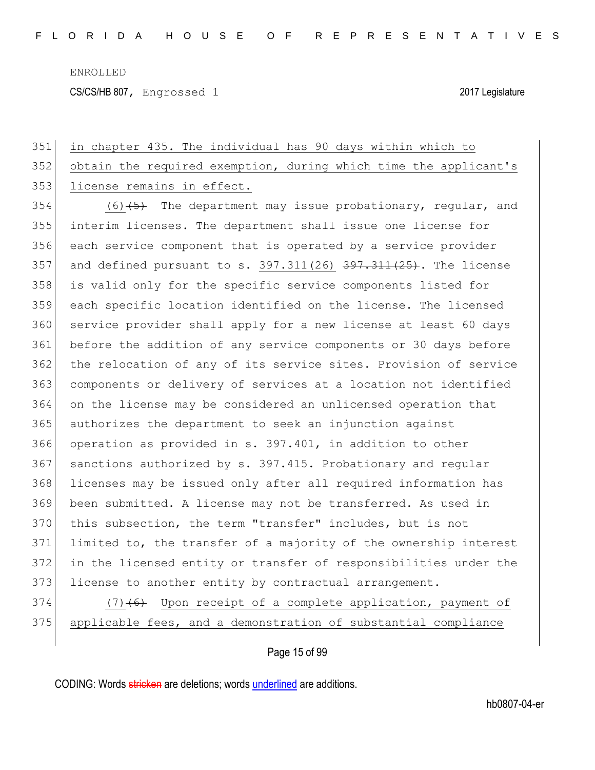in chapter 435. The individual has 90 days within which to obtain the required exemption, during which time the applicant's license remains in effect.

(6) ~~(5)~~ The department may issue probationary, regular, and interim licenses. The department shall issue one license for each service component that is operated by a service provider and defined pursuant to s. 397.311(26) ~~397.311(25)~~. The license is valid only for the specific service components listed for each specific location identified on the license. The licensed service provider shall apply for a new license at least 60 days before the addition of any service components or 30 days before the relocation of any of its service sites. Provision of service components or delivery of services at a location not identified on the license may be considered an unlicensed operation that authorizes the department to seek an injunction against operation as provided in s. 397.401, in addition to other sanctions authorized by s. 397.415. Probationary and regular licenses may be issued only after all required information has been submitted. A license may not be transferred. As used in this subsection, the term "transfer" includes, but is not limited to, the transfer of a majority of the ownership interest in the licensed entity or transfer of responsibilities under the license to another entity by contractual arrangement.

(7) ~~(6)~~ Upon receipt of a complete application, payment of applicable fees, and a demonstration of substantial compliance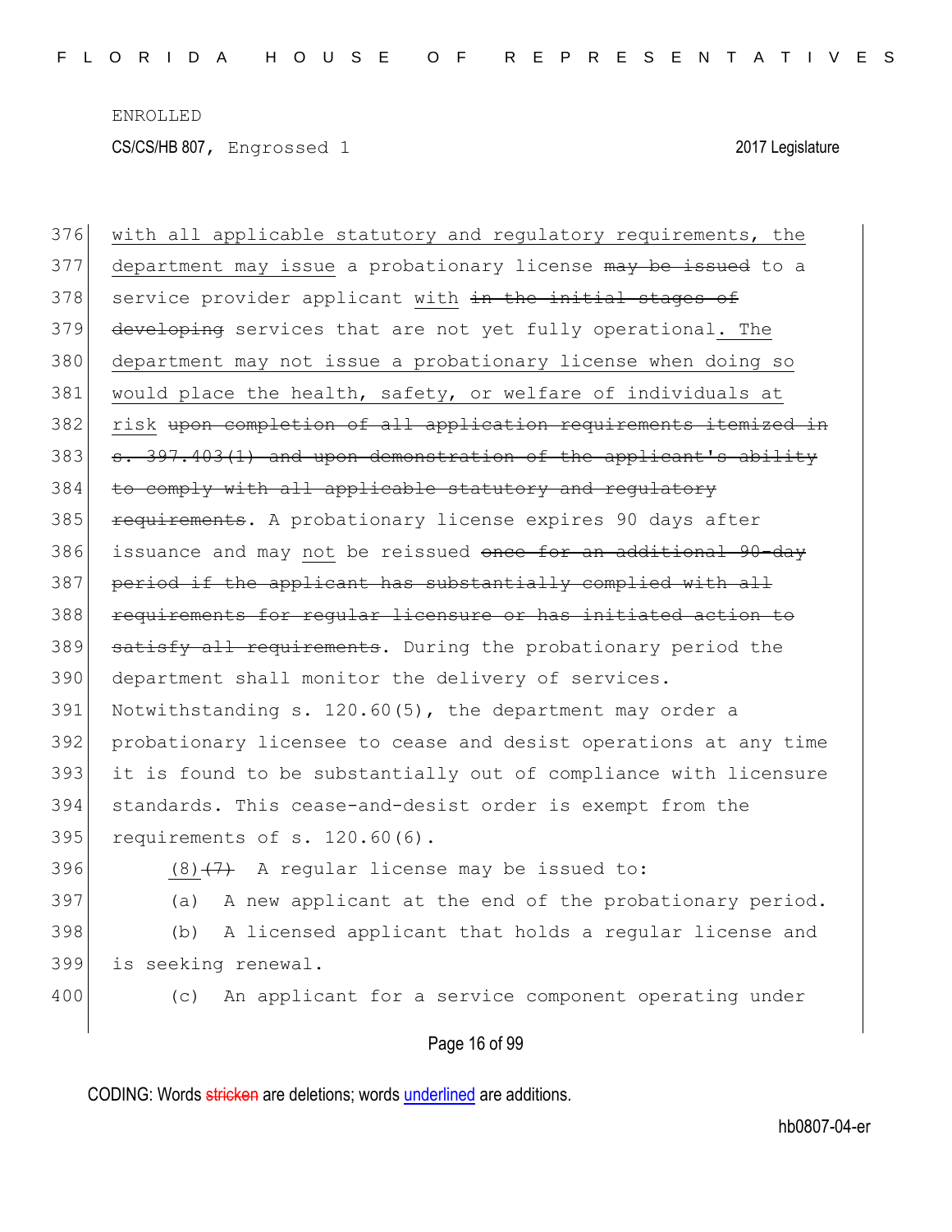with all applicable statutory and regulatory requirements, the department may issue a probationary license ~~may be issued~~ to a service provider applicant with ~~in the initial stages of developing~~ services that are not yet fully operational. The department may not issue a probationary license when doing so would place the health, safety, or welfare of individuals at risk ~~upon completion of all application requirements itemized in s. 397.403(1) and upon demonstration of the applicant's ability to comply with all applicable statutory and regulatory requirements~~. A probationary license expires 90 days after issuance and may not be reissued ~~once for an additional 90-day period if the applicant has substantially complied with all requirements for regular licensure or has initiated action to satisfy all requirements~~. During the probationary period the department shall monitor the delivery of services. Notwithstanding s. 120.60(5), the department may order a probationary licensee to cease and desist operations at any time it is found to be substantially out of compliance with licensure standards. This cease-and-desist order is exempt from the requirements of s. 120.60(6).

(8)~~(7)~~ A regular license may be issued to:

(a) A new applicant at the end of the probationary period.

(b) A licensed applicant that holds a regular license and is seeking renewal.

(c) An applicant for a service component operating under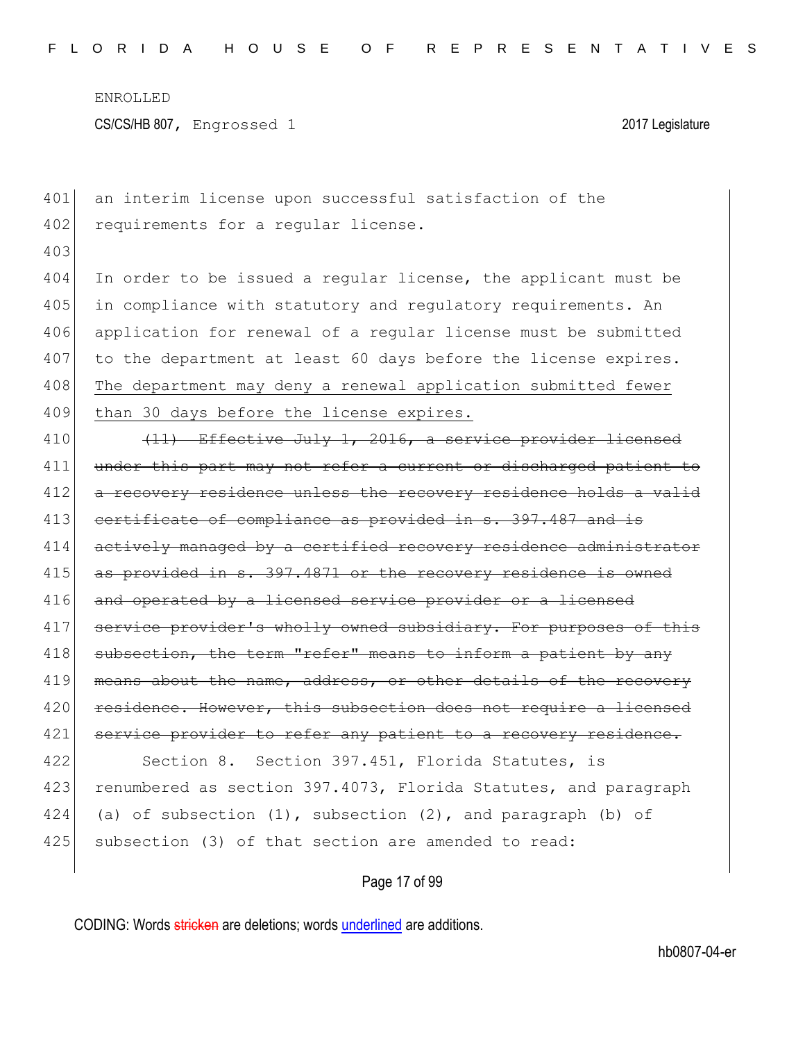an interim license upon successful satisfaction of the requirements for a regular license.

In order to be issued a regular license, the applicant must be in compliance with statutory and regulatory requirements. An application for renewal of a regular license must be submitted to the department at least 60 days before the license expires. <u>The department may deny a renewal application submitted fewer than 30 days before the license expires.</u>

~~(11) Effective July 1, 2016, a service provider licensed under this part may not refer a current or discharged patient to a recovery residence unless the recovery residence holds a valid certificate of compliance as provided in s. 397.487 and is actively managed by a certified recovery residence administrator as provided in s. 397.4871 or the recovery residence is owned and operated by a licensed service provider or a licensed service provider's wholly owned subsidiary. For purposes of this subsection, the term "refer" means to inform a patient by any means about the name, address, or other details of the recovery residence. However, this subsection does not require a licensed service provider to refer any patient to a recovery residence.~~

Section 8. Section 397.451, Florida Statutes, is renumbered as section 397.4073, Florida Statutes, and paragraph (a) of subsection (1), subsection (2), and paragraph (b) of subsection (3) of that section are amended to read: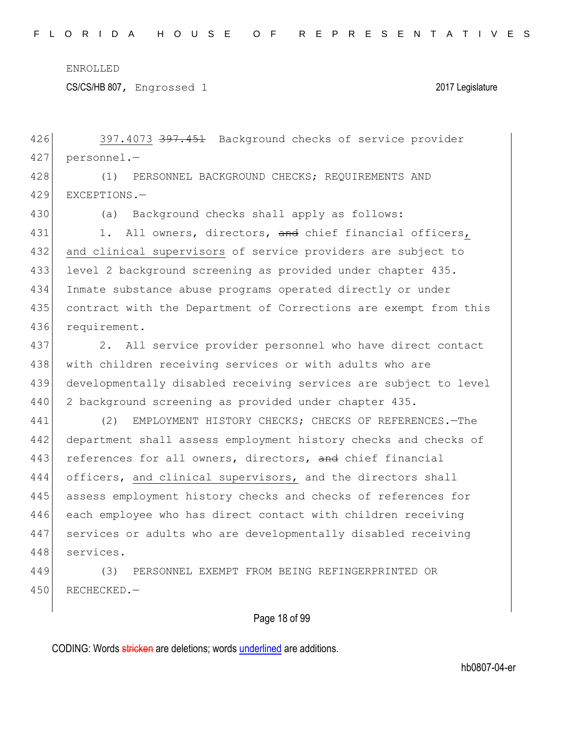397.4073 ~~397.451~~ Background checks of service provider personnel.—

(1) PERSONNEL BACKGROUND CHECKS; REQUIREMENTS AND EXCEPTIONS.—

(a) Background checks shall apply as follows:

1. All owners, directors, ~~and~~ chief financial officers, and clinical supervisors of service providers are subject to level 2 background screening as provided under chapter 435. Inmate substance abuse programs operated directly or under contract with the Department of Corrections are exempt from this requirement.

2. All service provider personnel who have direct contact with children receiving services or with adults who are developmentally disabled receiving services are subject to level 2 background screening as provided under chapter 435.

(2) EMPLOYMENT HISTORY CHECKS; CHECKS OF REFERENCES.—The department shall assess employment history checks and checks of references for all owners, directors, ~~and~~ chief financial officers, and clinical supervisors, and the directors shall assess employment history checks and checks of references for each employee who has direct contact with children receiving services or adults who are developmentally disabled receiving services.

(3) PERSONNEL EXEMPT FROM BEING REFINGERPRINTED OR RECHECKED.—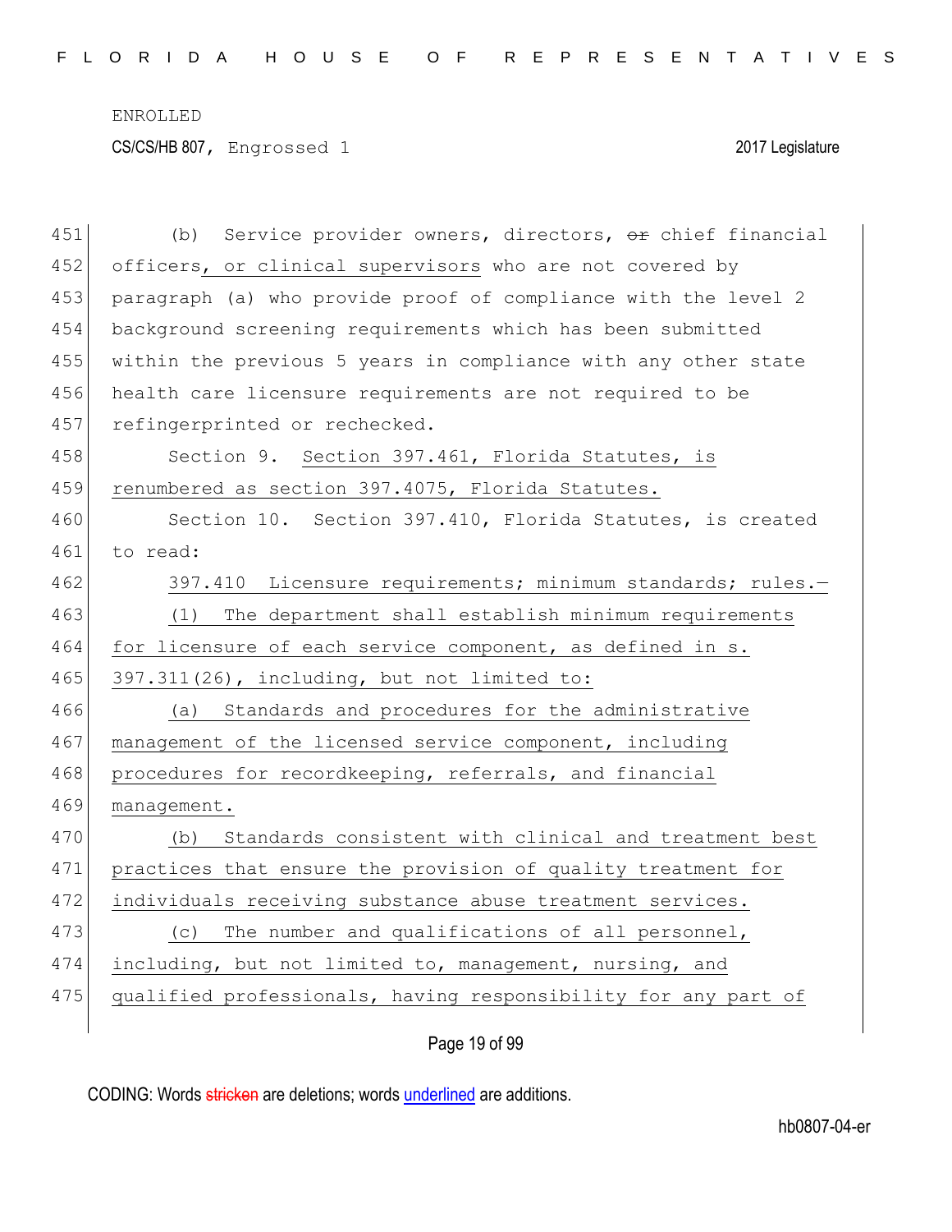ENROLLED

CS/CS/HB 807, Engrossed 1 2017 Legislature

451 (b) Service provider owners, directors, ~~or~~ chief financial
452 officers, or clinical supervisors who are not covered by
453 paragraph (a) who provide proof of compliance with the level 2
454 background screening requirements which has been submitted
455 within the previous 5 years in compliance with any other state
456 health care licensure requirements are not required to be
457 refingerprinted or rechecked.
458 Section 9. Section 397.461, Florida Statutes, is
459 renumbered as section 397.4075, Florida Statutes.
460 Section 10. Section 397.410, Florida Statutes, is created
461 to read:
462 397.410 Licensure requirements; minimum standards; rules.—
463 (1) The department shall establish minimum requirements
464 for licensure of each service component, as defined in s.
465 397.311(26), including, but not limited to:
466 (a) Standards and procedures for the administrative
467 management of the licensed service component, including
468 procedures for recordkeeping, referrals, and financial
469 management.
470 (b) Standards consistent with clinical and treatment best
471 practices that ensure the provision of quality treatment for
472 individuals receiving substance abuse treatment services.
473 (c) The number and qualifications of all personnel,
474 including, but not limited to, management, nursing, and
475 qualified professionals, having responsibility for any part of

CODING: Words ~~stricken~~ are deletions; words underlined are additions.

hb0807-04-er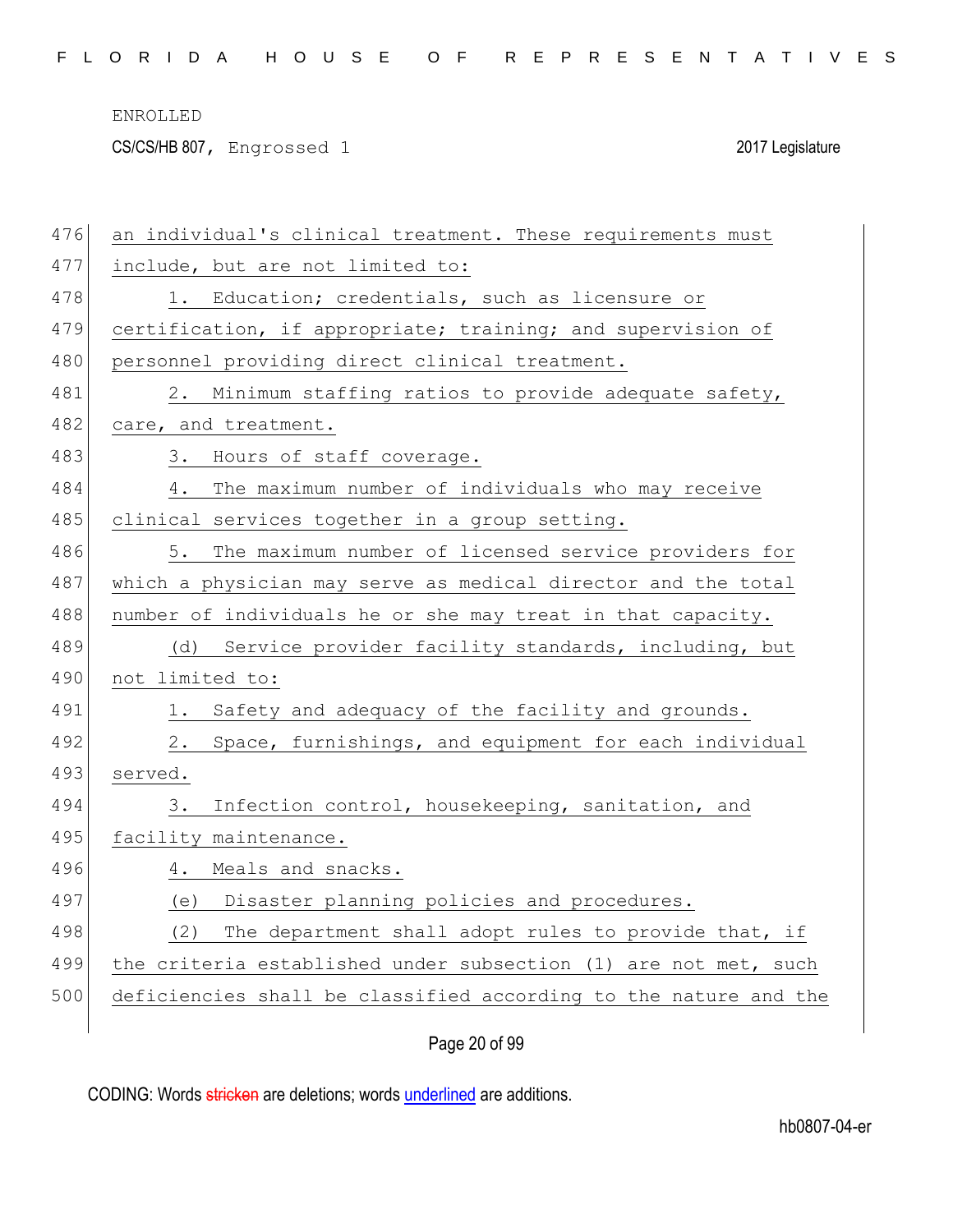an individual's clinical treatment. These requirements must include, but are not limited to:

1. Education; credentials, such as licensure or certification, if appropriate; training; and supervision of personnel providing direct clinical treatment.

2. Minimum staffing ratios to provide adequate safety, care, and treatment.

3. Hours of staff coverage.

4. The maximum number of individuals who may receive clinical services together in a group setting.

5. The maximum number of licensed service providers for which a physician may serve as medical director and the total number of individuals he or she may treat in that capacity.

(d) Service provider facility standards, including, but not limited to:

1. Safety and adequacy of the facility and grounds.

2. Space, furnishings, and equipment for each individual served.

3. Infection control, housekeeping, sanitation, and facility maintenance.

4. Meals and snacks.

(e) Disaster planning policies and procedures.

(2) The department shall adopt rules to provide that, if the criteria established under subsection (1) are not met, such deficiencies shall be classified according to the nature and the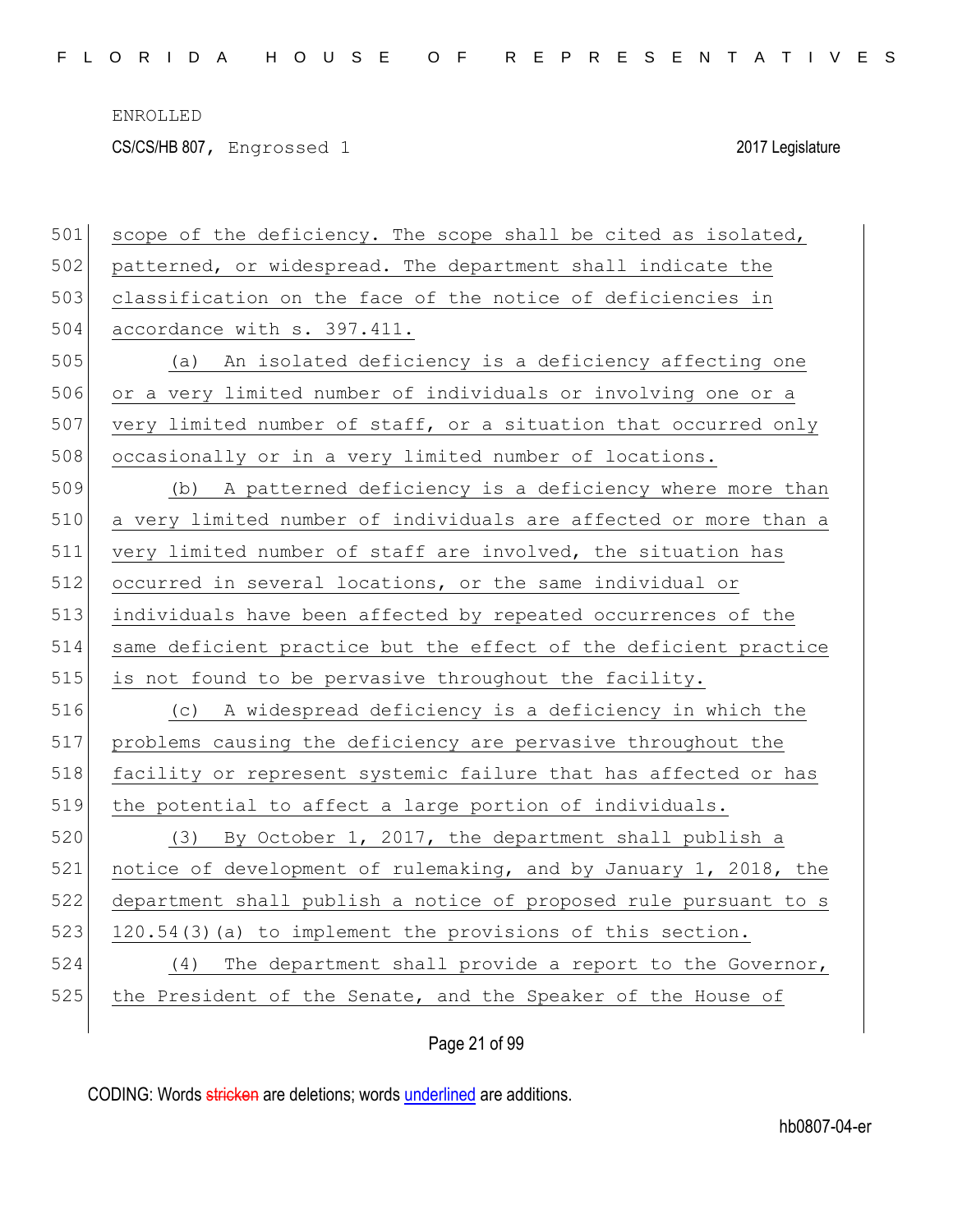scope of the deficiency. The scope shall be cited as isolated, patterned, or widespread. The department shall indicate the classification on the face of the notice of deficiencies in accordance with s. 397.411.

(a) An isolated deficiency is a deficiency affecting one or a very limited number of individuals or involving one or a very limited number of staff, or a situation that occurred only occasionally or in a very limited number of locations.

(b) A patterned deficiency is a deficiency where more than a very limited number of individuals are affected or more than a very limited number of staff are involved, the situation has occurred in several locations, or the same individual or individuals have been affected by repeated occurrences of the same deficient practice but the effect of the deficient practice is not found to be pervasive throughout the facility.

(c) A widespread deficiency is a deficiency in which the problems causing the deficiency are pervasive throughout the facility or represent systemic failure that has affected or has the potential to affect a large portion of individuals.

(3) By October 1, 2017, the department shall publish a notice of development of rulemaking, and by January 1, 2018, the department shall publish a notice of proposed rule pursuant to s 120.54(3)(a) to implement the provisions of this section.

(4) The department shall provide a report to the Governor, the President of the Senate, and the Speaker of the House of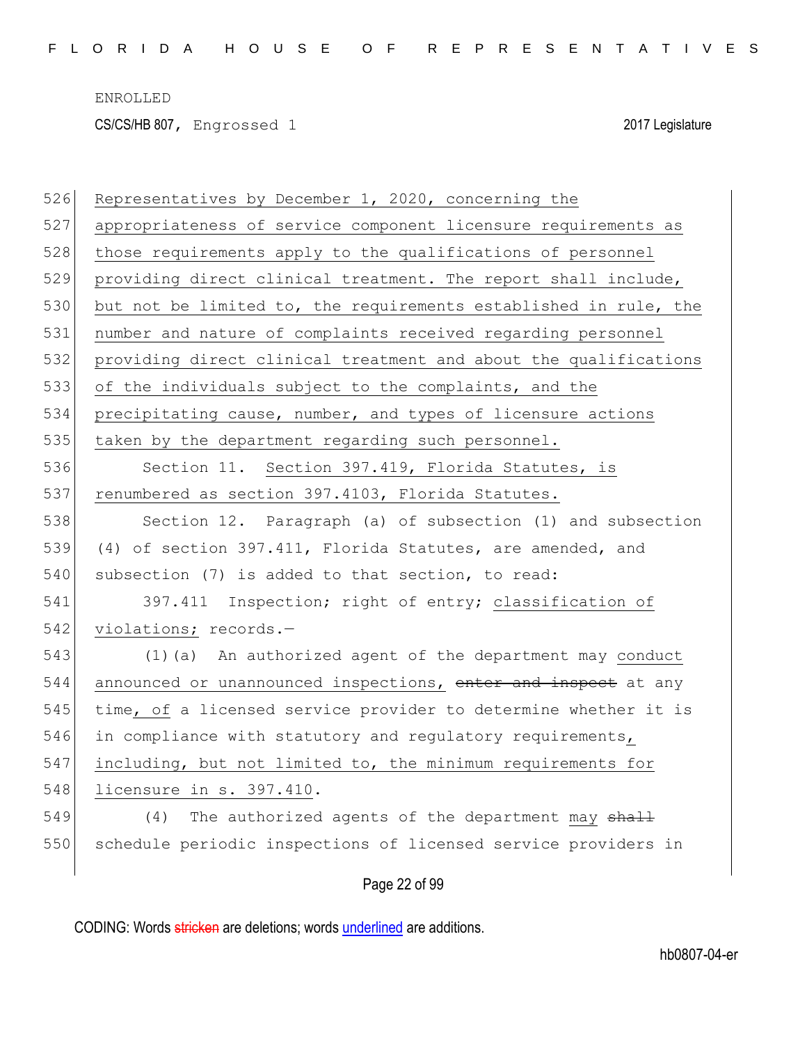ENROLLED

CS/CS/HB 807, Engrossed 1 2017 Legislature

526 Representatives by December 1, 2020, concerning the
527 appropriateness of service component licensure requirements as
528 those requirements apply to the qualifications of personnel
529 providing direct clinical treatment. The report shall include,
530 but not be limited to, the requirements established in rule, the
531 number and nature of complaints received regarding personnel
532 providing direct clinical treatment and about the qualifications
533 of the individuals subject to the complaints, and the
534 precipitating cause, number, and types of licensure actions
535 taken by the department regarding such personnel.

536 Section 11. Section 397.419, Florida Statutes, is
537 renumbered as section 397.4103, Florida Statutes.

538 Section 12. Paragraph (a) of subsection (1) and subsection
539 (4) of section 397.411, Florida Statutes, are amended, and
540 subsection (7) is added to that section, to read:

541 397.411 Inspection; right of entry; classification of
542 violations; records.—

543 (1)(a) An authorized agent of the department may conduct
544 announced or unannounced inspections, ~~enter and inspect~~ at any
545 time, of a licensed service provider to determine whether it is
546 in compliance with statutory and regulatory requirements,
547 including, but not limited to, the minimum requirements for
548 licensure in s. 397.410.

549 (4) The authorized agents of the department may ~~shall~~
550 schedule periodic inspections of licensed service providers in

CODING: Words ~~stricken~~ are deletions; words underlined are additions.

hb0807-04-er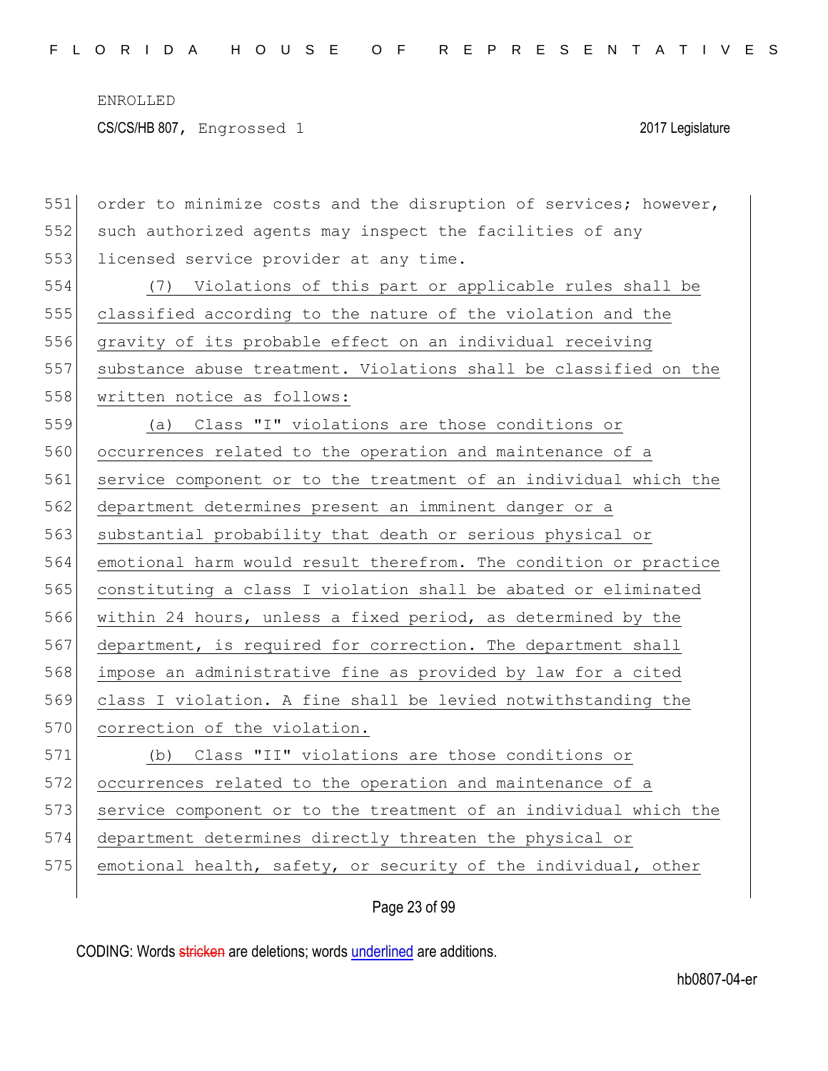order to minimize costs and the disruption of services; however, such authorized agents may inspect the facilities of any licensed service provider at any time.

(7) Violations of this part or applicable rules shall be classified according to the nature of the violation and the gravity of its probable effect on an individual receiving substance abuse treatment. Violations shall be classified on the written notice as follows:

(a) Class "I" violations are those conditions or occurrences related to the operation and maintenance of a service component or to the treatment of an individual which the department determines present an imminent danger or a substantial probability that death or serious physical or emotional harm would result therefrom. The condition or practice constituting a class I violation shall be abated or eliminated within 24 hours, unless a fixed period, as determined by the department, is required for correction. The department shall impose an administrative fine as provided by law for a cited class I violation. A fine shall be levied notwithstanding the correction of the violation.

(b) Class "II" violations are those conditions or occurrences related to the operation and maintenance of a service component or to the treatment of an individual which the department determines directly threaten the physical or emotional health, safety, or security of the individual, other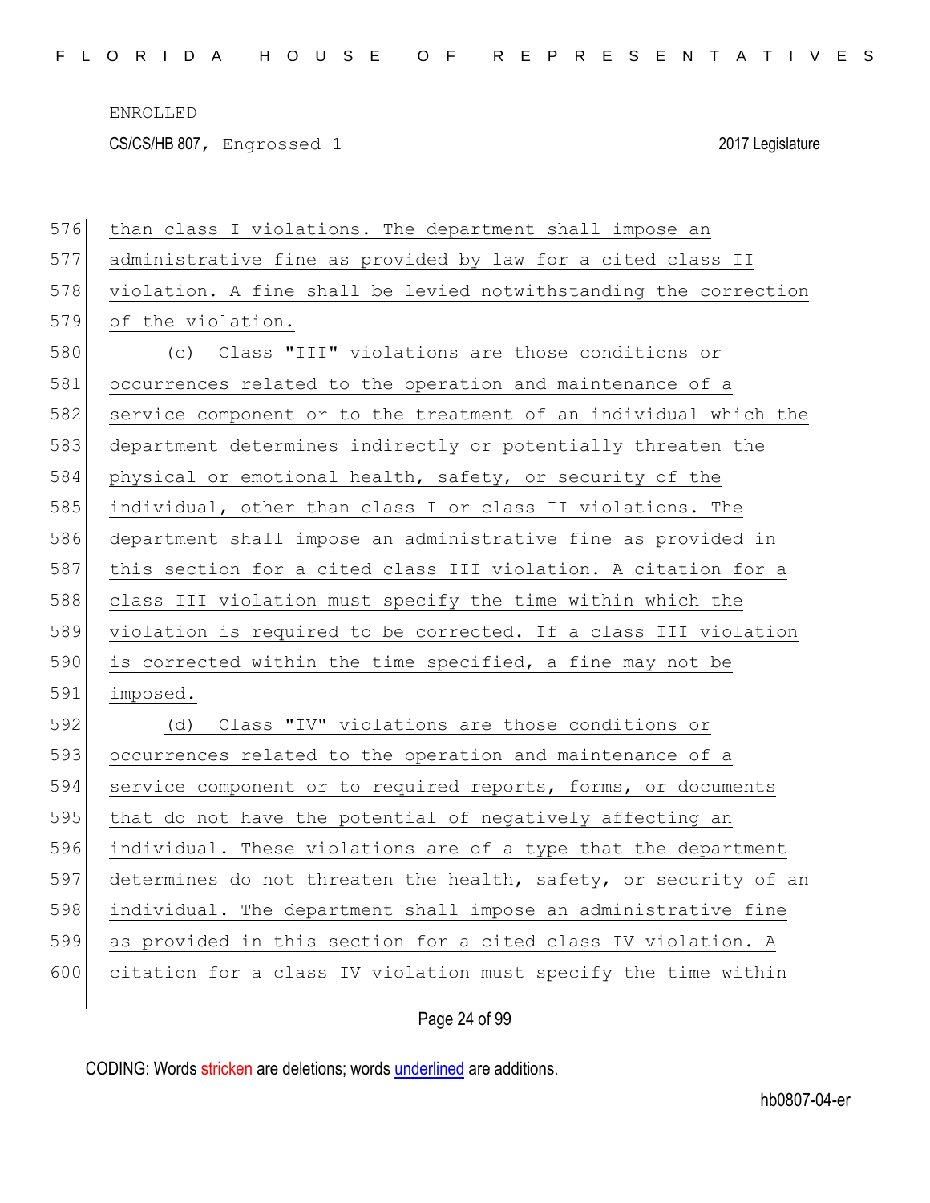than class I violations. The department shall impose an administrative fine as provided by law for a cited class II violation. A fine shall be levied notwithstanding the correction of the violation.

(c) Class "III" violations are those conditions or occurrences related to the operation and maintenance of a service component or to the treatment of an individual which the department determines indirectly or potentially threaten the physical or emotional health, safety, or security of the individual, other than class I or class II violations. The department shall impose an administrative fine as provided in this section for a cited class III violation. A citation for a class III violation must specify the time within which the violation is required to be corrected. If a class III violation is corrected within the time specified, a fine may not be imposed.

(d) Class "IV" violations are those conditions or occurrences related to the operation and maintenance of a service component or to required reports, forms, or documents that do not have the potential of negatively affecting an individual. These violations are of a type that the department determines do not threaten the health, safety, or security of an individual. The department shall impose an administrative fine as provided in this section for a cited class IV violation. A citation for a class IV violation must specify the time within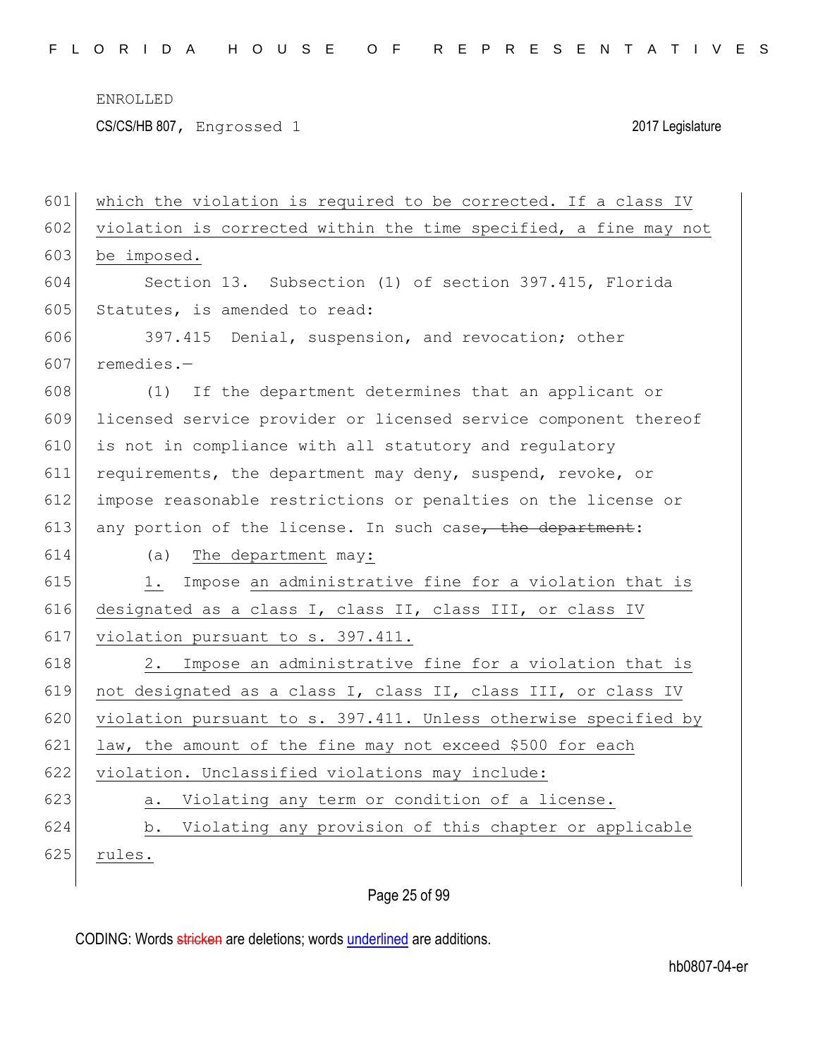which the violation is required to be corrected. If a class IV violation is corrected within the time specified, a fine may not be imposed.

Section 13. Subsection (1) of section 397.415, Florida Statutes, is amended to read:

397.415 Denial, suspension, and revocation; other remedies.—

(1) If the department determines that an applicant or licensed service provider or licensed service component thereof is not in compliance with all statutory and regulatory requirements, the department may deny, suspend, revoke, or impose reasonable restrictions or penalties on the license or any portion of the license. In such case~~, the department~~:

(a) The department may:

1. Impose an administrative fine for a violation that is designated as a class I, class II, class III, or class IV violation pursuant to s. 397.411.

2. Impose an administrative fine for a violation that is not designated as a class I, class II, class III, or class IV violation pursuant to s. 397.411. Unless otherwise specified by law, the amount of the fine may not exceed $500 for each violation. Unclassified violations may include:

a. Violating any term or condition of a license.

b. Violating any provision of this chapter or applicable rules.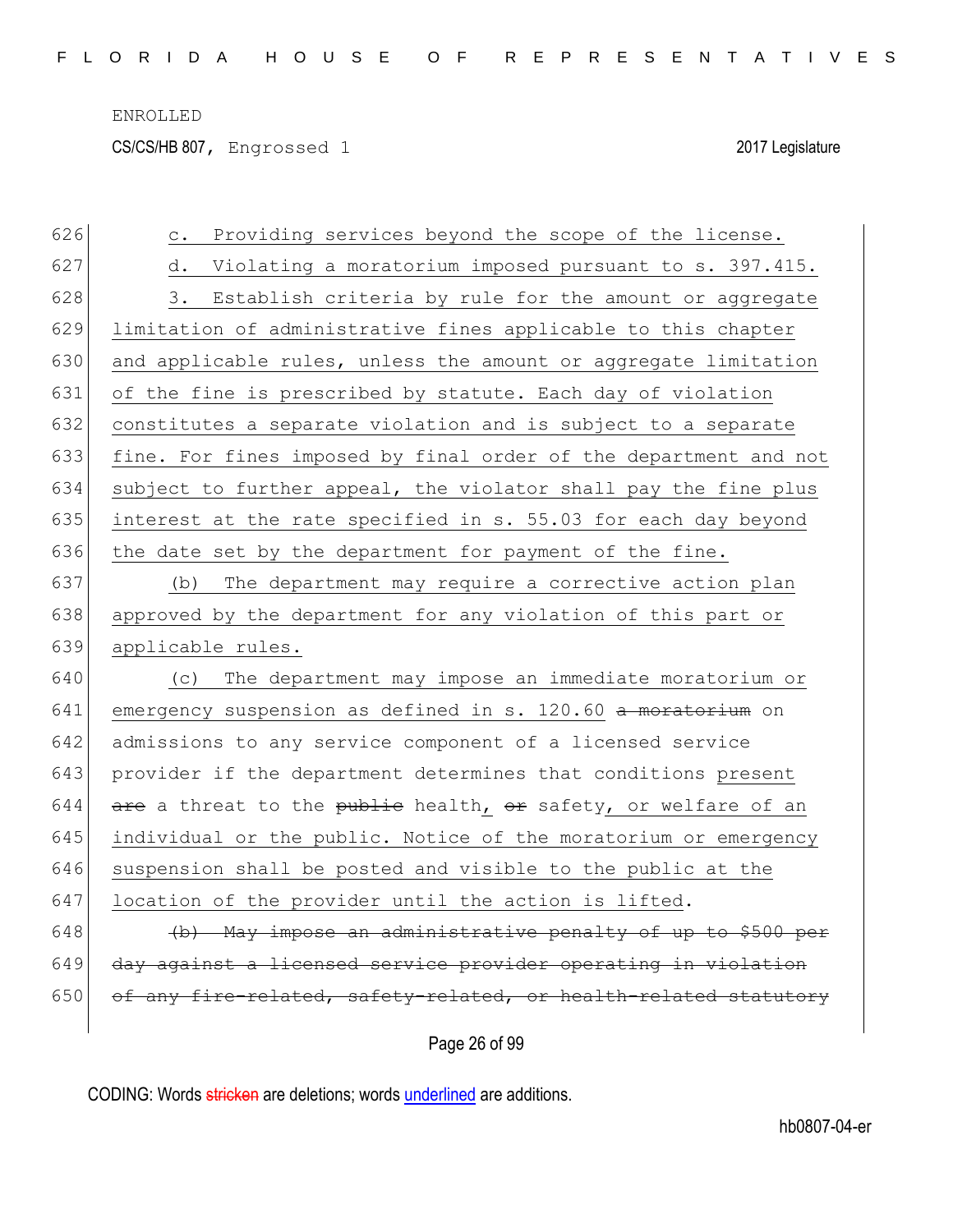c. Providing services beyond the scope of the license.

d. Violating a moratorium imposed pursuant to s. 397.415.

3. Establish criteria by rule for the amount or aggregate limitation of administrative fines applicable to this chapter and applicable rules, unless the amount or aggregate limitation of the fine is prescribed by statute. Each day of violation constitutes a separate violation and is subject to a separate fine. For fines imposed by final order of the department and not subject to further appeal, the violator shall pay the fine plus interest at the rate specified in s. 55.03 for each day beyond the date set by the department for payment of the fine.

(b) The department may require a corrective action plan approved by the department for any violation of this part or applicable rules.

(c) The department may impose an immediate moratorium or emergency suspension as defined in s. 120.60 ~~a moratorium~~ on admissions to any service component of a licensed service provider if the department determines that conditions present ~~are~~ a threat to the ~~public~~ health, ~~or~~ safety, or welfare of an individual or the public. Notice of the moratorium or emergency suspension shall be posted and visible to the public at the location of the provider until the action is lifted.

~~(b) May impose an administrative penalty of up to $500 per day against a licensed service provider operating in violation of any fire-related, safety-related, or health-related statutory~~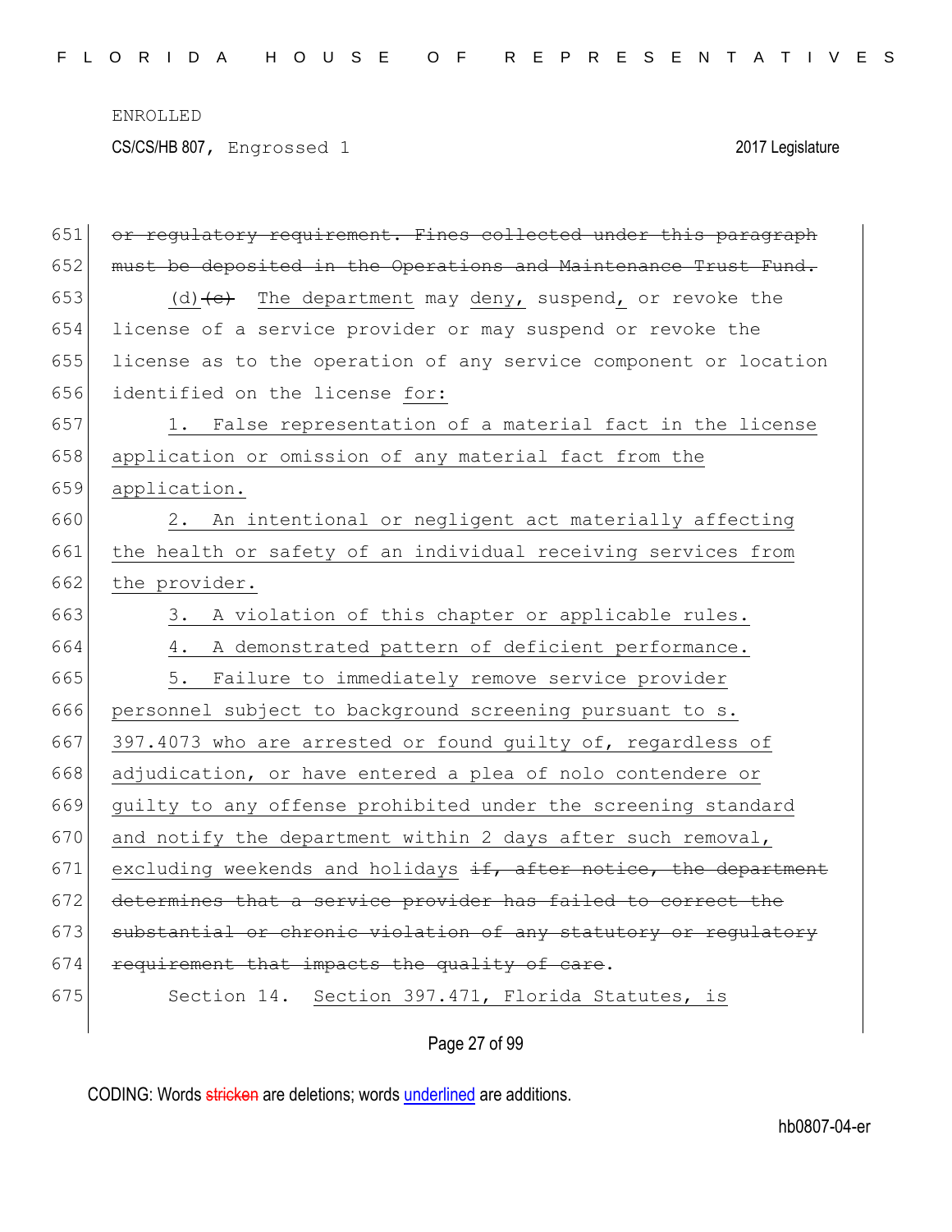ENROLLED

CS/CS/HB 807, Engrossed 1 2017 Legislature

651 ~~or regulatory requirement. Fines collected under this paragraph~~
652 ~~must be deposited in the Operations and Maintenance Trust Fund.~~
653 (d)~~(c)~~ The department may deny, suspend, or revoke the
654 license of a service provider or may suspend or revoke the
655 license as to the operation of any service component or location
656 identified on the license for:
657 1. False representation of a material fact in the license
658 application or omission of any material fact from the
659 application.
660 2. An intentional or negligent act materially affecting
661 the health or safety of an individual receiving services from
662 the provider.
663 3. A violation of this chapter or applicable rules.
664 4. A demonstrated pattern of deficient performance.
665 5. Failure to immediately remove service provider
666 personnel subject to background screening pursuant to s.
667 397.4073 who are arrested or found guilty of, regardless of
668 adjudication, or have entered a plea of nolo contendere or
669 guilty to any offense prohibited under the screening standard
670 and notify the department within 2 days after such removal,
671 excluding weekends and holidays ~~if, after notice, the department~~
672 ~~determines that a service provider has failed to correct the~~
673 ~~substantial or chronic violation of any statutory or regulatory~~
674 ~~requirement that impacts the quality of care~~.
675 Section 14. Section 397.471, Florida Statutes, is

CODING: Words ~~stricken~~ are deletions; words underlined are additions.

hb0807-04-er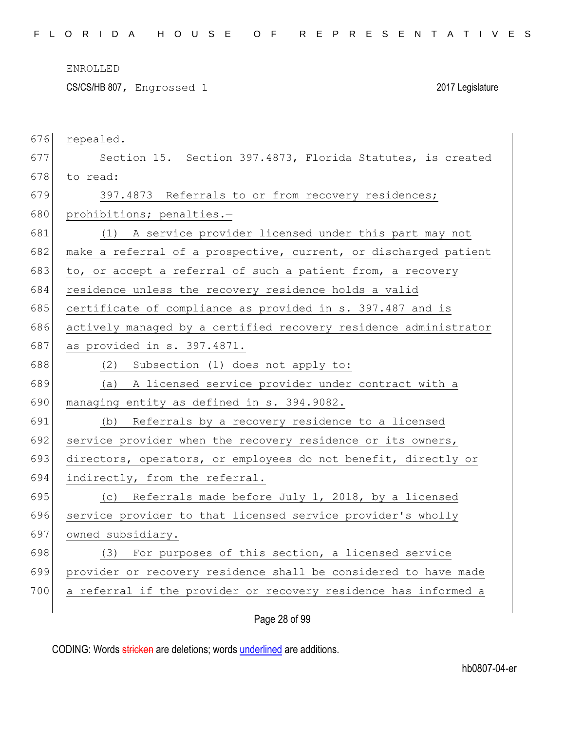repealed.

Section 15. Section 397.4873, Florida Statutes, is created to read:

397.4873 Referrals to or from recovery residences; prohibitions; penalties.—

(1) A service provider licensed under this part may not make a referral of a prospective, current, or discharged patient to, or accept a referral of such a patient from, a recovery residence unless the recovery residence holds a valid certificate of compliance as provided in s. 397.487 and is actively managed by a certified recovery residence administrator as provided in s. 397.4871.

(2) Subsection (1) does not apply to:

(a) A licensed service provider under contract with a managing entity as defined in s. 394.9082.

(b) Referrals by a recovery residence to a licensed service provider when the recovery residence or its owners, directors, operators, or employees do not benefit, directly or indirectly, from the referral.

(c) Referrals made before July 1, 2018, by a licensed service provider to that licensed service provider's wholly owned subsidiary.

(3) For purposes of this section, a licensed service provider or recovery residence shall be considered to have made a referral if the provider or recovery residence has informed a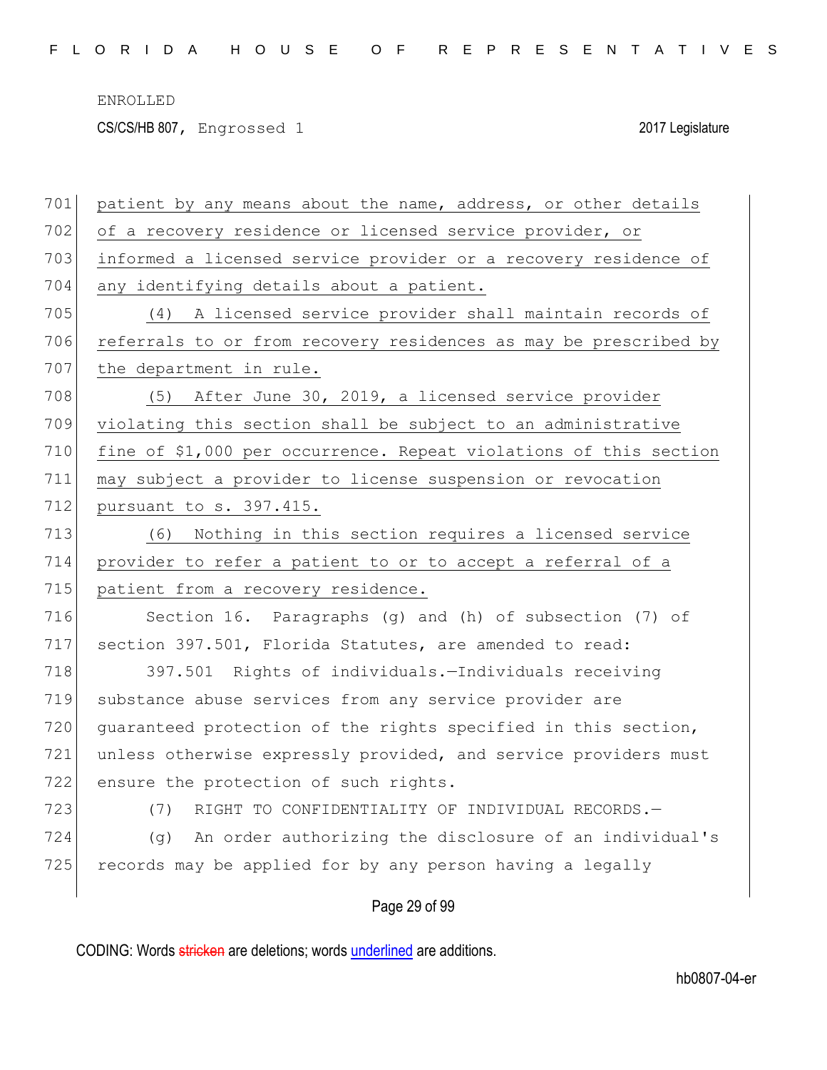patient by any means about the name, address, or other details of a recovery residence or licensed service provider, or informed a licensed service provider or a recovery residence of any identifying details about a patient.

(4) A licensed service provider shall maintain records of referrals to or from recovery residences as may be prescribed by the department in rule.

(5) After June 30, 2019, a licensed service provider violating this section shall be subject to an administrative fine of $1,000 per occurrence. Repeat violations of this section may subject a provider to license suspension or revocation pursuant to s. 397.415.

(6) Nothing in this section requires a licensed service provider to refer a patient to or to accept a referral of a patient from a recovery residence.

Section 16. Paragraphs (g) and (h) of subsection (7) of section 397.501, Florida Statutes, are amended to read:

397.501 Rights of individuals.—Individuals receiving substance abuse services from any service provider are guaranteed protection of the rights specified in this section, unless otherwise expressly provided, and service providers must ensure the protection of such rights.

(7) RIGHT TO CONFIDENTIALITY OF INDIVIDUAL RECORDS.—

(g) An order authorizing the disclosure of an individual's records may be applied for by any person having a legally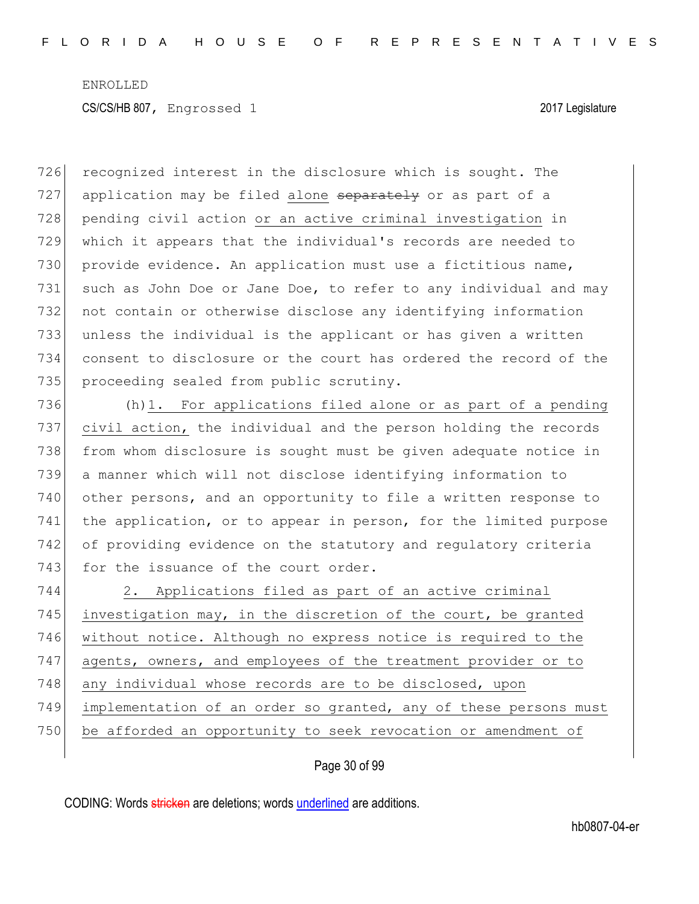recognized interest in the disclosure which is sought. The application may be filed alone ~~separately~~ or as part of a pending civil action or an active criminal investigation in which it appears that the individual's records are needed to provide evidence. An application must use a fictitious name, such as John Doe or Jane Doe, to refer to any individual and may not contain or otherwise disclose any identifying information unless the individual is the applicant or has given a written consent to disclosure or the court has ordered the record of the proceeding sealed from public scrutiny.

(h)1. For applications filed alone or as part of a pending civil action, the individual and the person holding the records from whom disclosure is sought must be given adequate notice in a manner which will not disclose identifying information to other persons, and an opportunity to file a written response to the application, or to appear in person, for the limited purpose of providing evidence on the statutory and regulatory criteria for the issuance of the court order.

2. Applications filed as part of an active criminal investigation may, in the discretion of the court, be granted without notice. Although no express notice is required to the agents, owners, and employees of the treatment provider or to any individual whose records are to be disclosed, upon implementation of an order so granted, any of these persons must be afforded an opportunity to seek revocation or amendment of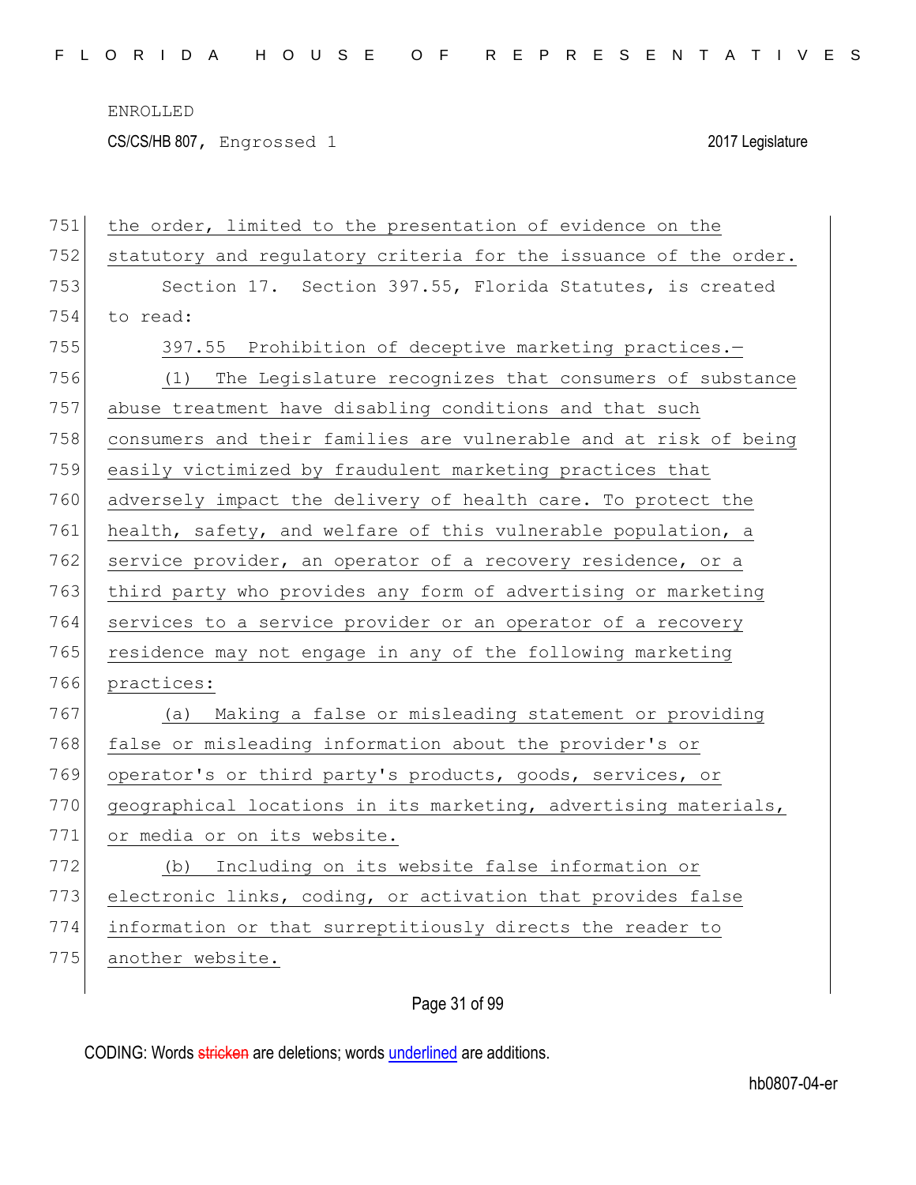the order, limited to the presentation of evidence on the statutory and regulatory criteria for the issuance of the order.

Section 17. Section 397.55, Florida Statutes, is created to read:

397.55 Prohibition of deceptive marketing practices.—

(1) The Legislature recognizes that consumers of substance abuse treatment have disabling conditions and that such consumers and their families are vulnerable and at risk of being easily victimized by fraudulent marketing practices that adversely impact the delivery of health care. To protect the health, safety, and welfare of this vulnerable population, a service provider, an operator of a recovery residence, or a third party who provides any form of advertising or marketing services to a service provider or an operator of a recovery residence may not engage in any of the following marketing practices:

(a) Making a false or misleading statement or providing false or misleading information about the provider's or operator's or third party's products, goods, services, or geographical locations in its marketing, advertising materials, or media or on its website.

(b) Including on its website false information or electronic links, coding, or activation that provides false information or that surreptitiously directs the reader to another website.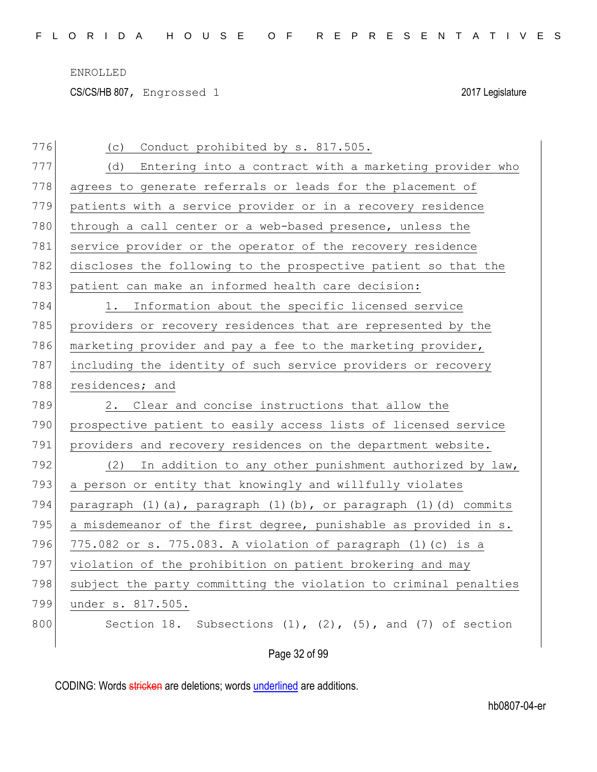(c) Conduct prohibited by s. 817.505.

(d) Entering into a contract with a marketing provider who agrees to generate referrals or leads for the placement of patients with a service provider or in a recovery residence through a call center or a web-based presence, unless the service provider or the operator of the recovery residence discloses the following to the prospective patient so that the patient can make an informed health care decision:

1. Information about the specific licensed service providers or recovery residences that are represented by the marketing provider and pay a fee to the marketing provider, including the identity of such service providers or recovery residences; and

2. Clear and concise instructions that allow the prospective patient to easily access lists of licensed service providers and recovery residences on the department website.

(2) In addition to any other punishment authorized by law, a person or entity that knowingly and willfully violates paragraph (1)(a), paragraph (1)(b), or paragraph (1)(d) commits a misdemeanor of the first degree, punishable as provided in s. 775.082 or s. 775.083. A violation of paragraph (1)(c) is a violation of the prohibition on patient brokering and may subject the party committing the violation to criminal penalties under s. 817.505.

Section 18. Subsections (1), (2), (5), and (7) of section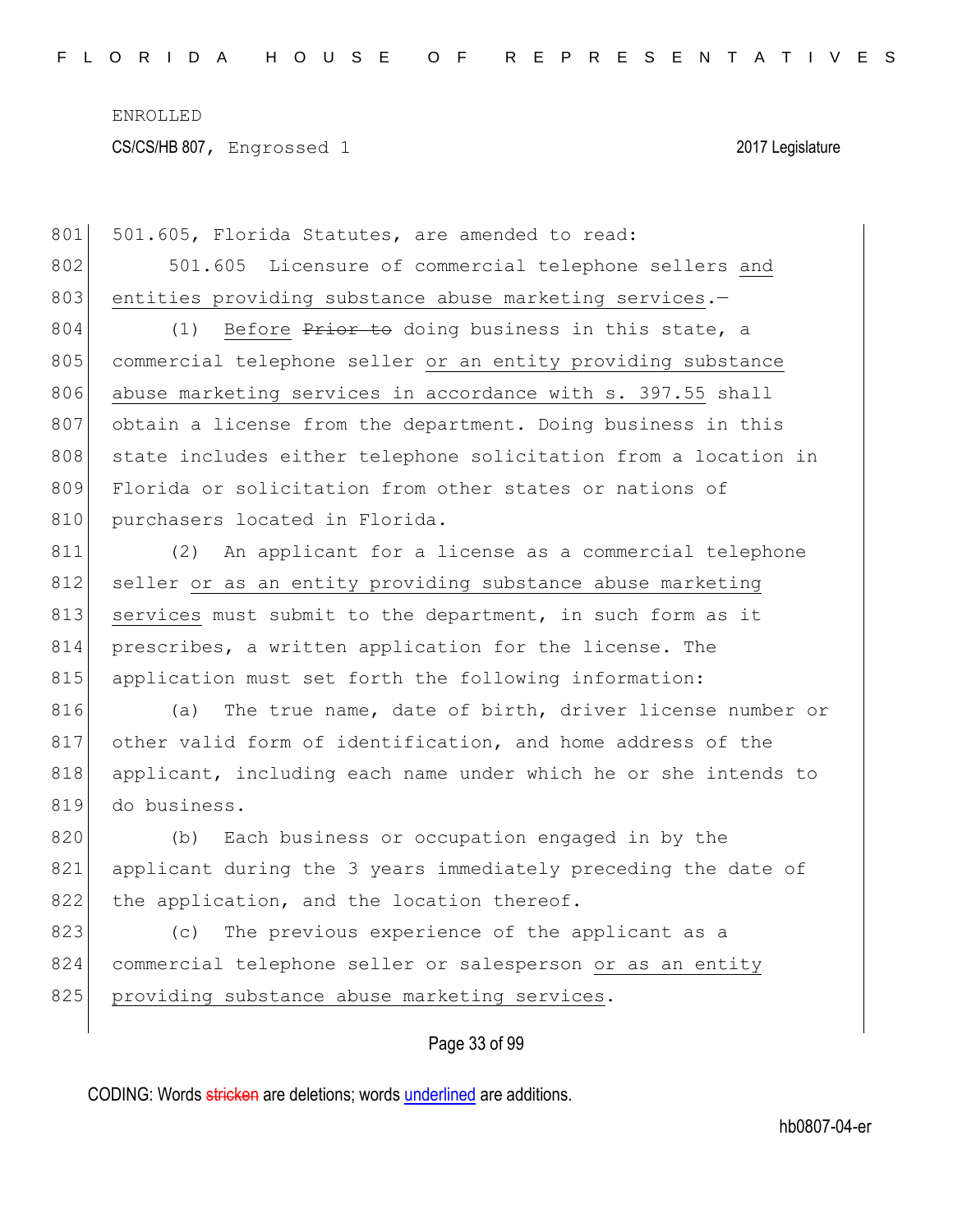501.605, Florida Statutes, are amended to read:

501.605 Licensure of commercial telephone sellers and entities providing substance abuse marketing services.—

(1) Before ~~Prior to~~ doing business in this state, a commercial telephone seller or an entity providing substance abuse marketing services in accordance with s. 397.55 shall obtain a license from the department. Doing business in this state includes either telephone solicitation from a location in Florida or solicitation from other states or nations of purchasers located in Florida.

(2) An applicant for a license as a commercial telephone seller or as an entity providing substance abuse marketing services must submit to the department, in such form as it prescribes, a written application for the license. The application must set forth the following information:

(a) The true name, date of birth, driver license number or other valid form of identification, and home address of the applicant, including each name under which he or she intends to do business.

(b) Each business or occupation engaged in by the applicant during the 3 years immediately preceding the date of the application, and the location thereof.

(c) The previous experience of the applicant as a commercial telephone seller or salesperson or as an entity providing substance abuse marketing services.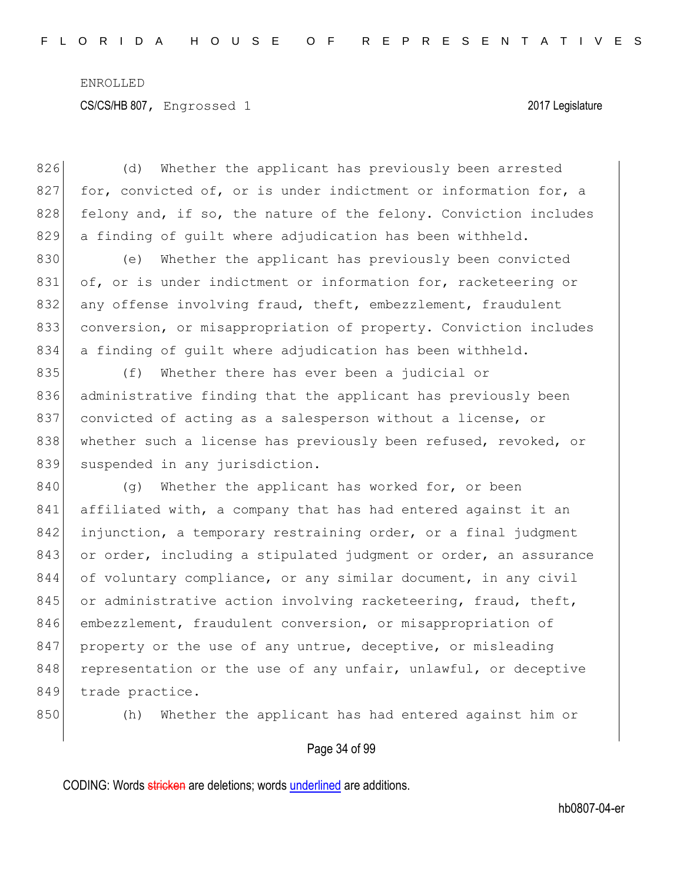(d) Whether the applicant has previously been arrested for, convicted of, or is under indictment or information for, a felony and, if so, the nature of the felony. Conviction includes a finding of guilt where adjudication has been withheld.

(e) Whether the applicant has previously been convicted of, or is under indictment or information for, racketeering or any offense involving fraud, theft, embezzlement, fraudulent conversion, or misappropriation of property. Conviction includes a finding of guilt where adjudication has been withheld.

(f) Whether there has ever been a judicial or administrative finding that the applicant has previously been convicted of acting as a salesperson without a license, or whether such a license has previously been refused, revoked, or suspended in any jurisdiction.

(g) Whether the applicant has worked for, or been affiliated with, a company that has had entered against it an injunction, a temporary restraining order, or a final judgment or order, including a stipulated judgment or order, an assurance of voluntary compliance, or any similar document, in any civil or administrative action involving racketeering, fraud, theft, embezzlement, fraudulent conversion, or misappropriation of property or the use of any untrue, deceptive, or misleading representation or the use of any unfair, unlawful, or deceptive trade practice.

(h) Whether the applicant has had entered against him or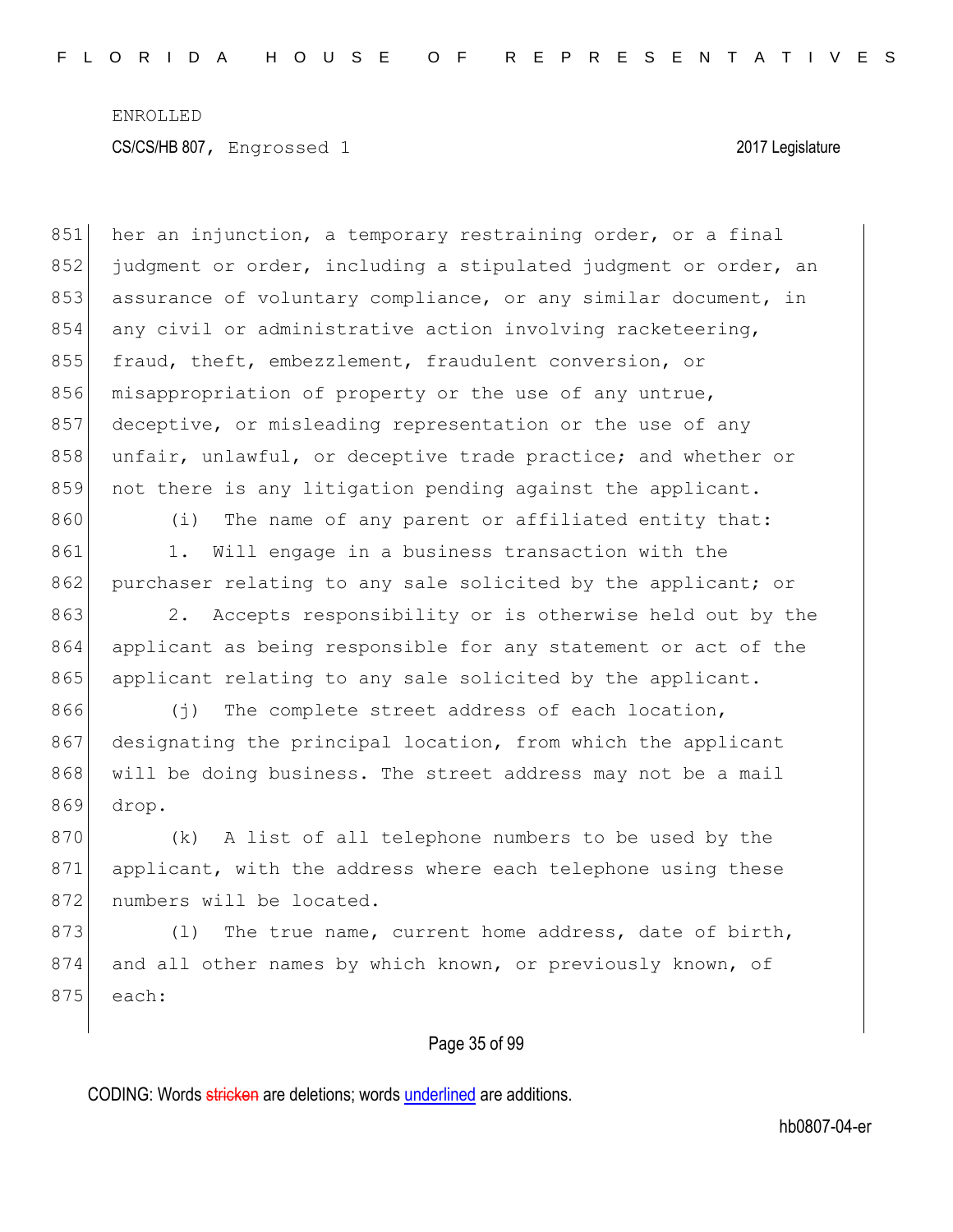her an injunction, a temporary restraining order, or a final judgment or order, including a stipulated judgment or order, an assurance of voluntary compliance, or any similar document, in any civil or administrative action involving racketeering, fraud, theft, embezzlement, fraudulent conversion, or misappropriation of property or the use of any untrue, deceptive, or misleading representation or the use of any unfair, unlawful, or deceptive trade practice; and whether or not there is any litigation pending against the applicant.

(i) The name of any parent or affiliated entity that:

1. Will engage in a business transaction with the purchaser relating to any sale solicited by the applicant; or

2. Accepts responsibility or is otherwise held out by the applicant as being responsible for any statement or act of the applicant relating to any sale solicited by the applicant.

(j) The complete street address of each location, designating the principal location, from which the applicant will be doing business. The street address may not be a mail drop.

(k) A list of all telephone numbers to be used by the applicant, with the address where each telephone using these numbers will be located.

(l) The true name, current home address, date of birth, and all other names by which known, or previously known, of each: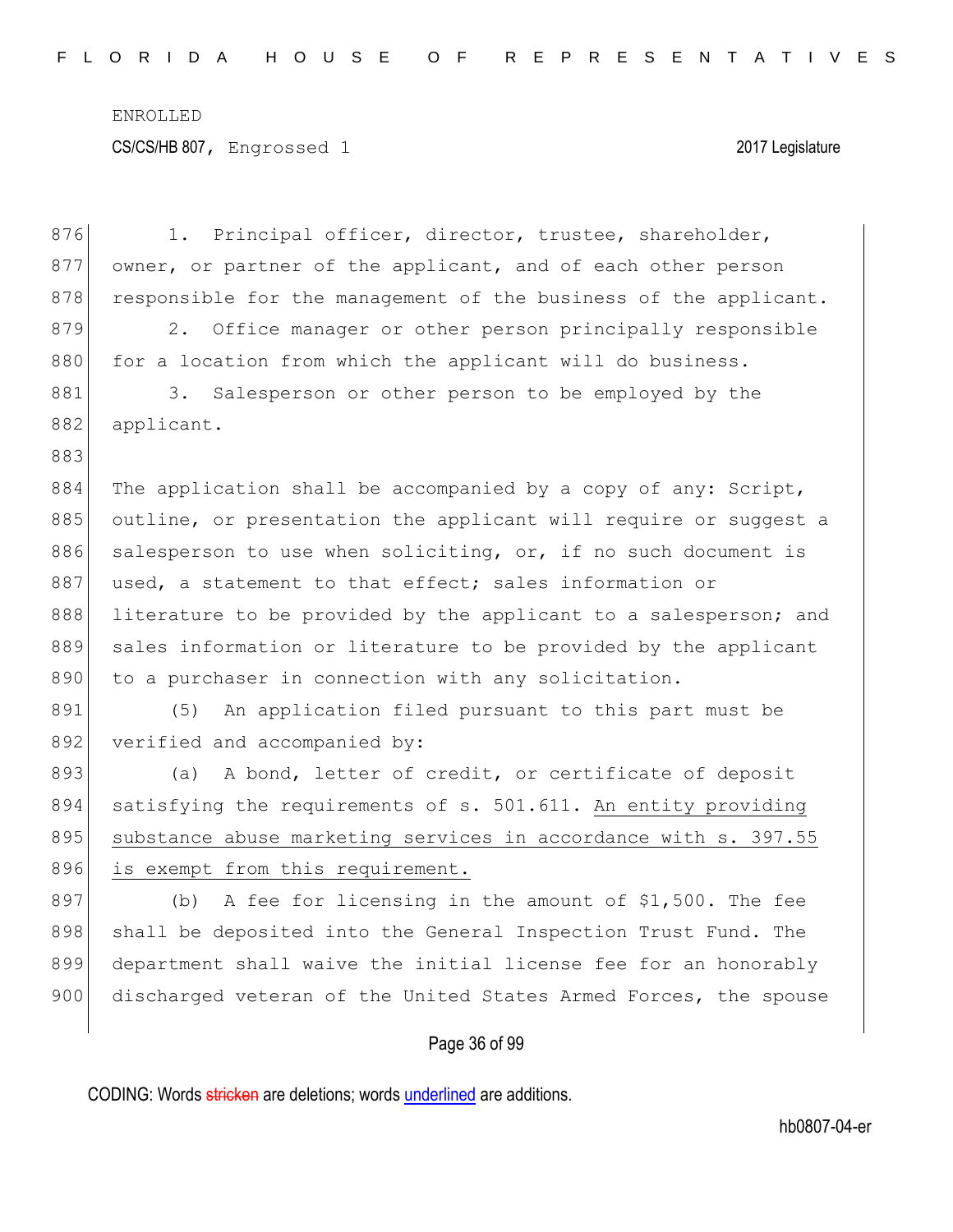1. Principal officer, director, trustee, shareholder, owner, or partner of the applicant, and of each other person responsible for the management of the business of the applicant.

2. Office manager or other person principally responsible for a location from which the applicant will do business.

3. Salesperson or other person to be employed by the applicant.

The application shall be accompanied by a copy of any: Script, outline, or presentation the applicant will require or suggest a salesperson to use when soliciting, or, if no such document is used, a statement to that effect; sales information or literature to be provided by the applicant to a salesperson; and sales information or literature to be provided by the applicant to a purchaser in connection with any solicitation.

(5) An application filed pursuant to this part must be verified and accompanied by:

(a) A bond, letter of credit, or certificate of deposit satisfying the requirements of s. 501.611. <u>An entity providing substance abuse marketing services in accordance with s. 397.55 is exempt from this requirement.</u>

(b) A fee for licensing in the amount of $1,500. The fee shall be deposited into the General Inspection Trust Fund. The department shall waive the initial license fee for an honorably discharged veteran of the United States Armed Forces, the spouse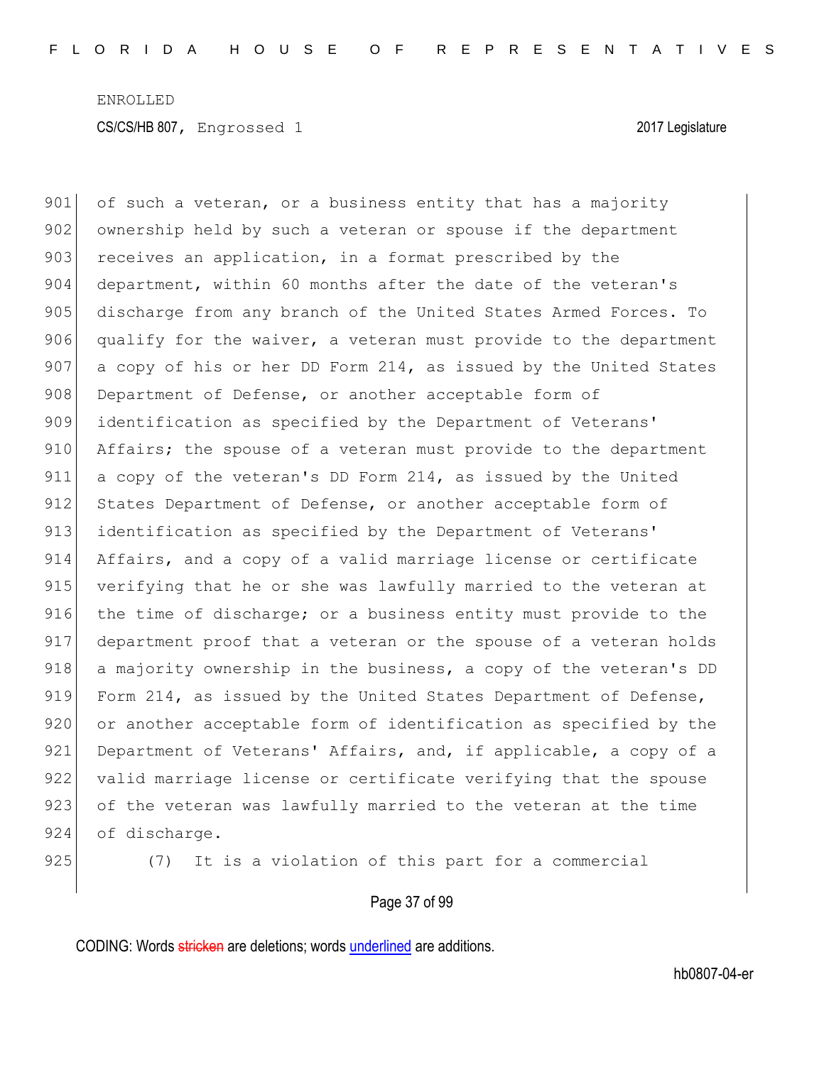of such a veteran, or a business entity that has a majority ownership held by such a veteran or spouse if the department receives an application, in a format prescribed by the department, within 60 months after the date of the veteran's discharge from any branch of the United States Armed Forces. To qualify for the waiver, a veteran must provide to the department a copy of his or her DD Form 214, as issued by the United States Department of Defense, or another acceptable form of identification as specified by the Department of Veterans' Affairs; the spouse of a veteran must provide to the department a copy of the veteran's DD Form 214, as issued by the United States Department of Defense, or another acceptable form of identification as specified by the Department of Veterans' Affairs, and a copy of a valid marriage license or certificate verifying that he or she was lawfully married to the veteran at the time of discharge; or a business entity must provide to the department proof that a veteran or the spouse of a veteran holds a majority ownership in the business, a copy of the veteran's DD Form 214, as issued by the United States Department of Defense, or another acceptable form of identification as specified by the Department of Veterans' Affairs, and, if applicable, a copy of a valid marriage license or certificate verifying that the spouse of the veteran was lawfully married to the veteran at the time of discharge.

(7) It is a violation of this part for a commercial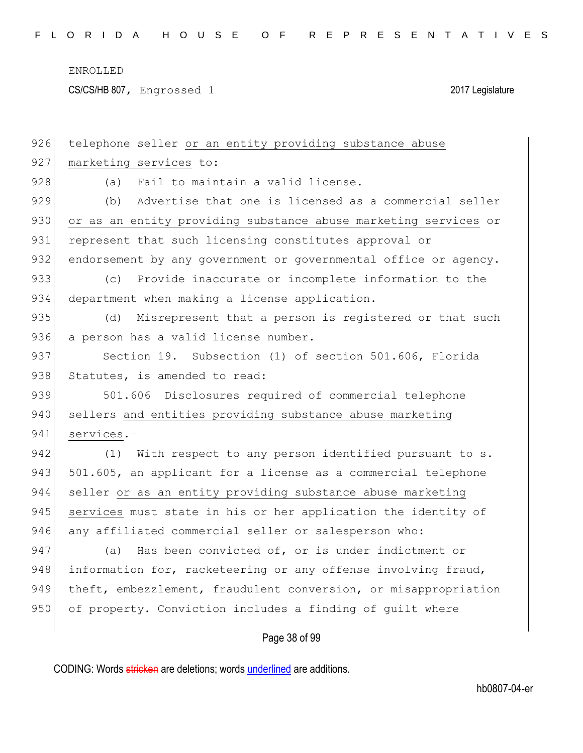telephone seller <u>or an entity providing substance abuse marketing services</u> to:

(a) Fail to maintain a valid license.

(b) Advertise that one is licensed as a commercial seller <u>or as an entity providing substance abuse marketing services</u> or represent that such licensing constitutes approval or endorsement by any government or governmental office or agency.

(c) Provide inaccurate or incomplete information to the department when making a license application.

(d) Misrepresent that a person is registered or that such a person has a valid license number.

Section 19. Subsection (1) of section 501.606, Florida Statutes, is amended to read:

501.606 Disclosures required of commercial telephone sellers <u>and entities providing substance abuse marketing services</u>.—

(1) With respect to any person identified pursuant to s. 501.605, an applicant for a license as a commercial telephone seller <u>or as an entity providing substance abuse marketing services</u> must state in his or her application the identity of any affiliated commercial seller or salesperson who:

(a) Has been convicted of, or is under indictment or information for, racketeering or any offense involving fraud, theft, embezzlement, fraudulent conversion, or misappropriation of property. Conviction includes a finding of guilt where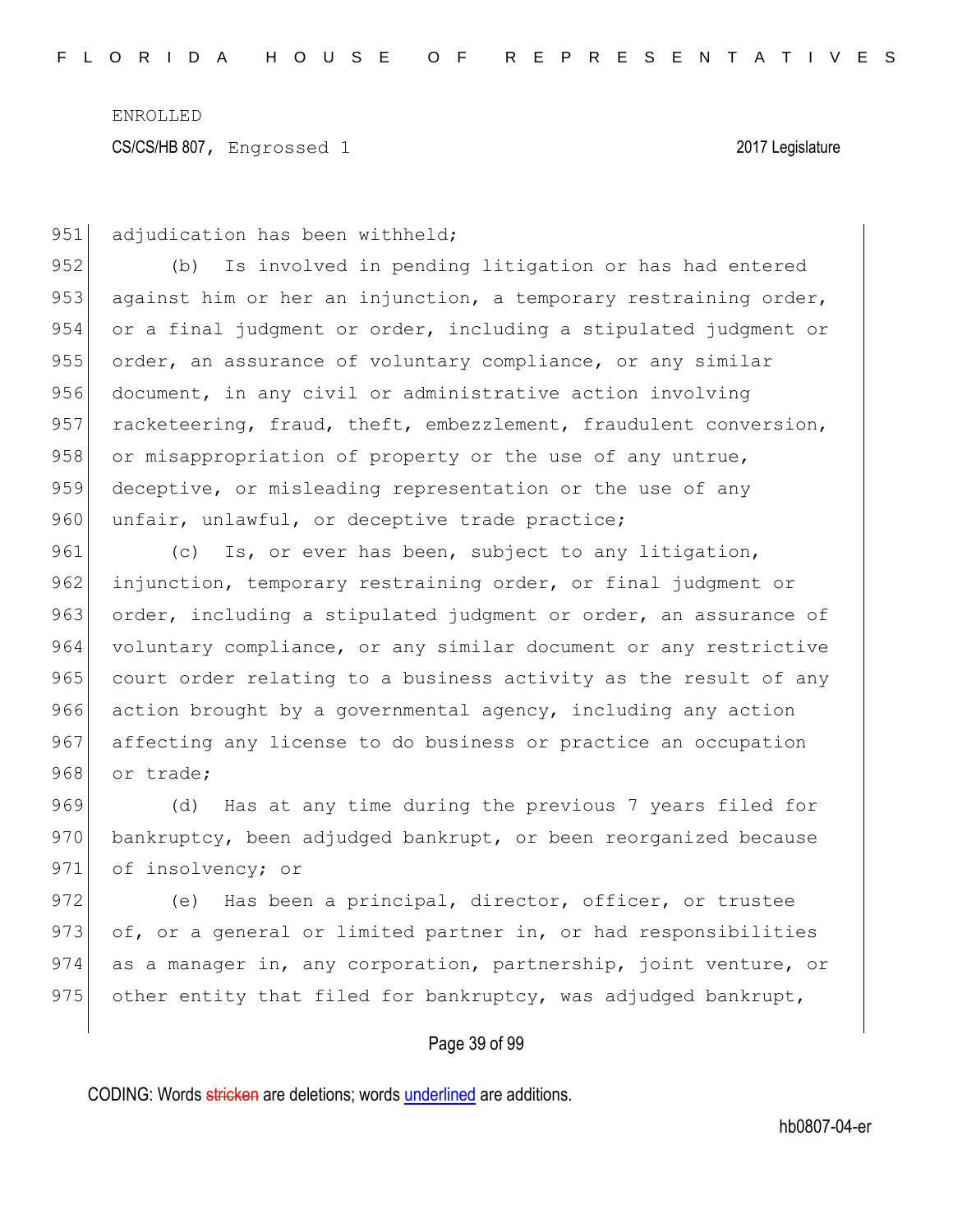adjudication has been withheld;

(b) Is involved in pending litigation or has had entered against him or her an injunction, a temporary restraining order, or a final judgment or order, including a stipulated judgment or order, an assurance of voluntary compliance, or any similar document, in any civil or administrative action involving racketeering, fraud, theft, embezzlement, fraudulent conversion, or misappropriation of property or the use of any untrue, deceptive, or misleading representation or the use of any unfair, unlawful, or deceptive trade practice;

(c) Is, or ever has been, subject to any litigation, injunction, temporary restraining order, or final judgment or order, including a stipulated judgment or order, an assurance of voluntary compliance, or any similar document or any restrictive court order relating to a business activity as the result of any action brought by a governmental agency, including any action affecting any license to do business or practice an occupation or trade;

(d) Has at any time during the previous 7 years filed for bankruptcy, been adjudged bankrupt, or been reorganized because of insolvency; or

(e) Has been a principal, director, officer, or trustee of, or a general or limited partner in, or had responsibilities as a manager in, any corporation, partnership, joint venture, or other entity that filed for bankruptcy, was adjudged bankrupt,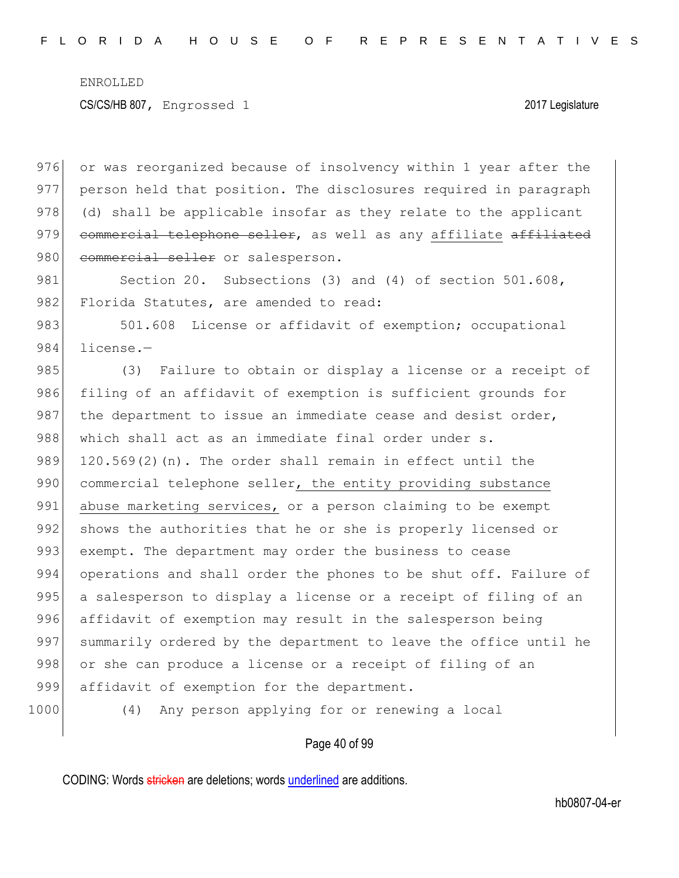or was reorganized because of insolvency within 1 year after the person held that position. The disclosures required in paragraph (d) shall be applicable insofar as they relate to the applicant ~~commercial telephone seller~~, as well as any affiliate ~~affiliated commercial seller~~ or salesperson.

Section 20. Subsections (3) and (4) of section 501.608, Florida Statutes, are amended to read:

501.608 License or affidavit of exemption; occupational license.—

(3) Failure to obtain or display a license or a receipt of filing of an affidavit of exemption is sufficient grounds for the department to issue an immediate cease and desist order, which shall act as an immediate final order under s. 120.569(2)(n). The order shall remain in effect until the commercial telephone seller, the entity providing substance abuse marketing services, or a person claiming to be exempt shows the authorities that he or she is properly licensed or exempt. The department may order the business to cease operations and shall order the phones to be shut off. Failure of a salesperson to display a license or a receipt of filing of an affidavit of exemption may result in the salesperson being summarily ordered by the department to leave the office until he or she can produce a license or a receipt of filing of an affidavit of exemption for the department.

(4) Any person applying for or renewing a local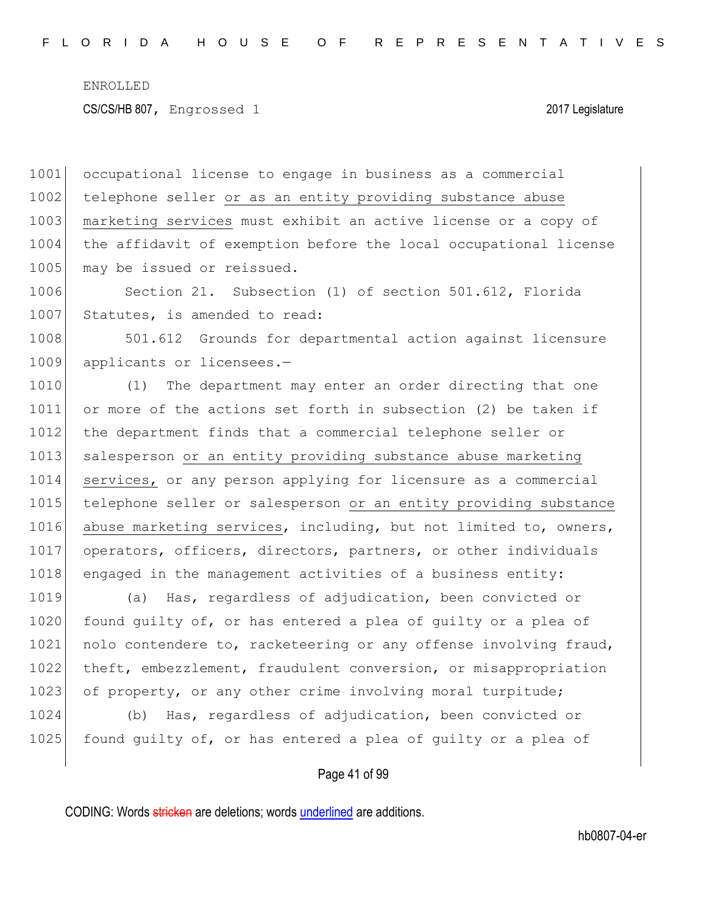occupational license to engage in business as a commercial telephone seller <u>or as an entity providing substance abuse marketing services</u> must exhibit an active license or a copy of the affidavit of exemption before the local occupational license may be issued or reissued.

Section 21. Subsection (1) of section 501.612, Florida Statutes, is amended to read:

501.612 Grounds for departmental action against licensure applicants or licensees.—

(1) The department may enter an order directing that one or more of the actions set forth in subsection (2) be taken if the department finds that a commercial telephone seller or salesperson <u>or an entity providing substance abuse marketing services,</u> or any person applying for licensure as a commercial telephone seller or salesperson <u>or an entity providing substance abuse marketing services</u>, including, but not limited to, owners, operators, officers, directors, partners, or other individuals engaged in the management activities of a business entity:

(a) Has, regardless of adjudication, been convicted or found guilty of, or has entered a plea of guilty or a plea of nolo contendere to, racketeering or any offense involving fraud, theft, embezzlement, fraudulent conversion, or misappropriation of property, or any other crime involving moral turpitude;

(b) Has, regardless of adjudication, been convicted or found guilty of, or has entered a plea of guilty or a plea of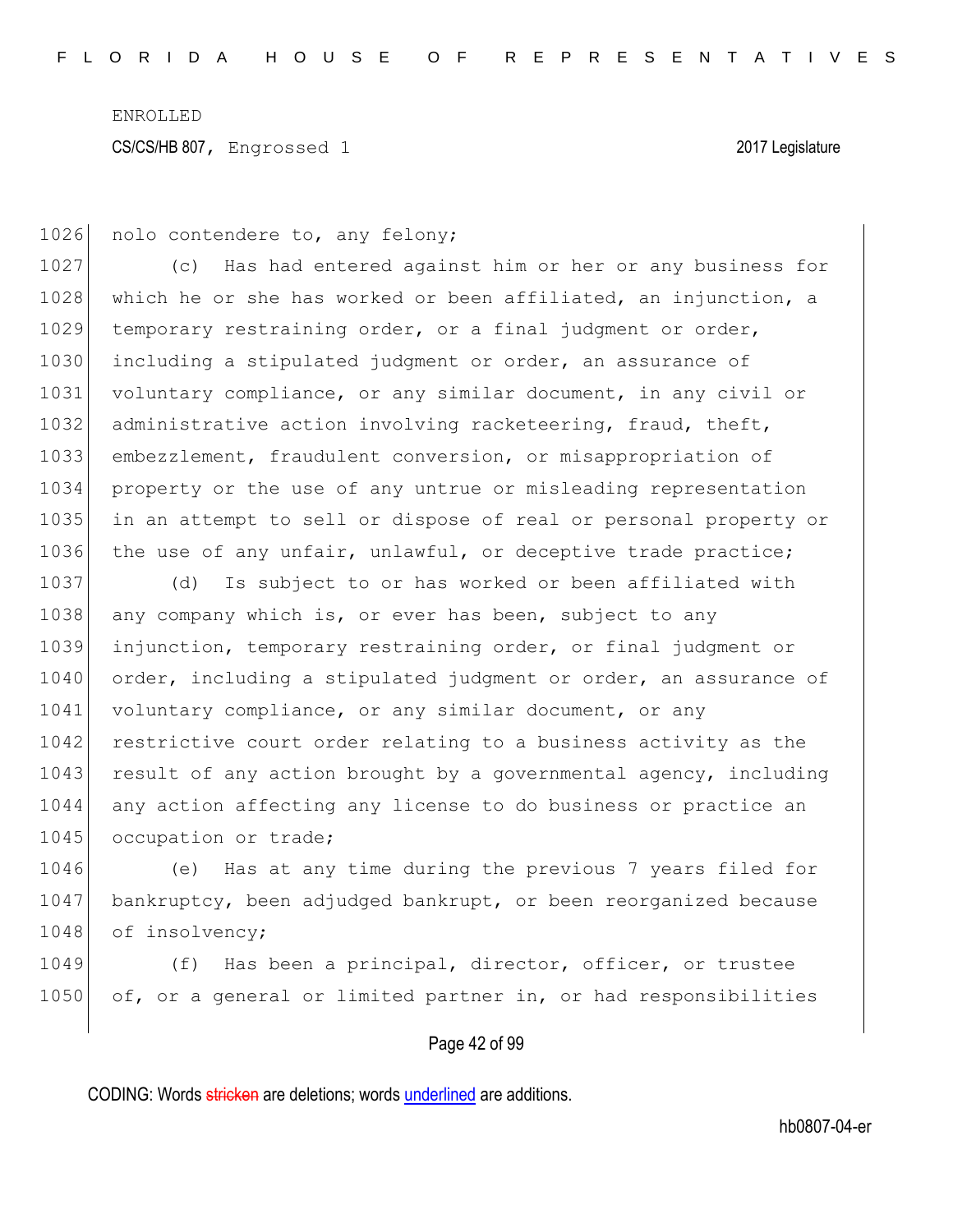nolo contendere to, any felony;

(c) Has had entered against him or her or any business for which he or she has worked or been affiliated, an injunction, a temporary restraining order, or a final judgment or order, including a stipulated judgment or order, an assurance of voluntary compliance, or any similar document, in any civil or administrative action involving racketeering, fraud, theft, embezzlement, fraudulent conversion, or misappropriation of property or the use of any untrue or misleading representation in an attempt to sell or dispose of real or personal property or the use of any unfair, unlawful, or deceptive trade practice;

(d) Is subject to or has worked or been affiliated with any company which is, or ever has been, subject to any injunction, temporary restraining order, or final judgment or order, including a stipulated judgment or order, an assurance of voluntary compliance, or any similar document, or any restrictive court order relating to a business activity as the result of any action brought by a governmental agency, including any action affecting any license to do business or practice an occupation or trade;

(e) Has at any time during the previous 7 years filed for bankruptcy, been adjudged bankrupt, or been reorganized because of insolvency;

(f) Has been a principal, director, officer, or trustee of, or a general or limited partner in, or had responsibilities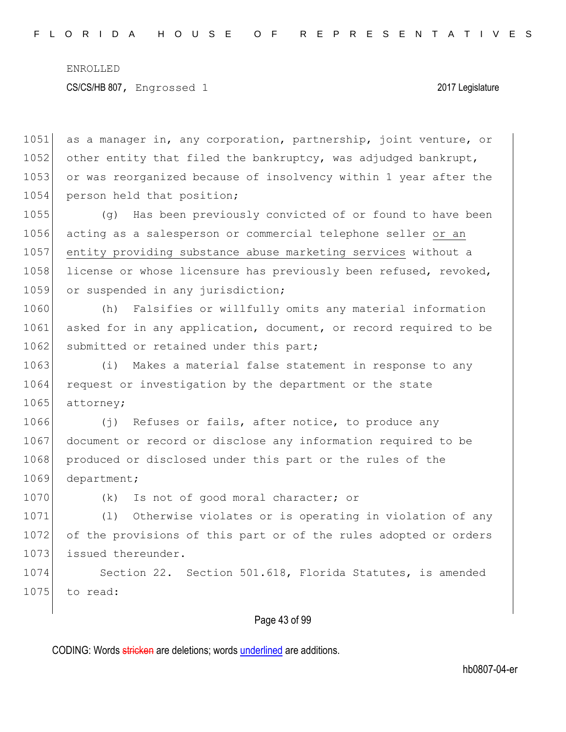as a manager in, any corporation, partnership, joint venture, or other entity that filed the bankruptcy, was adjudged bankrupt, or was reorganized because of insolvency within 1 year after the person held that position;

(g) Has been previously convicted of or found to have been acting as a salesperson or commercial telephone seller <u>or an entity providing substance abuse marketing services</u> without a license or whose licensure has previously been refused, revoked, or suspended in any jurisdiction;

(h) Falsifies or willfully omits any material information asked for in any application, document, or record required to be submitted or retained under this part;

(i) Makes a material false statement in response to any request or investigation by the department or the state attorney;

(j) Refuses or fails, after notice, to produce any document or record or disclose any information required to be produced or disclosed under this part or the rules of the department;

(k) Is not of good moral character; or

(l) Otherwise violates or is operating in violation of any of the provisions of this part or of the rules adopted or orders issued thereunder.

Section 22. Section 501.618, Florida Statutes, is amended to read: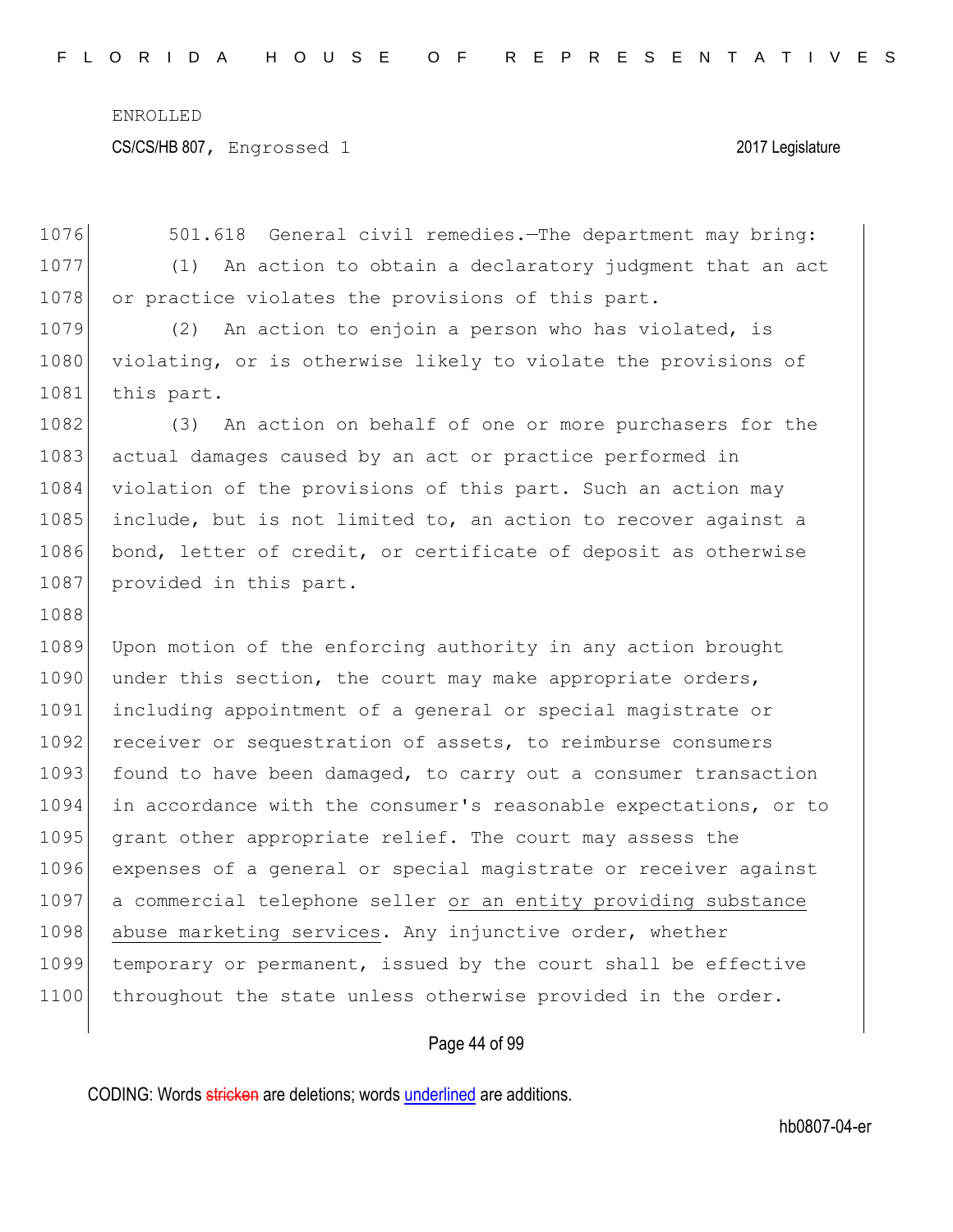501.618 General civil remedies.—The department may bring:

(1) An action to obtain a declaratory judgment that an act or practice violates the provisions of this part.

(2) An action to enjoin a person who has violated, is violating, or is otherwise likely to violate the provisions of this part.

(3) An action on behalf of one or more purchasers for the actual damages caused by an act or practice performed in violation of the provisions of this part. Such an action may include, but is not limited to, an action to recover against a bond, letter of credit, or certificate of deposit as otherwise provided in this part.

Upon motion of the enforcing authority in any action brought under this section, the court may make appropriate orders, including appointment of a general or special magistrate or receiver or sequestration of assets, to reimburse consumers found to have been damaged, to carry out a consumer transaction in accordance with the consumer's reasonable expectations, or to grant other appropriate relief. The court may assess the expenses of a general or special magistrate or receiver against a commercial telephone seller <u>or an entity providing substance abuse marketing services</u>. Any injunctive order, whether temporary or permanent, issued by the court shall be effective throughout the state unless otherwise provided in the order.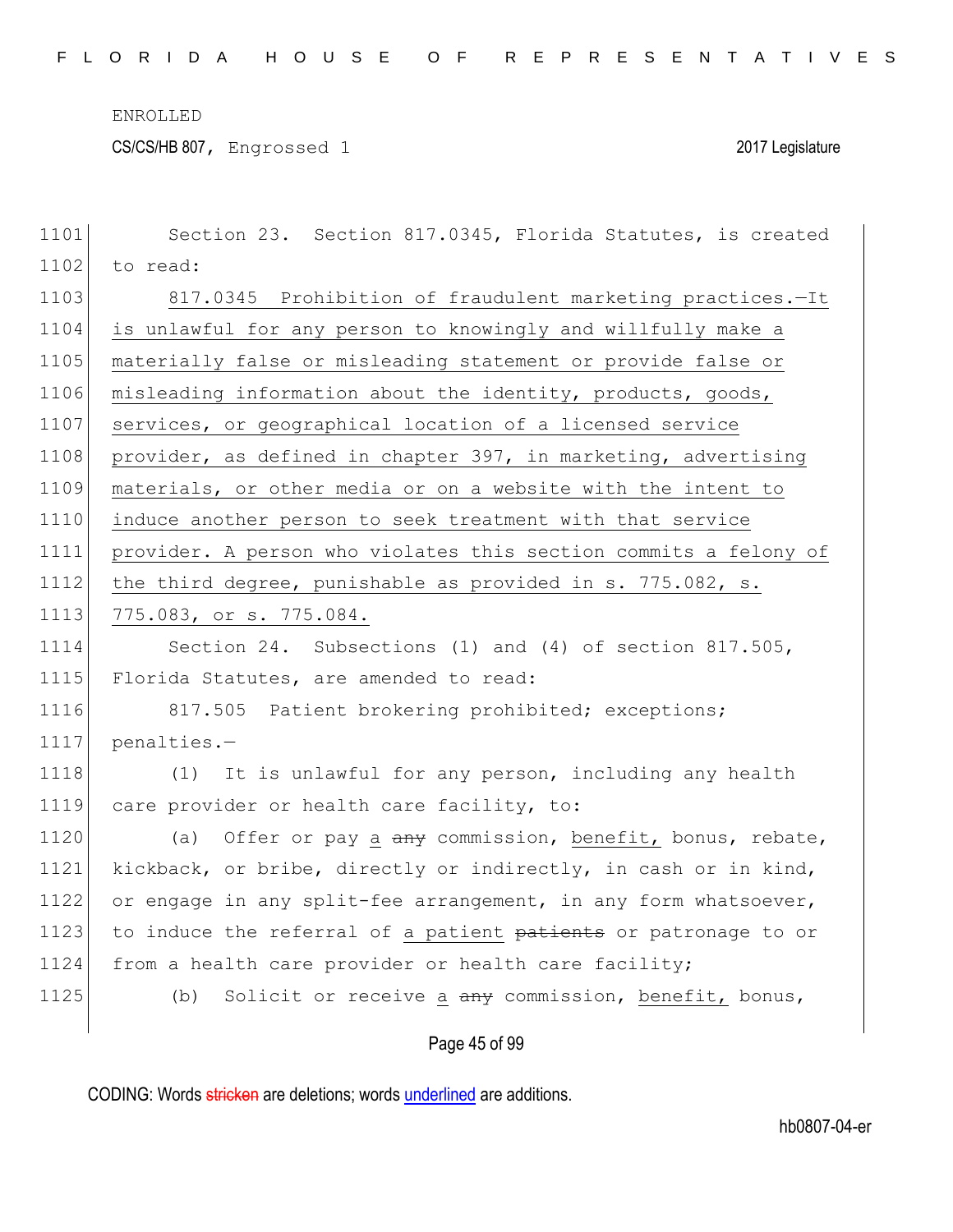Section 23. Section 817.0345, Florida Statutes, is created to read:

817.0345 Prohibition of fraudulent marketing practices.—It is unlawful for any person to knowingly and willfully make a materially false or misleading statement or provide false or misleading information about the identity, products, goods, services, or geographical location of a licensed service provider, as defined in chapter 397, in marketing, advertising materials, or other media or on a website with the intent to induce another person to seek treatment with that service provider. A person who violates this section commits a felony of the third degree, punishable as provided in s. 775.082, s. 775.083, or s. 775.084.

Section 24. Subsections (1) and (4) of section 817.505, Florida Statutes, are amended to read:

817.505 Patient brokering prohibited; exceptions; penalties.—

(1) It is unlawful for any person, including any health care provider or health care facility, to:

(a) Offer or pay a ~~any~~ commission, benefit, bonus, rebate, kickback, or bribe, directly or indirectly, in cash or in kind, or engage in any split-fee arrangement, in any form whatsoever, to induce the referral of a patient ~~patients~~ or patronage to or from a health care provider or health care facility;

(b) Solicit or receive a ~~any~~ commission, benefit, bonus,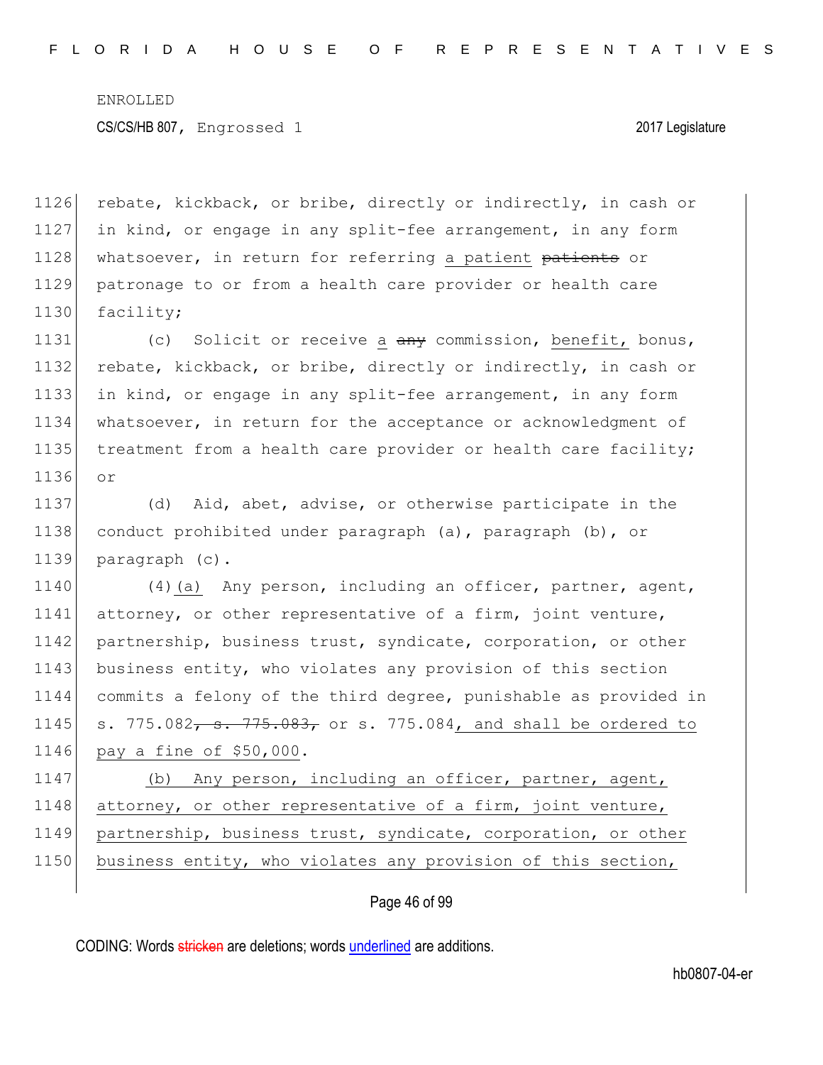rebate, kickback, or bribe, directly or indirectly, in cash or in kind, or engage in any split-fee arrangement, in any form whatsoever, in return for referring a patient ~~patients~~ or patronage to or from a health care provider or health care facility;

(c) Solicit or receive a ~~any~~ commission, benefit, bonus, rebate, kickback, or bribe, directly or indirectly, in cash or in kind, or engage in any split-fee arrangement, in any form whatsoever, in return for the acceptance or acknowledgment of treatment from a health care provider or health care facility; or

(d) Aid, abet, advise, or otherwise participate in the conduct prohibited under paragraph (a), paragraph (b), or paragraph (c).

(4)(a) Any person, including an officer, partner, agent, attorney, or other representative of a firm, joint venture, partnership, business trust, syndicate, corporation, or other business entity, who violates any provision of this section commits a felony of the third degree, punishable as provided in s. 775.082~~, s. 775.083,~~ or s. 775.084, and shall be ordered to pay a fine of $50,000.

(b) Any person, including an officer, partner, agent, attorney, or other representative of a firm, joint venture, partnership, business trust, syndicate, corporation, or other business entity, who violates any provision of this section,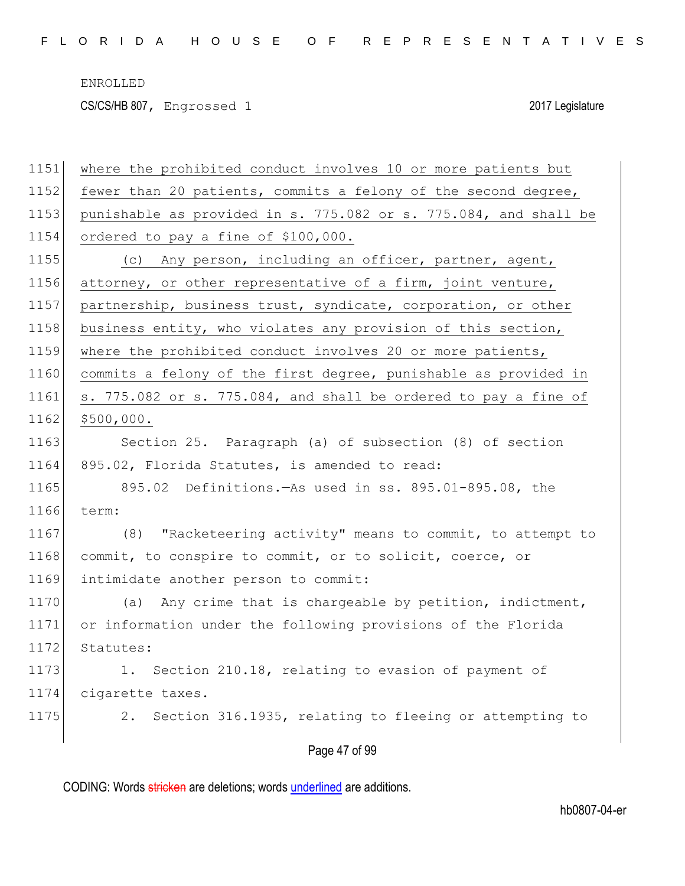where the prohibited conduct involves 10 or more patients but fewer than 20 patients, commits a felony of the second degree, punishable as provided in s. 775.082 or s. 775.084, and shall be ordered to pay a fine of $100,000.

(c) Any person, including an officer, partner, agent, attorney, or other representative of a firm, joint venture, partnership, business trust, syndicate, corporation, or other business entity, who violates any provision of this section, where the prohibited conduct involves 20 or more patients, commits a felony of the first degree, punishable as provided in s. 775.082 or s. 775.084, and shall be ordered to pay a fine of $500,000.

Section 25. Paragraph (a) of subsection (8) of section 895.02, Florida Statutes, is amended to read:

895.02 Definitions.—As used in ss. 895.01-895.08, the term:

(8) "Racketeering activity" means to commit, to attempt to commit, to conspire to commit, or to solicit, coerce, or intimidate another person to commit:

(a) Any crime that is chargeable by petition, indictment, or information under the following provisions of the Florida Statutes:

1. Section 210.18, relating to evasion of payment of cigarette taxes.

2. Section 316.1935, relating to fleeing or attempting to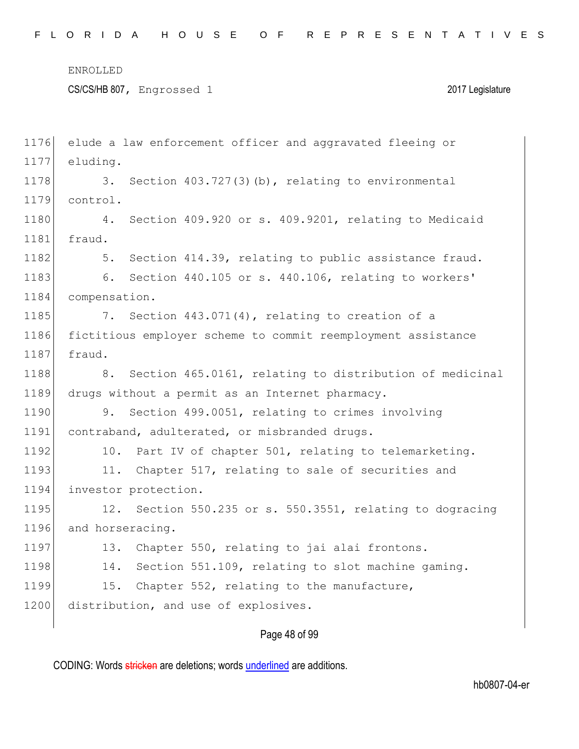elude a law enforcement officer and aggravated fleeing or eluding.

3. Section 403.727(3)(b), relating to environmental control.

4. Section 409.920 or s. 409.9201, relating to Medicaid fraud.

5. Section 414.39, relating to public assistance fraud.

6. Section 440.105 or s. 440.106, relating to workers' compensation.

7. Section 443.071(4), relating to creation of a fictitious employer scheme to commit reemployment assistance fraud.

8. Section 465.0161, relating to distribution of medicinal drugs without a permit as an Internet pharmacy.

9. Section 499.0051, relating to crimes involving contraband, adulterated, or misbranded drugs.

10. Part IV of chapter 501, relating to telemarketing.

11. Chapter 517, relating to sale of securities and investor protection.

12. Section 550.235 or s. 550.3551, relating to dogracing and horseracing.

13. Chapter 550, relating to jai alai frontons.

14. Section 551.109, relating to slot machine gaming.

15. Chapter 552, relating to the manufacture, distribution, and use of explosives.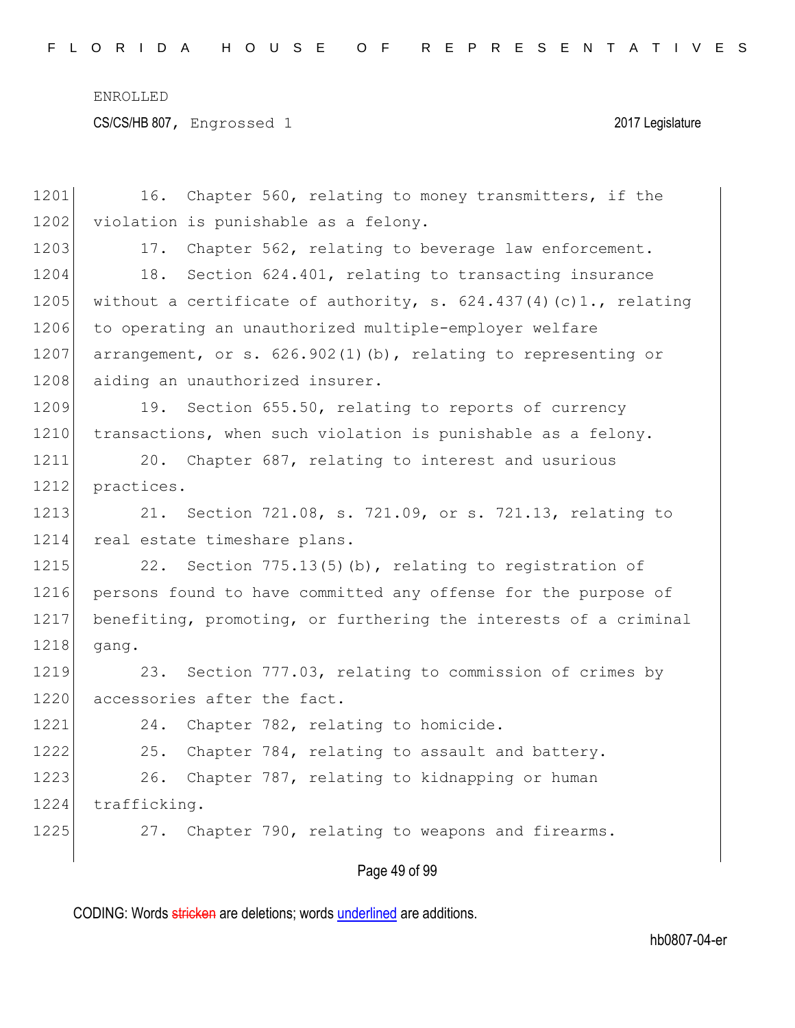16. Chapter 560, relating to money transmitters, if the violation is punishable as a felony.

17. Chapter 562, relating to beverage law enforcement.

18. Section 624.401, relating to transacting insurance without a certificate of authority, s. 624.437(4)(c)1., relating to operating an unauthorized multiple-employer welfare arrangement, or s. 626.902(1)(b), relating to representing or aiding an unauthorized insurer.

19. Section 655.50, relating to reports of currency transactions, when such violation is punishable as a felony.

20. Chapter 687, relating to interest and usurious practices.

21. Section 721.08, s. 721.09, or s. 721.13, relating to real estate timeshare plans.

22. Section 775.13(5)(b), relating to registration of persons found to have committed any offense for the purpose of benefiting, promoting, or furthering the interests of a criminal gang.

23. Section 777.03, relating to commission of crimes by accessories after the fact.

24. Chapter 782, relating to homicide.

25. Chapter 784, relating to assault and battery.

26. Chapter 787, relating to kidnapping or human trafficking.

27. Chapter 790, relating to weapons and firearms.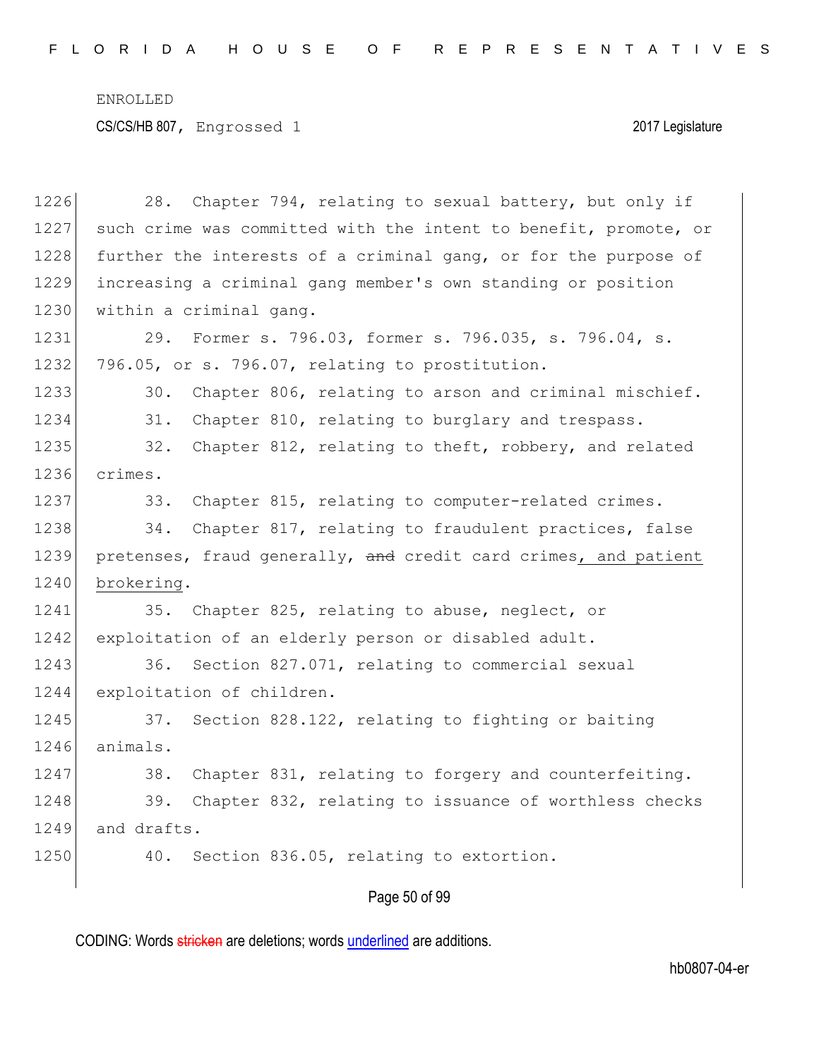28. Chapter 794, relating to sexual battery, but only if such crime was committed with the intent to benefit, promote, or further the interests of a criminal gang, or for the purpose of increasing a criminal gang member's own standing or position within a criminal gang.

29. Former s. 796.03, former s. 796.035, s. 796.04, s. 796.05, or s. 796.07, relating to prostitution.

30. Chapter 806, relating to arson and criminal mischief.

31. Chapter 810, relating to burglary and trespass.

32. Chapter 812, relating to theft, robbery, and related crimes.

33. Chapter 815, relating to computer-related crimes.

34. Chapter 817, relating to fraudulent practices, false pretenses, fraud generally, ~~and~~ credit card crimes, and patient brokering.

35. Chapter 825, relating to abuse, neglect, or exploitation of an elderly person or disabled adult.

36. Section 827.071, relating to commercial sexual exploitation of children.

37. Section 828.122, relating to fighting or baiting animals.

38. Chapter 831, relating to forgery and counterfeiting.

39. Chapter 832, relating to issuance of worthless checks and drafts.

40. Section 836.05, relating to extortion.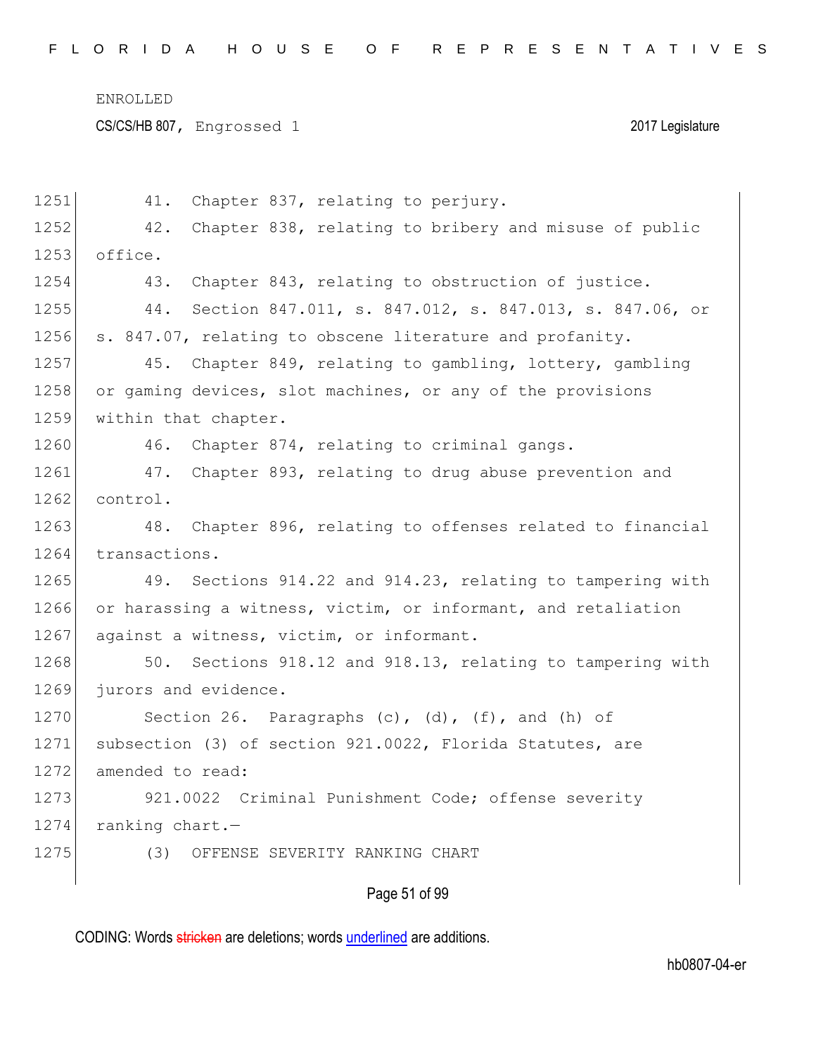41. Chapter 837, relating to perjury.

42. Chapter 838, relating to bribery and misuse of public office.

43. Chapter 843, relating to obstruction of justice.

44. Section 847.011, s. 847.012, s. 847.013, s. 847.06, or s. 847.07, relating to obscene literature and profanity.

45. Chapter 849, relating to gambling, lottery, gambling or gaming devices, slot machines, or any of the provisions within that chapter.

46. Chapter 874, relating to criminal gangs.

47. Chapter 893, relating to drug abuse prevention and control.

48. Chapter 896, relating to offenses related to financial transactions.

49. Sections 914.22 and 914.23, relating to tampering with or harassing a witness, victim, or informant, and retaliation against a witness, victim, or informant.

50. Sections 918.12 and 918.13, relating to tampering with jurors and evidence.

Section 26. Paragraphs (c), (d), (f), and (h) of subsection (3) of section 921.0022, Florida Statutes, are amended to read:

921.0022 Criminal Punishment Code; offense severity ranking chart.—

(3) OFFENSE SEVERITY RANKING CHART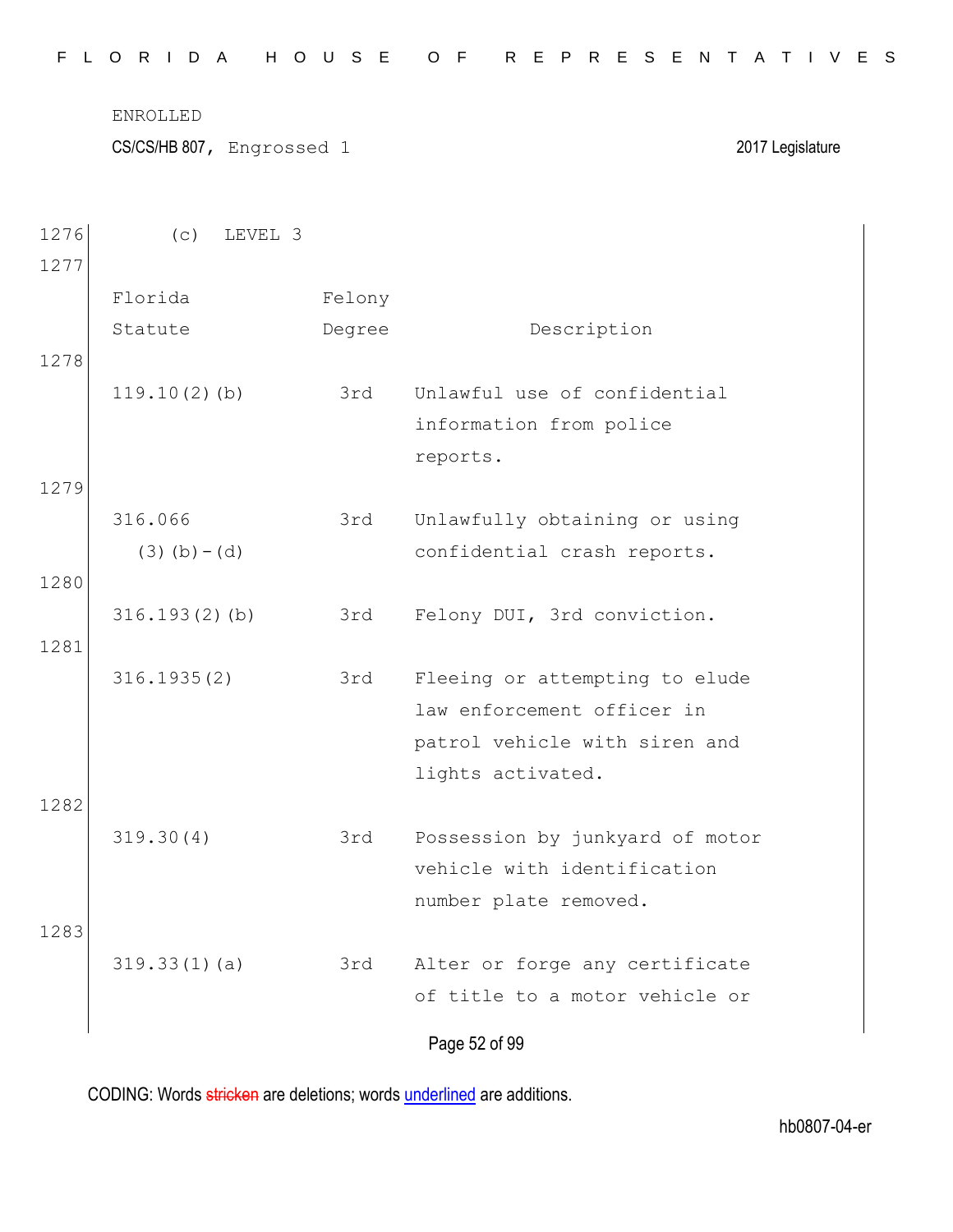ENROLLED

CS/CS/HB 807, Engrossed 1 2017 Legislature

1276 (c) LEVEL 3

1277

| Florida Statute | Felony Degree | Description |
|---|---|---|
| 119.10(2)(b) | 3rd | Unlawful use of confidential information from police reports. |
| 316.066 (3)(b)-(d) | 3rd | Unlawfully obtaining or using confidential crash reports. |
| 316.193(2)(b) | 3rd | Felony DUI, 3rd conviction. |
| 316.1935(2) | 3rd | Fleeing or attempting to elude law enforcement officer in patrol vehicle with siren and lights activated. |
| 319.30(4) | 3rd | Possession by junkyard of motor vehicle with identification number plate removed. |
| 319.33(1)(a) | 3rd | Alter or forge any certificate of title to a motor vehicle or |

CODING: Words stricken are deletions; words underlined are additions.

hb0807-04-er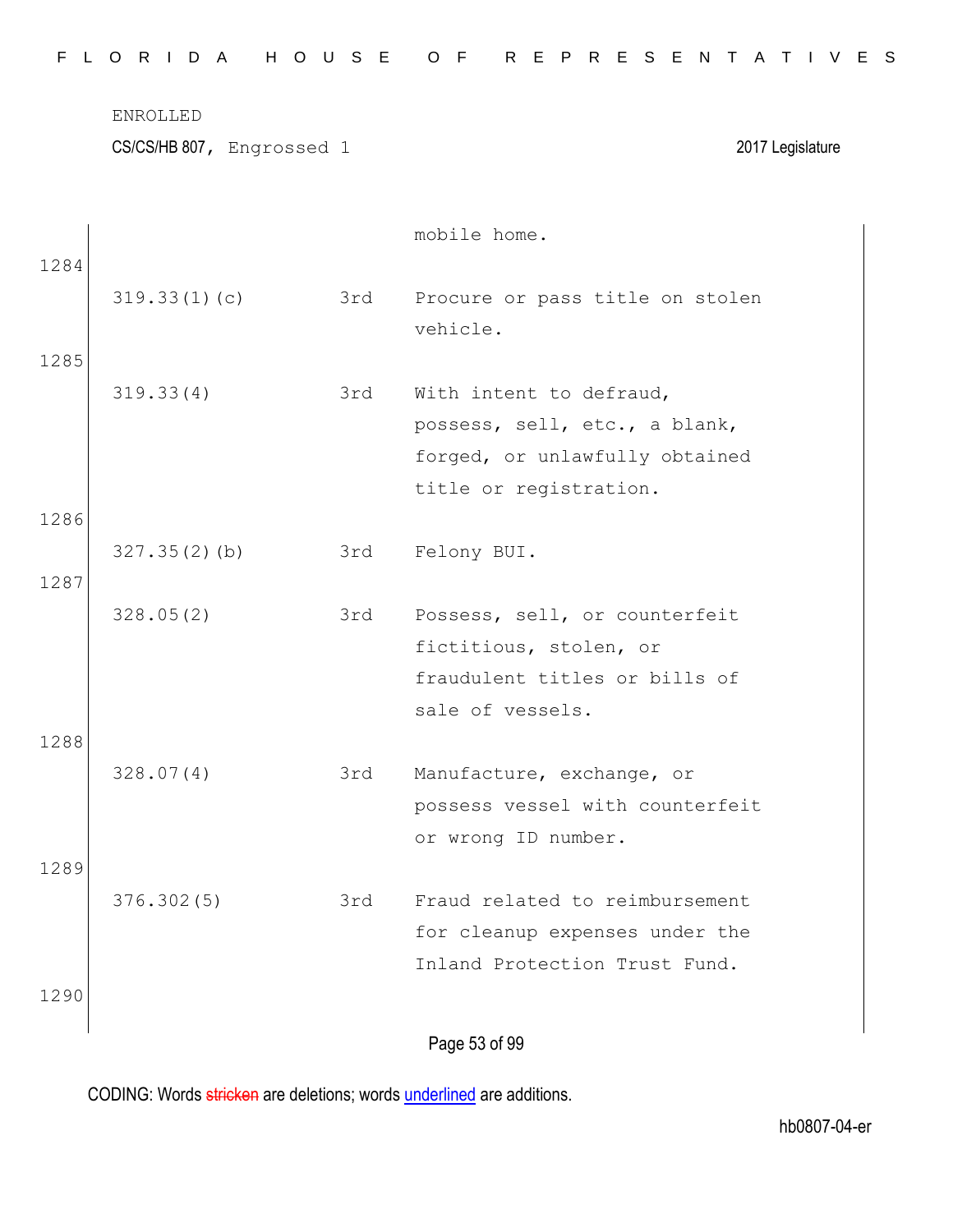| | | mobile home. |
|---|---|---|

1284

| | | |
|---|---|---|
| 319.33(1)(c) | 3rd | Procure or pass title on stolen vehicle. |

1285

| | | |
|---|---|---|
| 319.33(4) | 3rd | With intent to defraud, possess, sell, etc., a blank, forged, or unlawfully obtained title or registration. |

1286

| | | |
|---|---|---|
| 327.35(2)(b) | 3rd | Felony BUI. |

1287

| | | |
|---|---|---|
| 328.05(2) | 3rd | Possess, sell, or counterfeit fictitious, stolen, or fraudulent titles or bills of sale of vessels. |

1288

| | | |
|---|---|---|
| 328.07(4) | 3rd | Manufacture, exchange, or possess vessel with counterfeit or wrong ID number. |

1289

| | | |
|---|---|---|
| 376.302(5) | 3rd | Fraud related to reimbursement for cleanup expenses under the Inland Protection Trust Fund. |

1290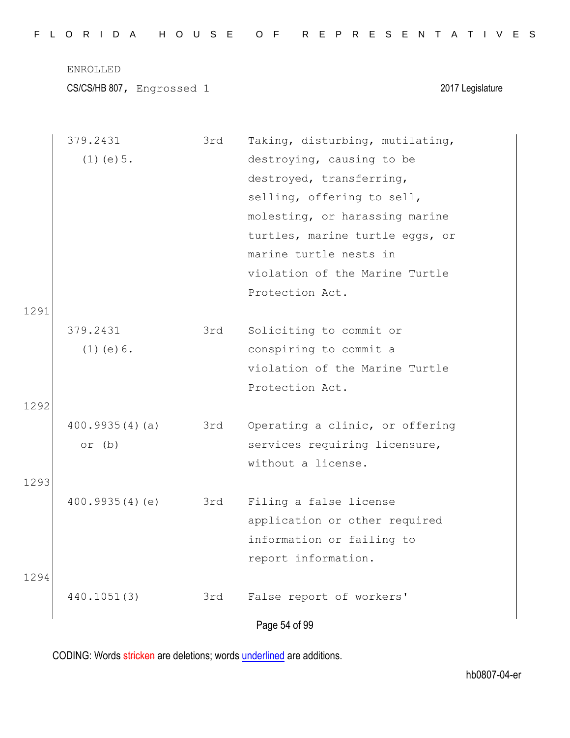| | | | |
|---|---|---|---|
| | 379.2431 (1)(e)5. | 3rd | Taking, disturbing, mutilating, destroying, causing to be destroyed, transferring, selling, offering to sell, molesting, or harassing marine turtles, marine turtle eggs, or marine turtle nests in violation of the Marine Turtle Protection Act. |
| 1291 | | | |
| | 379.2431 (1)(e)6. | 3rd | Soliciting to commit or conspiring to commit a violation of the Marine Turtle Protection Act. |
| 1292 | | | |
| | 400.9935(4)(a) or (b) | 3rd | Operating a clinic, or offering services requiring licensure, without a license. |
| 1293 | | | |
| | 400.9935(4)(e) | 3rd | Filing a false license application or other required information or failing to report information. |
| 1294 | | | |
| | 440.1051(3) | 3rd | False report of workers' |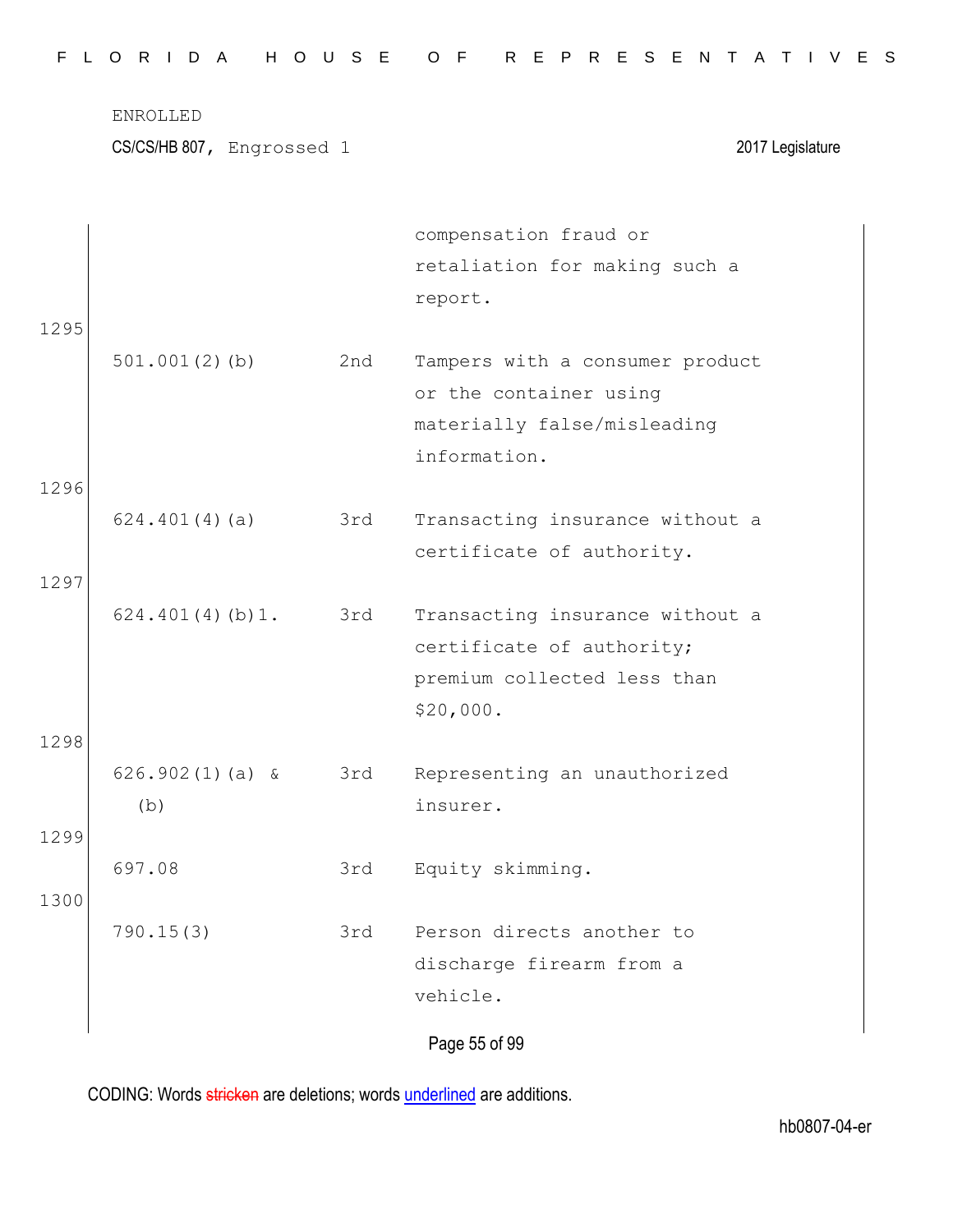ENROLLED

CS/CS/HB 807, Engrossed 1 2017 Legislature

| | | | |
|---|---|---|---|
| | | | compensation fraud or retaliation for making such a report. |
| 1295 | 501.001(2)(b) | 2nd | Tampers with a consumer product or the container using materially false/misleading information. |
| 1296 | 624.401(4)(a) | 3rd | Transacting insurance without a certificate of authority. |
| 1297 | 624.401(4)(b)1. | 3rd | Transacting insurance without a certificate of authority; premium collected less than $20,000. |
| 1298 | 626.902(1)(a) & (b) | 3rd | Representing an unauthorized insurer. |
| 1299 | 697.08 | 3rd | Equity skimming. |
| 1300 | 790.15(3) | 3rd | Person directs another to discharge firearm from a vehicle. |

CODING: Words stricken are deletions; words underlined are additions.

hb0807-04-er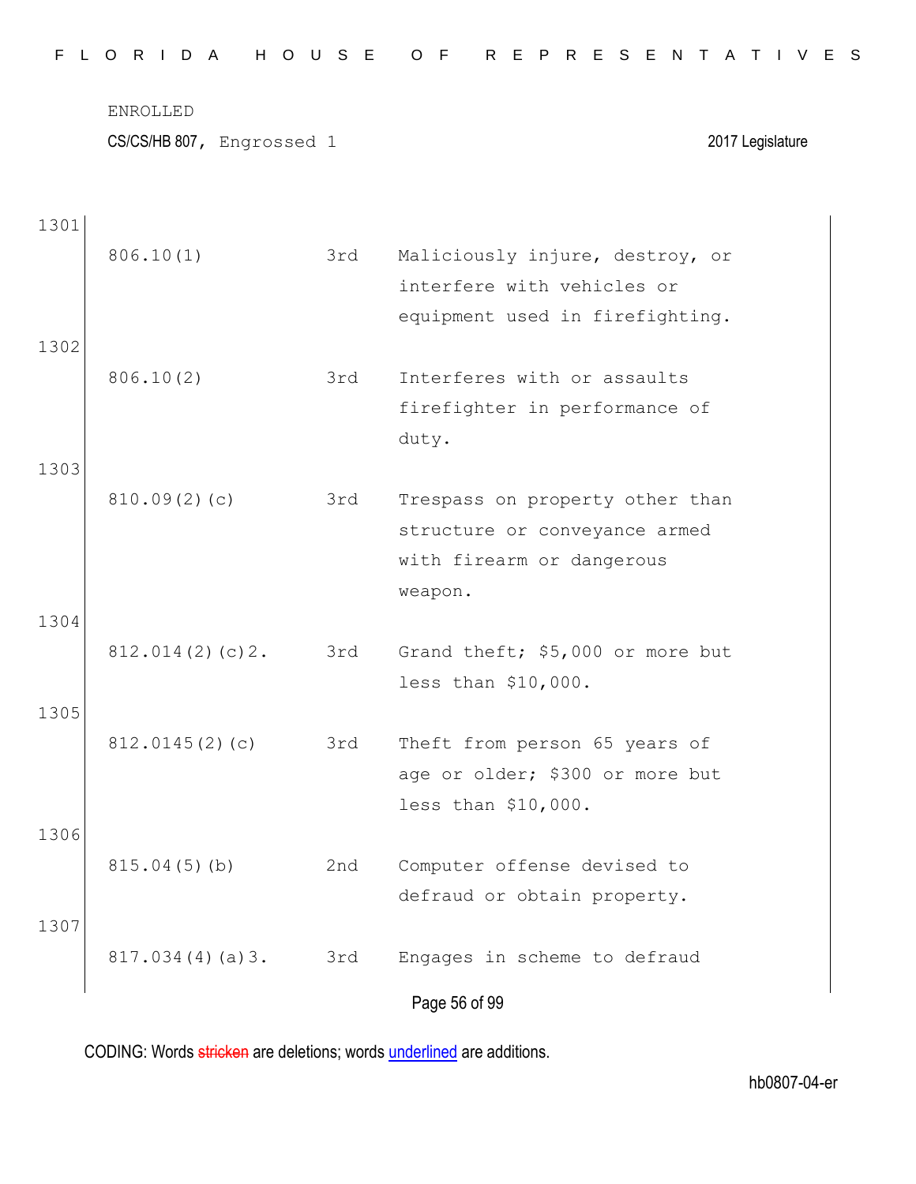1301

| | | |
|---|---|---|
| 806.10(1) | 3rd | Maliciously injure, destroy, or interfere with vehicles or equipment used in firefighting. |

1302

| | | |
|---|---|---|
| 806.10(2) | 3rd | Interferes with or assaults firefighter in performance of duty. |

1303

| | | |
|---|---|---|
| 810.09(2)(c) | 3rd | Trespass on property other than structure or conveyance armed with firearm or dangerous weapon. |

1304

| | | |
|---|---|---|
| 812.014(2)(c)2. | 3rd | Grand theft; $5,000 or more but less than $10,000. |

1305

| | | |
|---|---|---|
| 812.0145(2)(c) | 3rd | Theft from person 65 years of age or older; $300 or more but less than $10,000. |

1306

| | | |
|---|---|---|
| 815.04(5)(b) | 2nd | Computer offense devised to defraud or obtain property. |

1307

| | | |
|---|---|---|
| 817.034(4)(a)3. | 3rd | Engages in scheme to defraud |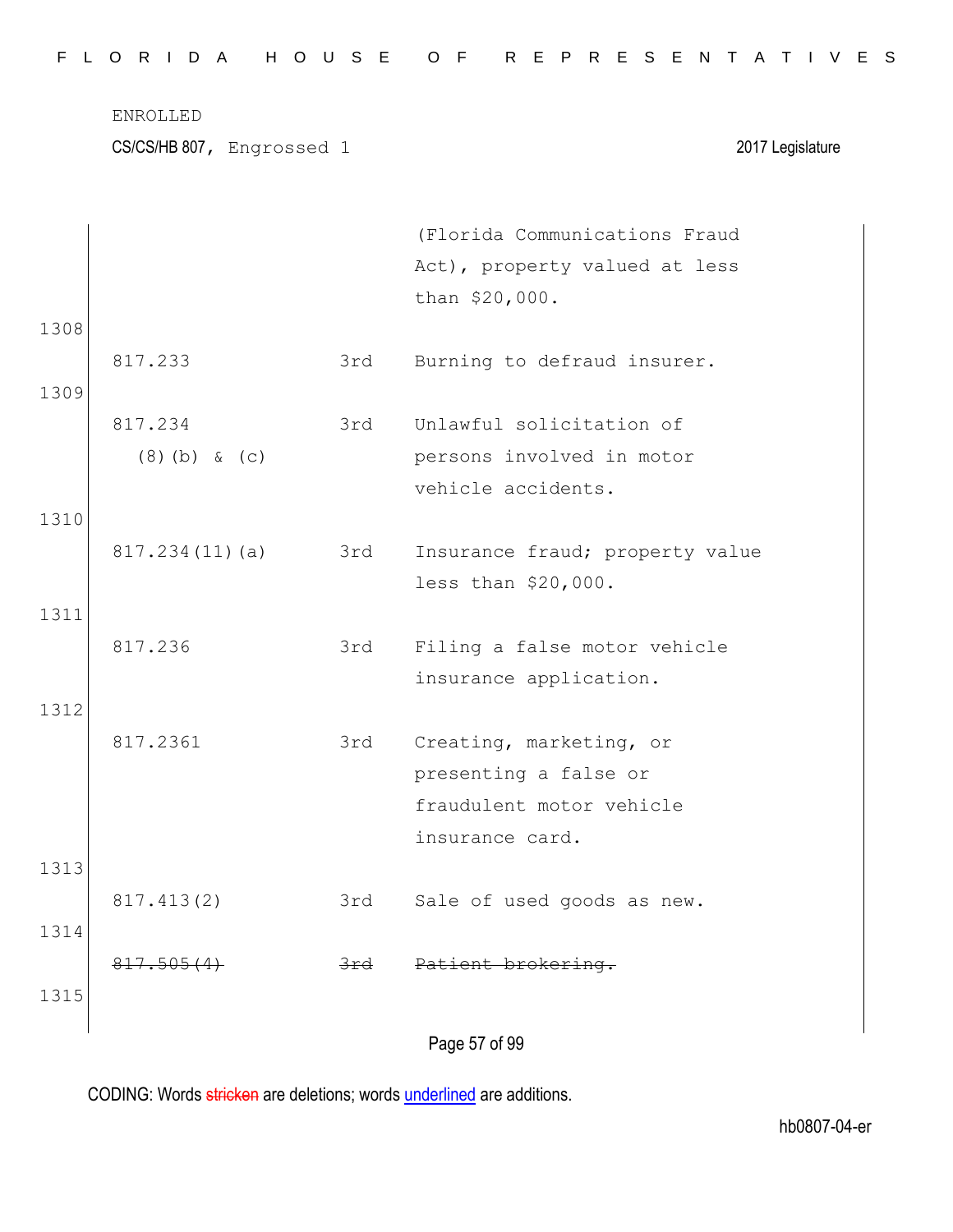| | | |
|---|---|---|
| | | (Florida Communications Fraud Act), property valued at less than $20,000. |
| 817.233 | 3rd | Burning to defraud insurer. |
| 817.234 (8)(b) & (c) | 3rd | Unlawful solicitation of persons involved in motor vehicle accidents. |
| 817.234(11)(a) | 3rd | Insurance fraud; property value less than $20,000. |
| 817.236 | 3rd | Filing a false motor vehicle insurance application. |
| 817.2361 | 3rd | Creating, marketing, or presenting a false or fraudulent motor vehicle insurance card. |
| 817.413(2) | 3rd | Sale of used goods as new. |
| ~~817.505(4)~~ | ~~3rd~~ | ~~Patient brokering.~~ |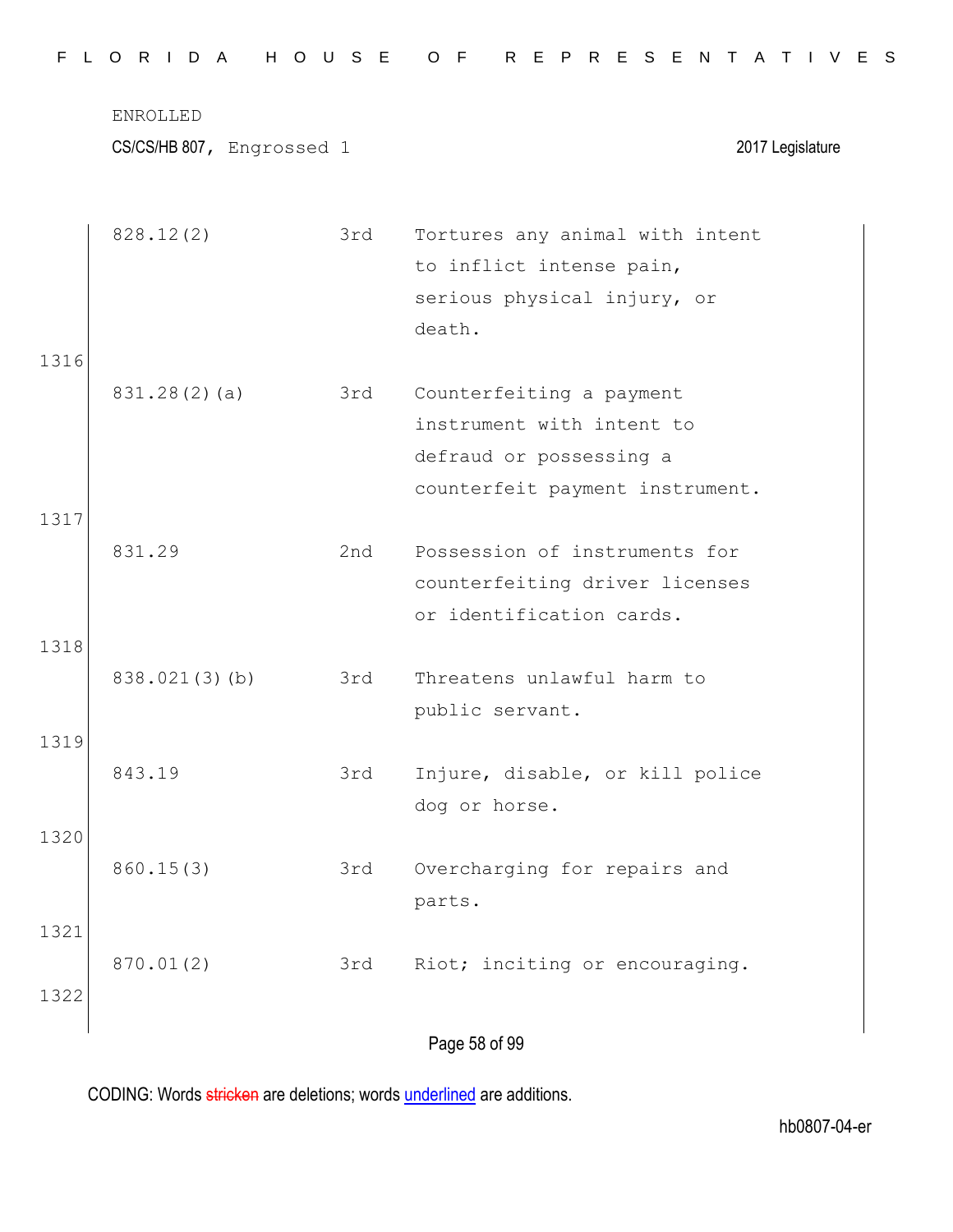ENROLLED

CS/CS/HB 807, Engrossed 1 2017 Legislature

| | | | |
|---|---|---|---|
| | 828.12(2) | 3rd | Tortures any animal with intent to inflict intense pain, serious physical injury, or death. |
| 1316 | | | |
| | 831.28(2)(a) | 3rd | Counterfeiting a payment instrument with intent to defraud or possessing a counterfeit payment instrument. |
| 1317 | | | |
| | 831.29 | 2nd | Possession of instruments for counterfeiting driver licenses or identification cards. |
| 1318 | | | |
| | 838.021(3)(b) | 3rd | Threatens unlawful harm to public servant. |
| 1319 | | | |
| | 843.19 | 3rd | Injure, disable, or kill police dog or horse. |
| 1320 | | | |
| | 860.15(3) | 3rd | Overcharging for repairs and parts. |
| 1321 | | | |
| | 870.01(2) | 3rd | Riot; inciting or encouraging. |
| 1322 | | | |

CODING: Words ~~stricken~~ are deletions; words underlined are additions.

hb0807-04-er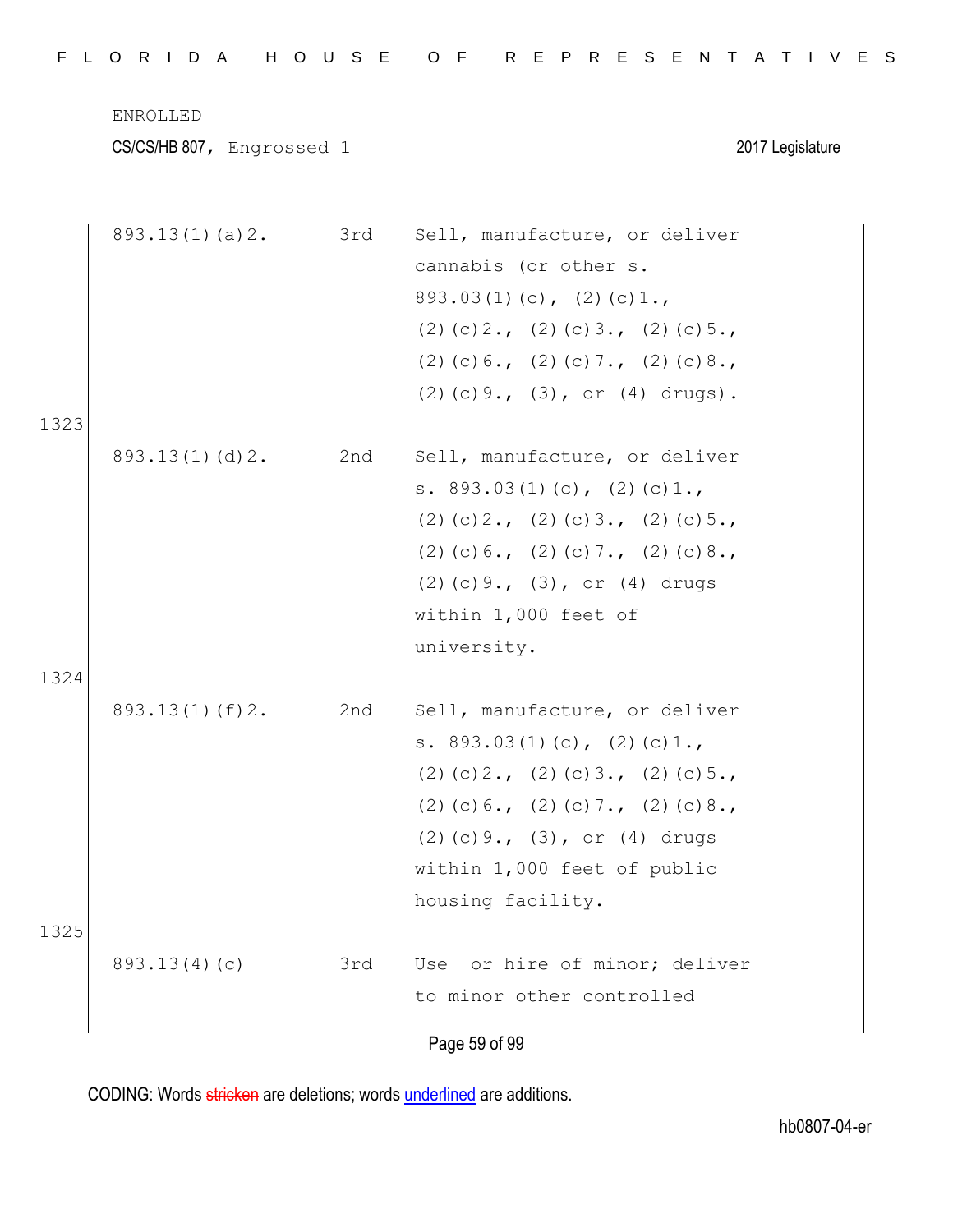ENROLLED

CS/CS/HB 807, Engrossed 1 2017 Legislature

| | | |
|---|---|---|
| 893.13(1)(a)2. | 3rd | Sell, manufacture, or deliver cannabis (or other s. 893.03(1)(c), (2)(c)1., (2)(c)2., (2)(c)3., (2)(c)5., (2)(c)6., (2)(c)7., (2)(c)8., (2)(c)9., (3), or (4) drugs). |

1323

| | | |
|---|---|---|
| 893.13(1)(d)2. | 2nd | Sell, manufacture, or deliver s. 893.03(1)(c), (2)(c)1., (2)(c)2., (2)(c)3., (2)(c)5., (2)(c)6., (2)(c)7., (2)(c)8., (2)(c)9., (3), or (4) drugs within 1,000 feet of university. |

1324

| | | |
|---|---|---|
| 893.13(1)(f)2. | 2nd | Sell, manufacture, or deliver s. 893.03(1)(c), (2)(c)1., (2)(c)2., (2)(c)3., (2)(c)5., (2)(c)6., (2)(c)7., (2)(c)8., (2)(c)9., (3), or (4) drugs within 1,000 feet of public housing facility. |

1325

| | | |
|---|---|---|
| 893.13(4)(c) | 3rd | Use or hire of minor; deliver to minor other controlled |

CODING: Words stricken are deletions; words underlined are additions.

hb0807-04-er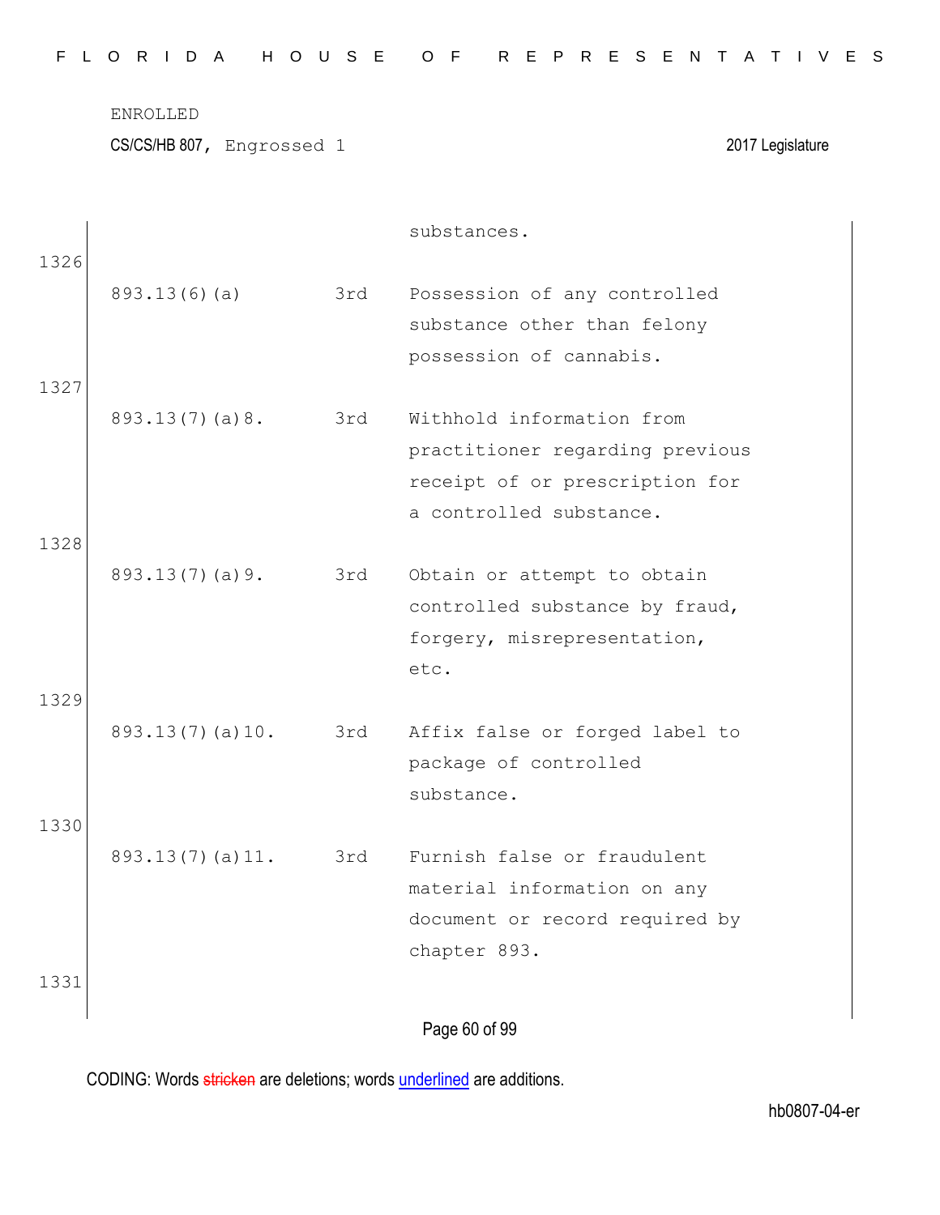| | | |
|---|---|---|
| | | substances. |
| 893.13(6)(a) | 3rd | Possession of any controlled substance other than felony possession of cannabis. |
| 893.13(7)(a)8. | 3rd | Withhold information from practitioner regarding previous receipt of or prescription for a controlled substance. |
| 893.13(7)(a)9. | 3rd | Obtain or attempt to obtain controlled substance by fraud, forgery, misrepresentation, etc. |
| 893.13(7)(a)10. | 3rd | Affix false or forged label to package of controlled substance. |
| 893.13(7)(a)11. | 3rd | Furnish false or fraudulent material information on any document or record required by chapter 893. |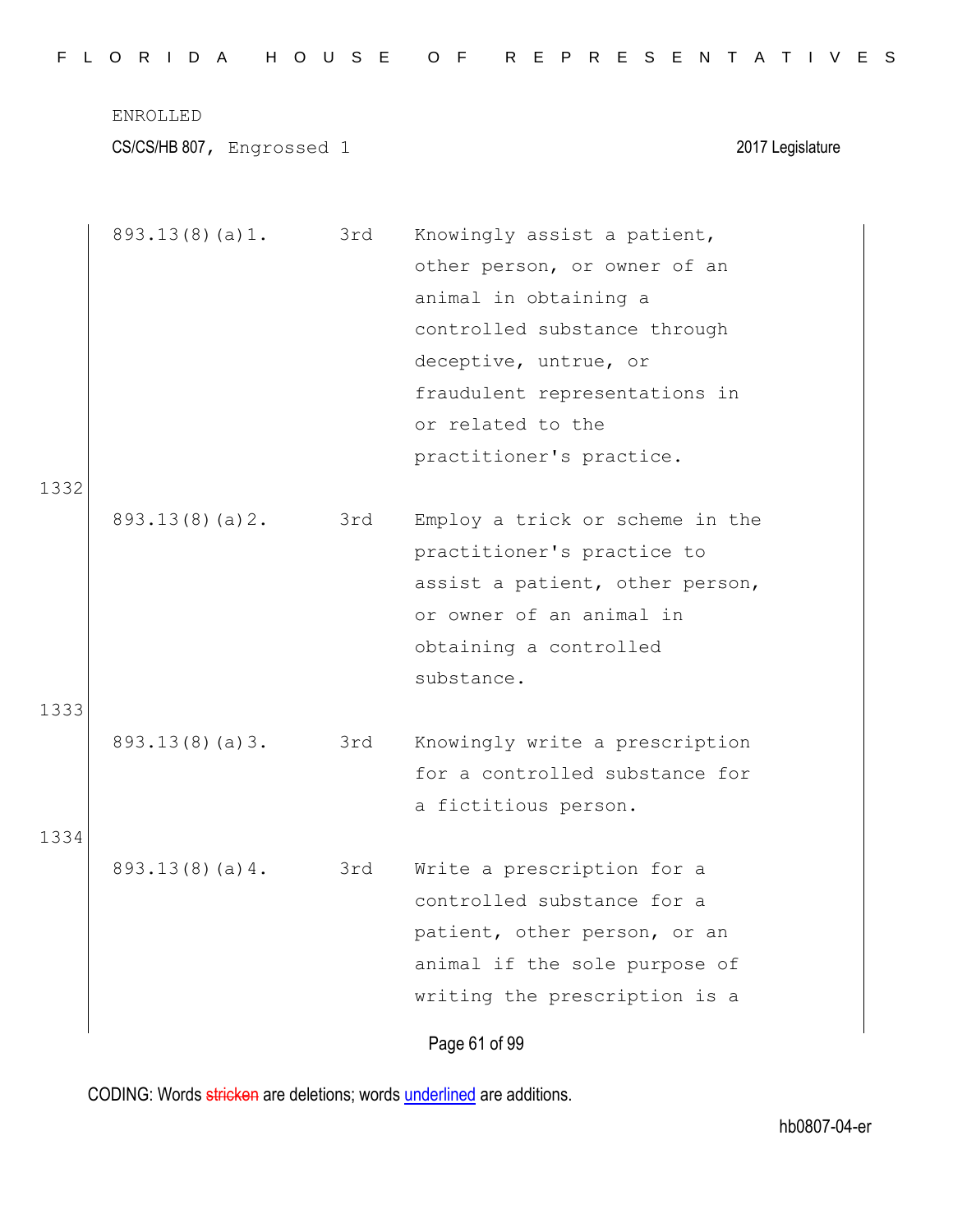| | | |
|---|---|---|
| 893.13(8)(a)1. | 3rd | Knowingly assist a patient, other person, or owner of an animal in obtaining a controlled substance through deceptive, untrue, or fraudulent representations in or related to the practitioner's practice. |
| 893.13(8)(a)2. | 3rd | Employ a trick or scheme in the practitioner's practice to assist a patient, other person, or owner of an animal in obtaining a controlled substance. |
| 893.13(8)(a)3. | 3rd | Knowingly write a prescription for a controlled substance for a fictitious person. |
| 893.13(8)(a)4. | 3rd | Write a prescription for a controlled substance for a patient, other person, or an animal if the sole purpose of writing the prescription is a |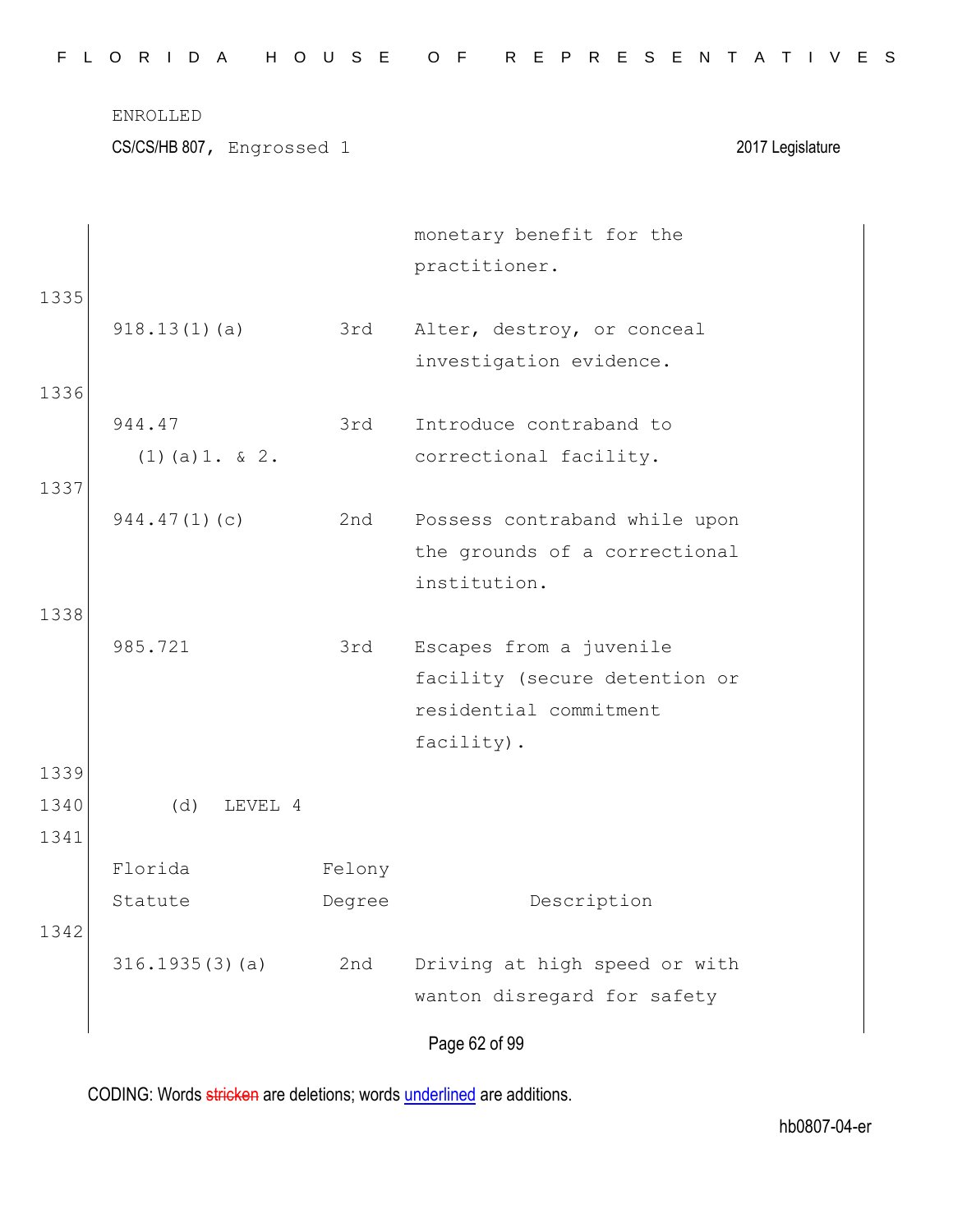| | | monetary benefit for the practitioner. |
|---|---|---|
| 918.13(1)(a) | 3rd | Alter, destroy, or conceal investigation evidence. |
| 944.47 (1)(a)1. & 2. | 3rd | Introduce contraband to correctional facility. |
| 944.47(1)(c) | 2nd | Possess contraband while upon the grounds of a correctional institution. |
| 985.721 | 3rd | Escapes from a juvenile facility (secure detention or residential commitment facility). |

(d) LEVEL 4

| Florida Statute | Felony Degree | Description |
|---|---|---|
| 316.1935(3)(a) | 2nd | Driving at high speed or with wanton disregard for safety |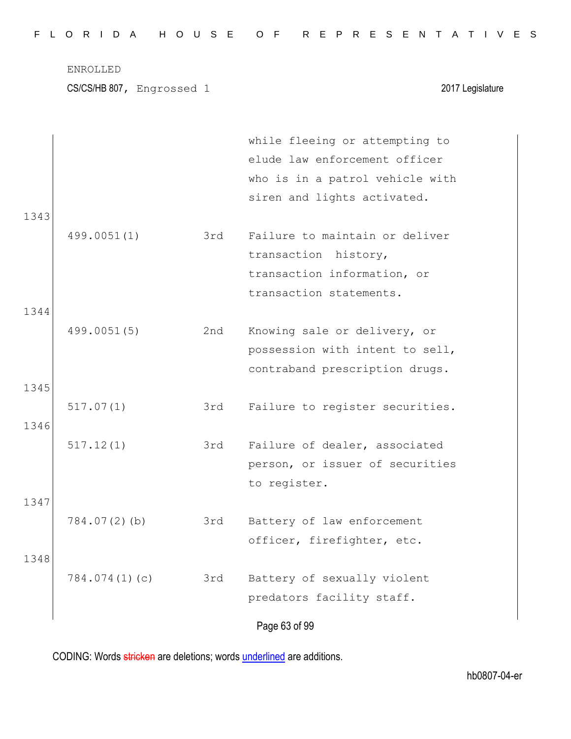ENROLLED

CS/CS/HB 807, Engrossed 1 — 2017 Legislature

| | | | |
|---|---|---|---|
| | | | while fleeing or attempting to elude law enforcement officer who is in a patrol vehicle with siren and lights activated. |
| 1343 | 499.0051(1) | 3rd | Failure to maintain or deliver transaction history, transaction information, or transaction statements. |
| 1344 | 499.0051(5) | 2nd | Knowing sale or delivery, or possession with intent to sell, contraband prescription drugs. |
| 1345 | 517.07(1) | 3rd | Failure to register securities. |
| 1346 | 517.12(1) | 3rd | Failure of dealer, associated person, or issuer of securities to register. |
| 1347 | 784.07(2)(b) | 3rd | Battery of law enforcement officer, firefighter, etc. |
| 1348 | 784.074(1)(c) | 3rd | Battery of sexually violent predators facility staff. |

CODING: Words stricken are deletions; words underlined are additions.

hb0807-04-er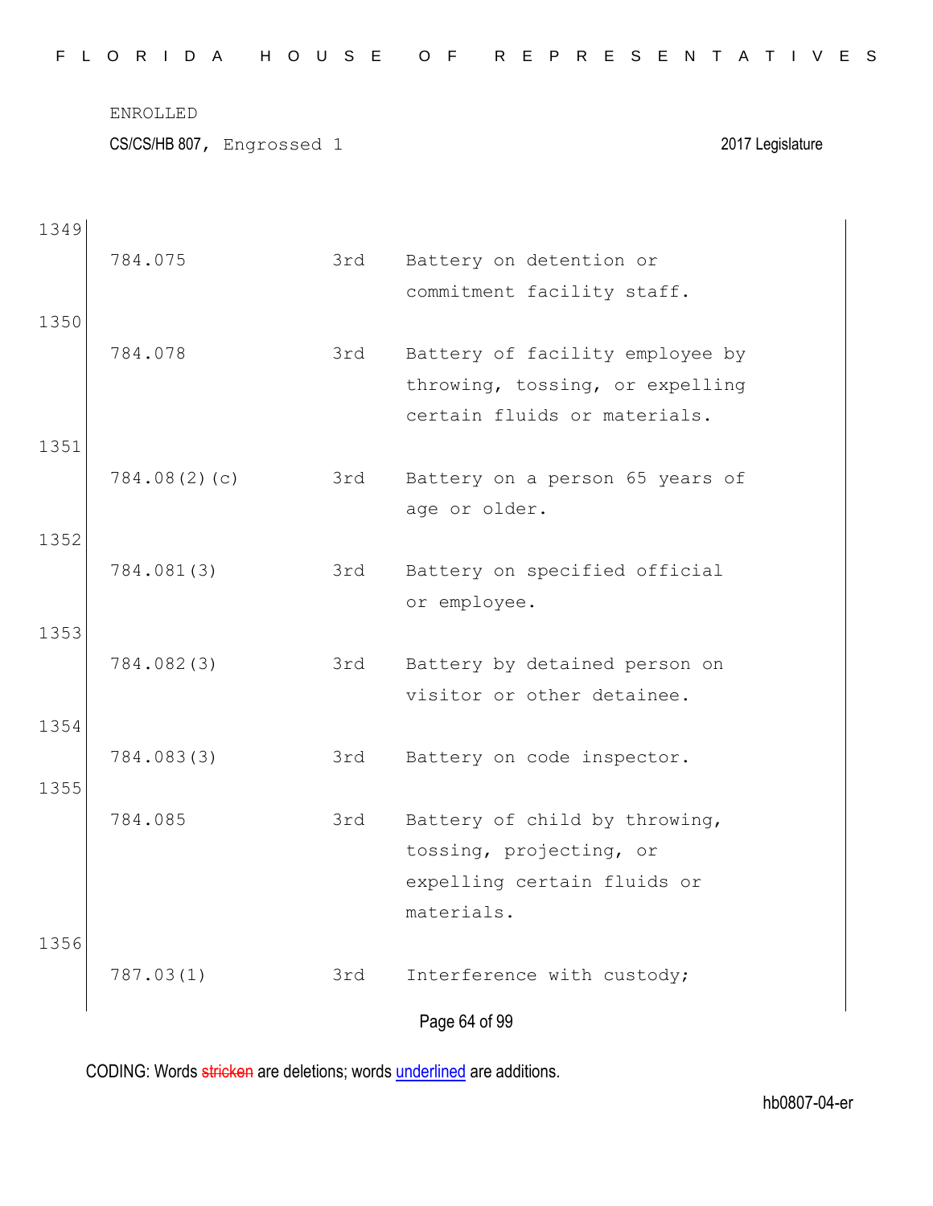| | | | |
|---|---|---|---|
| 1349 | 784.075 | 3rd | Battery on detention or commitment facility staff. |
| 1350 | 784.078 | 3rd | Battery of facility employee by throwing, tossing, or expelling certain fluids or materials. |
| 1351 | 784.08(2)(c) | 3rd | Battery on a person 65 years of age or older. |
| 1352 | 784.081(3) | 3rd | Battery on specified official or employee. |
| 1353 | 784.082(3) | 3rd | Battery by detained person on visitor or other detainee. |
| 1354 | 784.083(3) | 3rd | Battery on code inspector. |
| 1355 | 784.085 | 3rd | Battery of child by throwing, tossing, projecting, or expelling certain fluids or materials. |
| 1356 | 787.03(1) | 3rd | Interference with custody; |

CODING: Words ~~stricken~~ are deletions; words underlined are additions.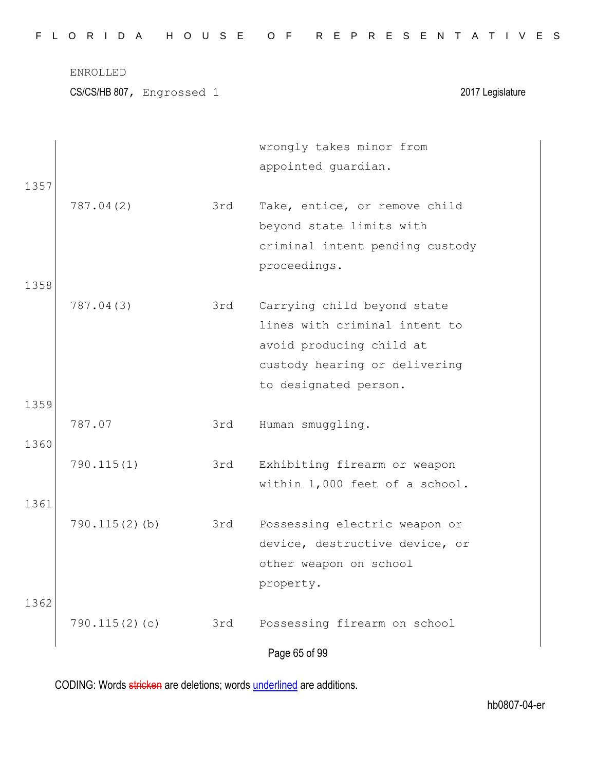ENROLLED

CS/CS/HB 807, Engrossed 1 2017 Legislature

| | | | |
|---|---|---|---|
| | | | wrongly takes minor from appointed guardian. |
| 1357 | 787.04(2) | 3rd | Take, entice, or remove child beyond state limits with criminal intent pending custody proceedings. |
| 1358 | 787.04(3) | 3rd | Carrying child beyond state lines with criminal intent to avoid producing child at custody hearing or delivering to designated person. |
| 1359 | 787.07 | 3rd | Human smuggling. |
| 1360 | 790.115(1) | 3rd | Exhibiting firearm or weapon within 1,000 feet of a school. |
| 1361 | 790.115(2)(b) | 3rd | Possessing electric weapon or device, destructive device, or other weapon on school property. |
| 1362 | 790.115(2)(c) | 3rd | Possessing firearm on school |

CODING: Words stricken are deletions; words underlined are additions.

hb0807-04-er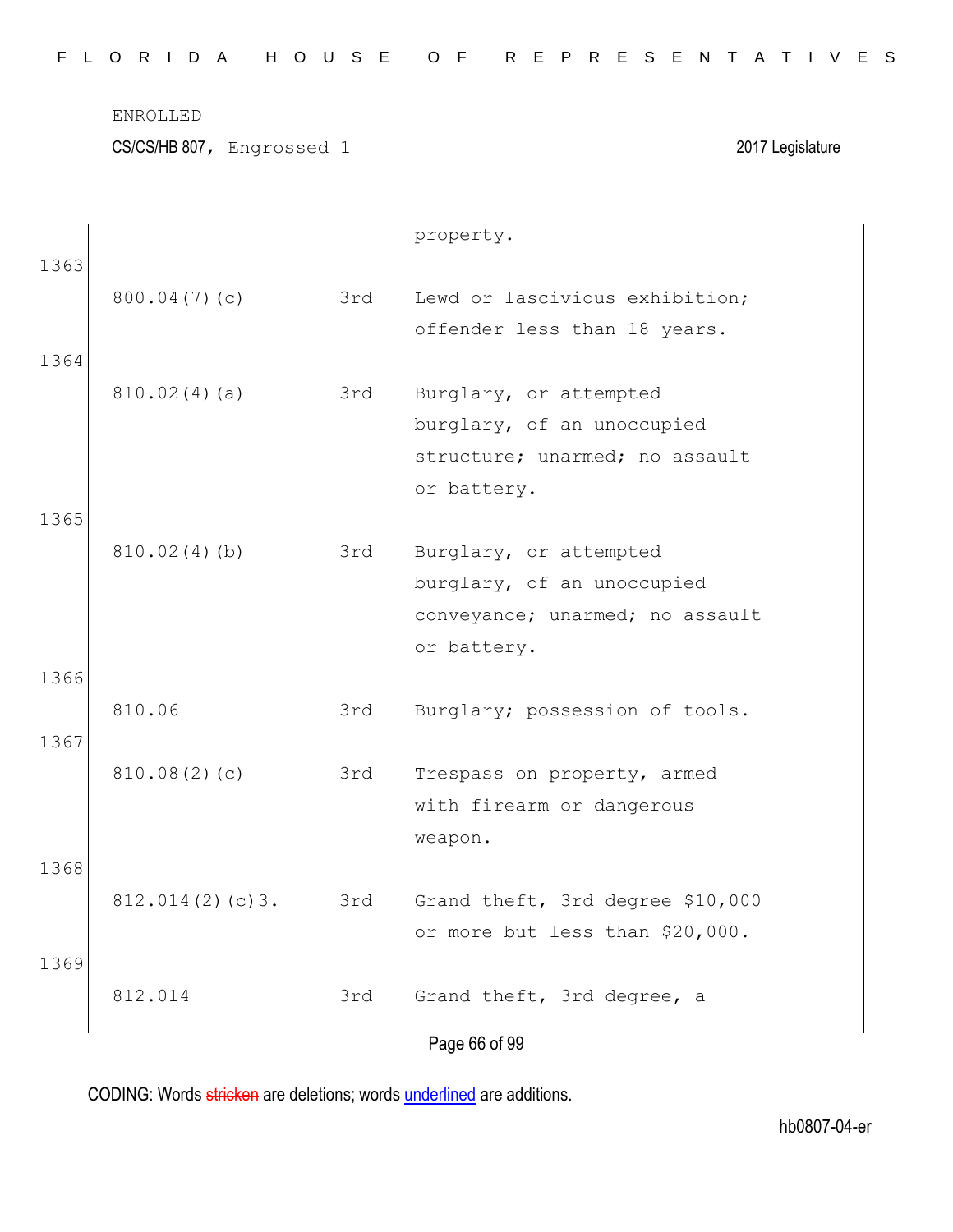| | | property. |
|---|---|---|
| 1363 | | |
| 800.04(7)(c) | 3rd | Lewd or lascivious exhibition; offender less than 18 years. |
| 1364 | | |
| 810.02(4)(a) | 3rd | Burglary, or attempted burglary, of an unoccupied structure; unarmed; no assault or battery. |
| 1365 | | |
| 810.02(4)(b) | 3rd | Burglary, or attempted burglary, of an unoccupied conveyance; unarmed; no assault or battery. |
| 1366 | | |
| 810.06 | 3rd | Burglary; possession of tools. |
| 1367 | | |
| 810.08(2)(c) | 3rd | Trespass on property, armed with firearm or dangerous weapon. |
| 1368 | | |
| 812.014(2)(c)3. | 3rd | Grand theft, 3rd degree $10,000 or more but less than $20,000. |
| 1369 | | |
| 812.014 | 3rd | Grand theft, 3rd degree, a |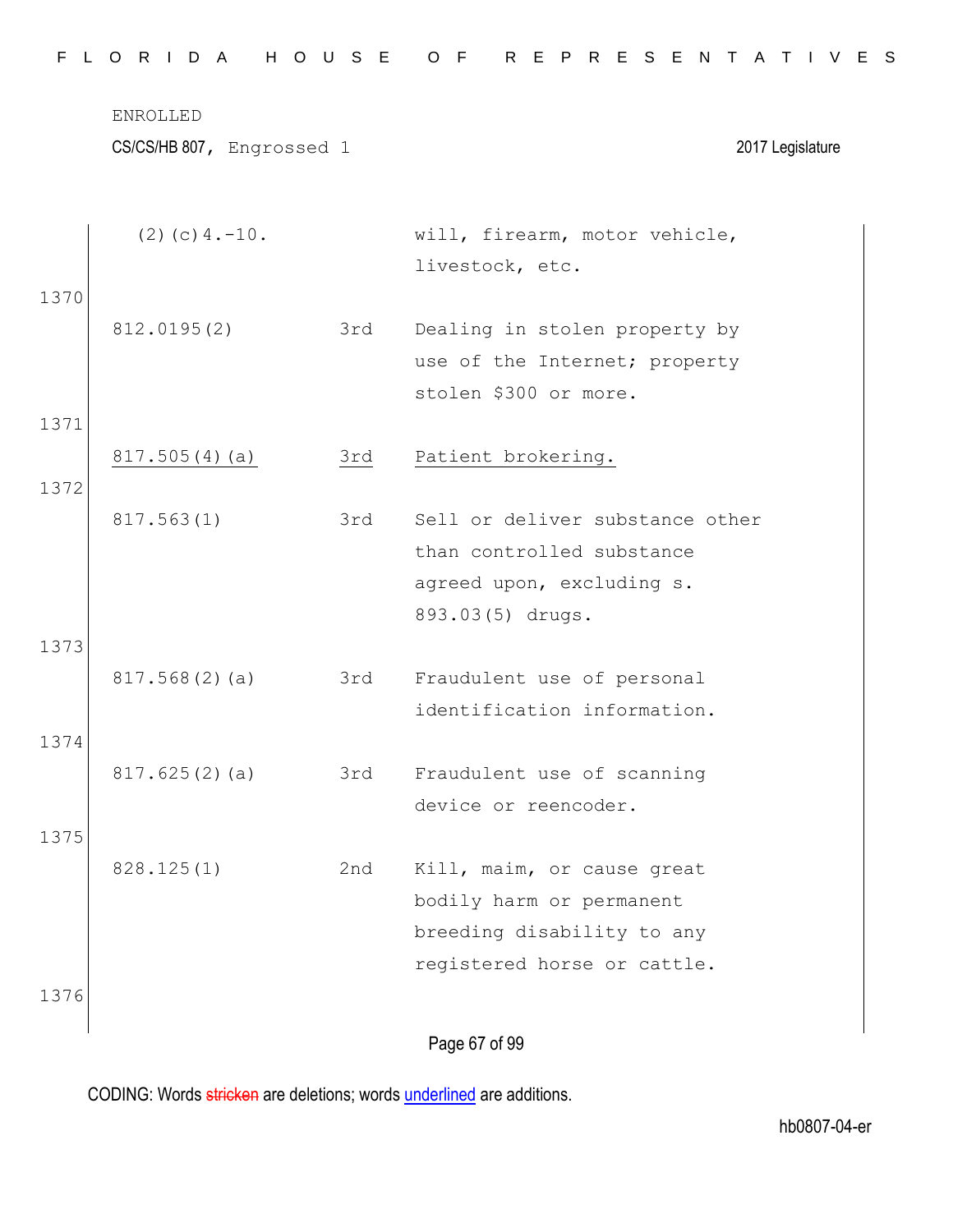| | | |
|---|---|---|
| (2)(c)4.-10. | | will, firearm, motor vehicle, livestock, etc. |

1370

| | | |
|---|---|---|
| 812.0195(2) | 3rd | Dealing in stolen property by use of the Internet; property stolen $300 or more. |

1371

| | | |
|---|---|---|
| <u>817.505(4)(a)</u> | <u>3rd</u> | <u>Patient brokering.</u> |

1372

| | | |
|---|---|---|
| 817.563(1) | 3rd | Sell or deliver substance other than controlled substance agreed upon, excluding s. 893.03(5) drugs. |

1373

| | | |
|---|---|---|
| 817.568(2)(a) | 3rd | Fraudulent use of personal identification information. |

1374

| | | |
|---|---|---|
| 817.625(2)(a) | 3rd | Fraudulent use of scanning device or reencoder. |

1375

| | | |
|---|---|---|
| 828.125(1) | 2nd | Kill, maim, or cause great bodily harm or permanent breeding disability to any registered horse or cattle. |

1376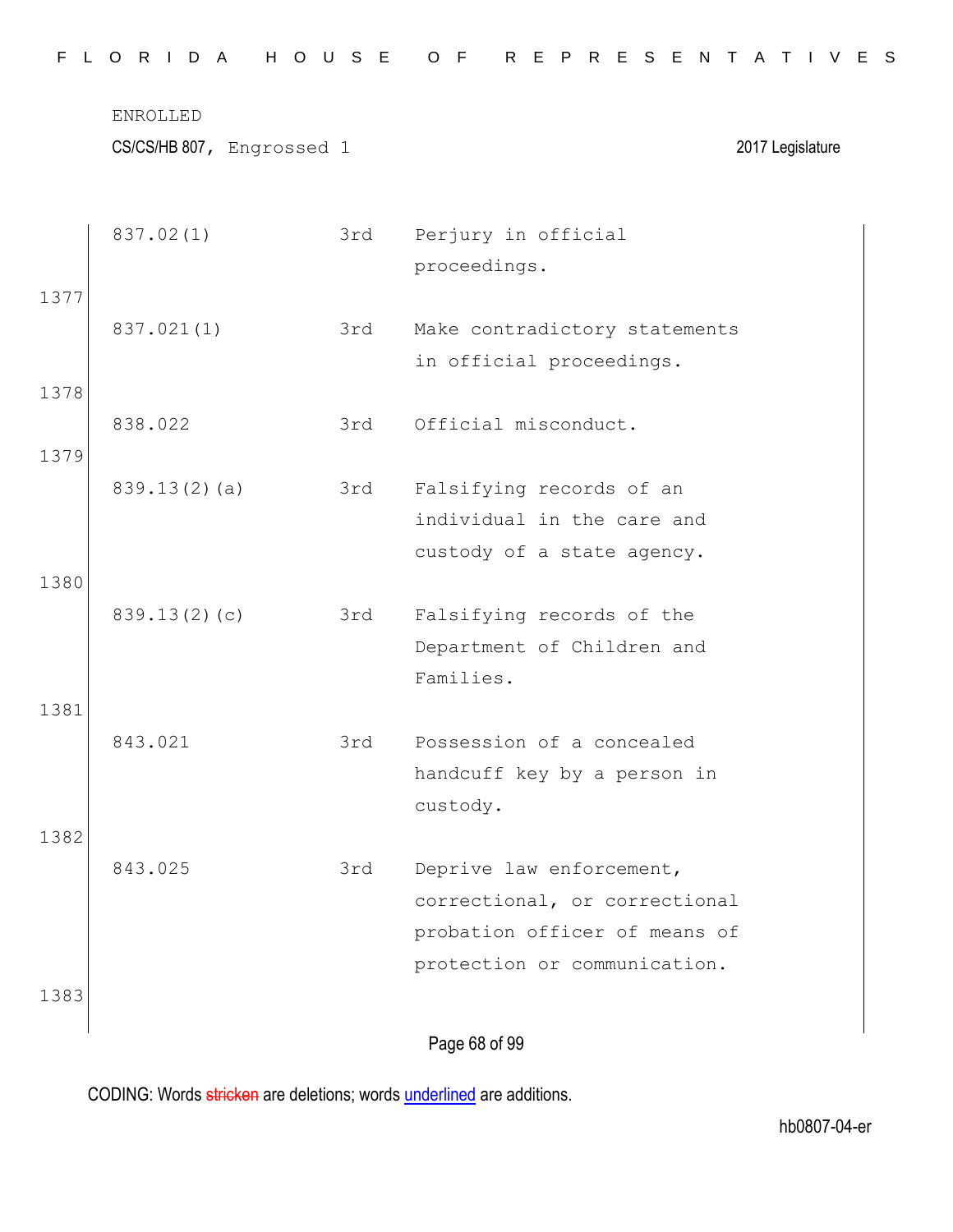| | | |
|---|---|---|
| 837.02(1) | 3rd | Perjury in official proceedings. |
| 837.021(1) | 3rd | Make contradictory statements in official proceedings. |
| 838.022 | 3rd | Official misconduct. |
| 839.13(2)(a) | 3rd | Falsifying records of an individual in the care and custody of a state agency. |
| 839.13(2)(c) | 3rd | Falsifying records of the Department of Children and Families. |
| 843.021 | 3rd | Possession of a concealed handcuff key by a person in custody. |
| 843.025 | 3rd | Deprive law enforcement, correctional, or correctional probation officer of means of protection or communication. |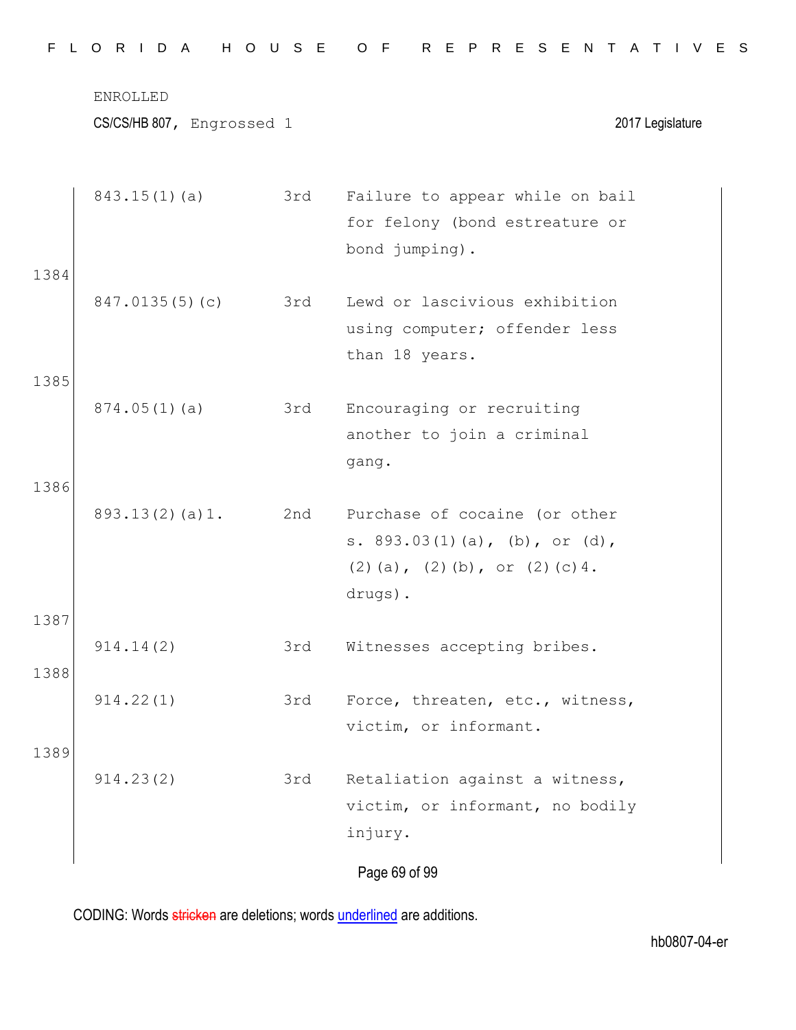| | | |
|---|---|---|
| 843.15(1)(a) | 3rd | Failure to appear while on bail for felony (bond estreature or bond jumping). |
| 847.0135(5)(c) | 3rd | Lewd or lascivious exhibition using computer; offender less than 18 years. |
| 874.05(1)(a) | 3rd | Encouraging or recruiting another to join a criminal gang. |
| 893.13(2)(a)1. | 2nd | Purchase of cocaine (or other s. 893.03(1)(a), (b), or (d), (2)(a), (2)(b), or (2)(c)4. drugs). |
| 914.14(2) | 3rd | Witnesses accepting bribes. |
| 914.22(1) | 3rd | Force, threaten, etc., witness, victim, or informant. |
| 914.23(2) | 3rd | Retaliation against a witness, victim, or informant, no bodily injury. |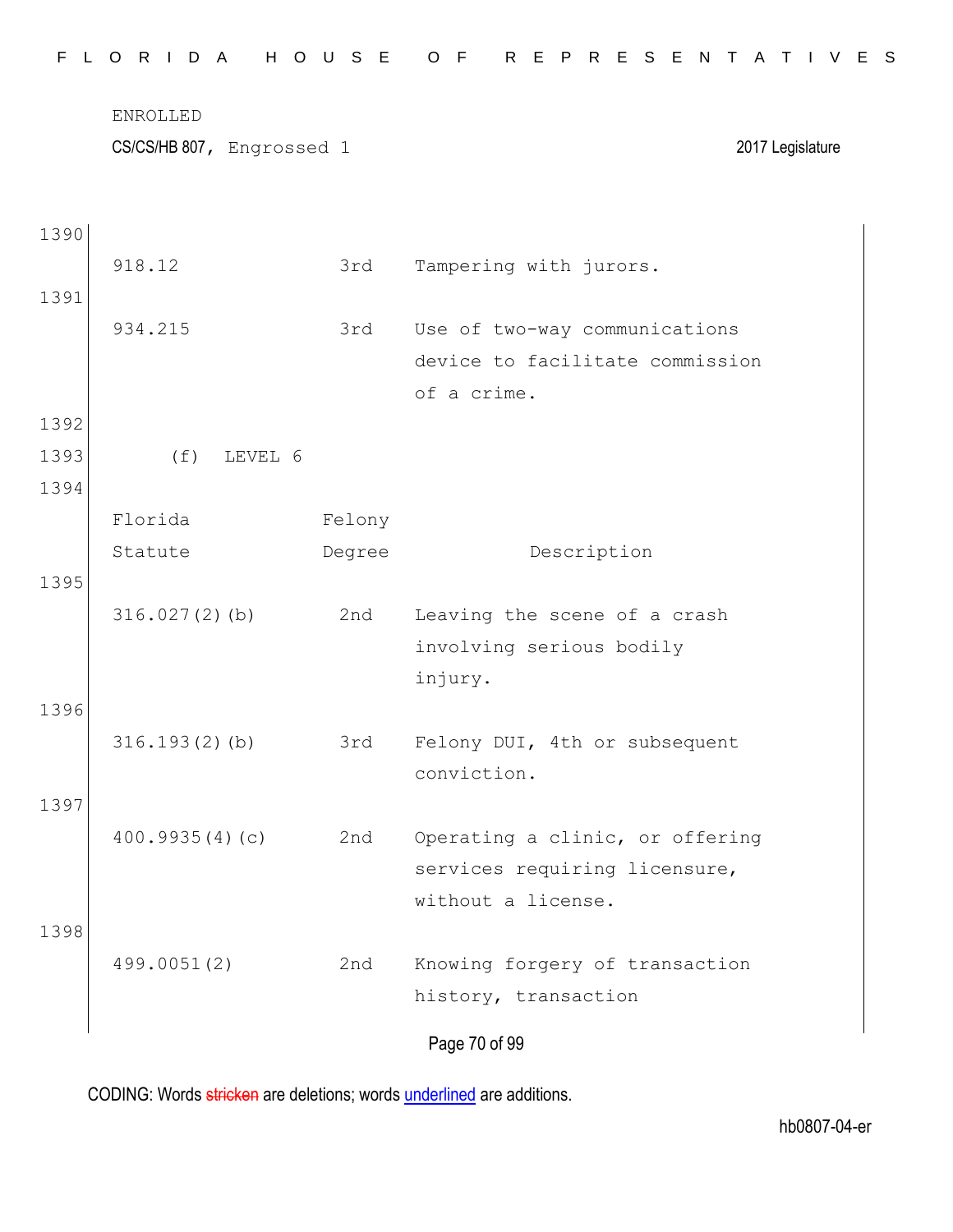| | | |
|---|---|---|
| 918.12 | 3rd | Tampering with jurors. |
| 934.215 | 3rd | Use of two-way communications device to facilitate commission of a crime. |

(f) LEVEL 6

| Florida Statute | Felony Degree | Description |
|---|---|---|
| 316.027(2)(b) | 2nd | Leaving the scene of a crash involving serious bodily injury. |
| 316.193(2)(b) | 3rd | Felony DUI, 4th or subsequent conviction. |
| 400.9935(4)(c) | 2nd | Operating a clinic, or offering services requiring licensure, without a license. |
| 499.0051(2) | 2nd | Knowing forgery of transaction history, transaction |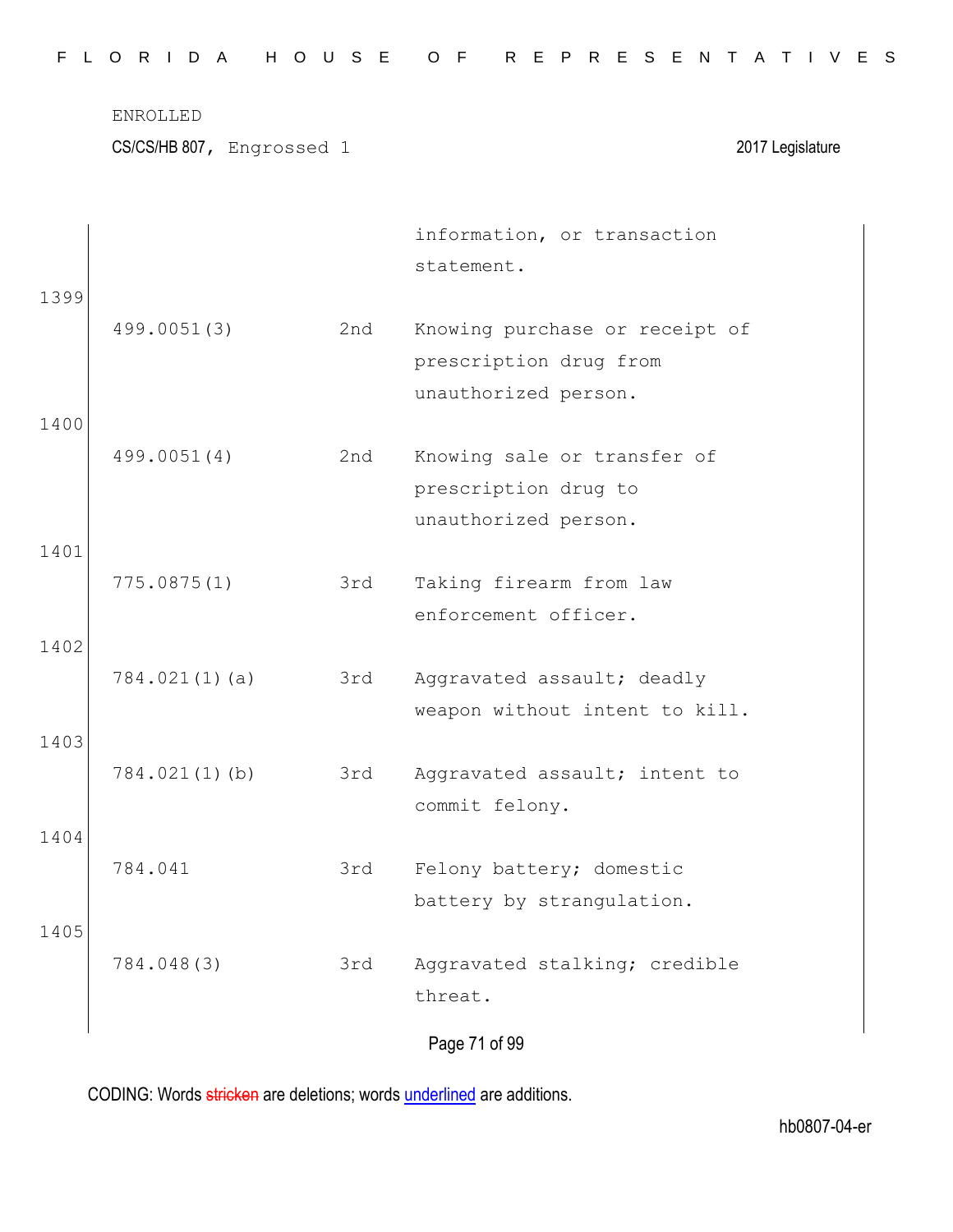ENROLLED

CS/CS/HB 807, Engrossed 1 2017 Legislature

| | | | |
|---|---|---|---|
| | | | information, or transaction statement. |
| 1399 | 499.0051(3) | 2nd | Knowing purchase or receipt of prescription drug from unauthorized person. |
| 1400 | 499.0051(4) | 2nd | Knowing sale or transfer of prescription drug to unauthorized person. |
| 1401 | 775.0875(1) | 3rd | Taking firearm from law enforcement officer. |
| 1402 | 784.021(1)(a) | 3rd | Aggravated assault; deadly weapon without intent to kill. |
| 1403 | 784.021(1)(b) | 3rd | Aggravated assault; intent to commit felony. |
| 1404 | 784.041 | 3rd | Felony battery; domestic battery by strangulation. |
| 1405 | 784.048(3) | 3rd | Aggravated stalking; credible threat. |

CODING: Words stricken are deletions; words underlined are additions.

hb0807-04-er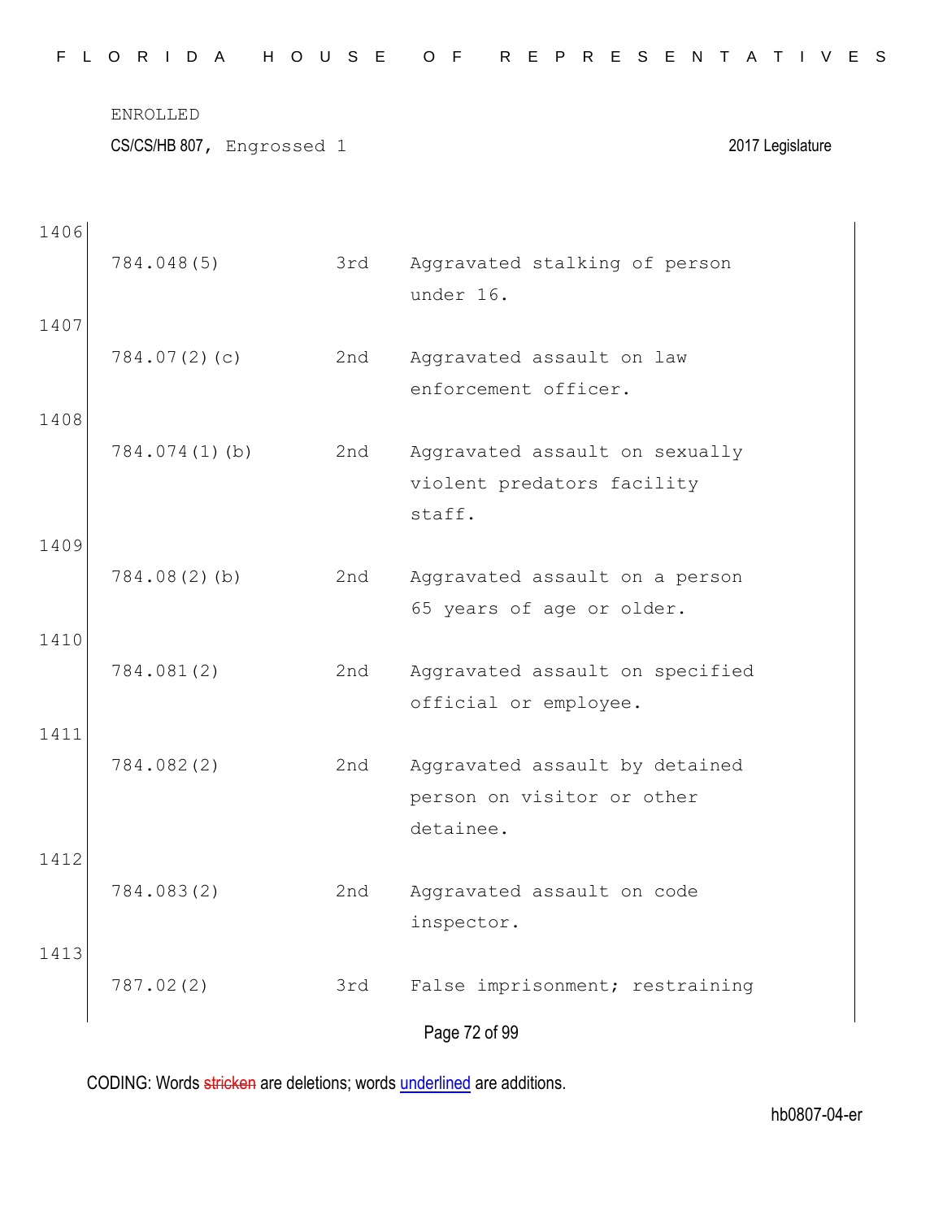ENROLLED

CS/CS/HB 807, Engrossed 1 2017 Legislature

| Line | Statute | Degree | Description |
|---|---|---|---|
| 1406 | 784.048(5) | 3rd | Aggravated stalking of person under 16. |
| 1407 | 784.07(2)(c) | 2nd | Aggravated assault on law enforcement officer. |
| 1408 | 784.074(1)(b) | 2nd | Aggravated assault on sexually violent predators facility staff. |
| 1409 | 784.08(2)(b) | 2nd | Aggravated assault on a person 65 years of age or older. |
| 1410 | 784.081(2) | 2nd | Aggravated assault on specified official or employee. |
| 1411 | 784.082(2) | 2nd | Aggravated assault by detained person on visitor or other detainee. |
| 1412 | 784.083(2) | 2nd | Aggravated assault on code inspector. |
| 1413 | 787.02(2) | 3rd | False imprisonment; restraining |

CODING: Words stricken are deletions; words underlined are additions.

hb0807-04-er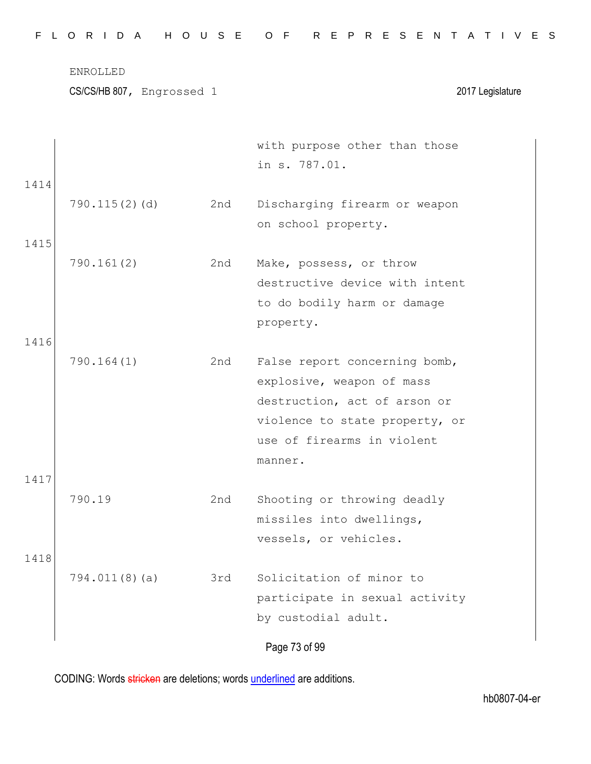| | | | |
|---|---|---|---|
| | | | with purpose other than those in s. 787.01. |
| 1414 | 790.115(2)(d) | 2nd | Discharging firearm or weapon on school property. |
| 1415 | 790.161(2) | 2nd | Make, possess, or throw destructive device with intent to do bodily harm or damage property. |
| 1416 | 790.164(1) | 2nd | False report concerning bomb, explosive, weapon of mass destruction, act of arson or violence to state property, or use of firearms in violent manner. |
| 1417 | 790.19 | 2nd | Shooting or throwing deadly missiles into dwellings, vessels, or vehicles. |
| 1418 | 794.011(8)(a) | 3rd | Solicitation of minor to participate in sexual activity by custodial adult. |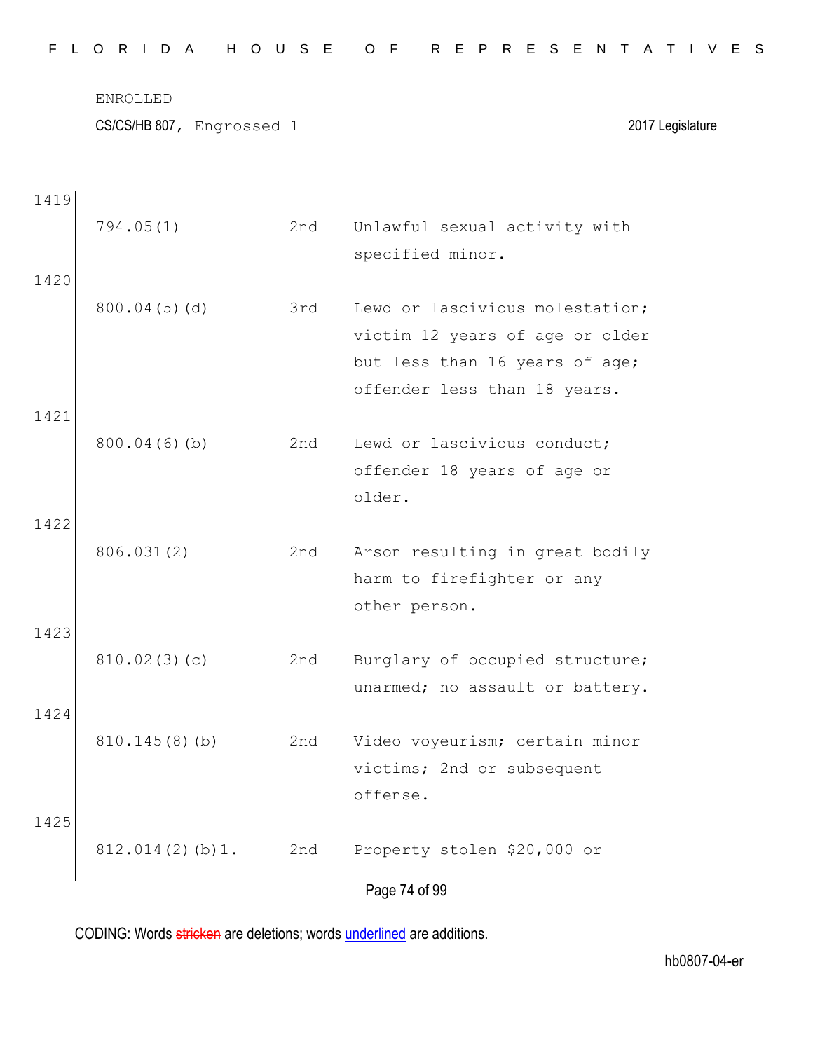1419

| | | |
|---|---|---|
| 794.05(1) | 2nd | Unlawful sexual activity with specified minor. |

1420

| | | |
|---|---|---|
| 800.04(5)(d) | 3rd | Lewd or lascivious molestation; victim 12 years of age or older but less than 16 years of age; offender less than 18 years. |

1421

| | | |
|---|---|---|
| 800.04(6)(b) | 2nd | Lewd or lascivious conduct; offender 18 years of age or older. |

1422

| | | |
|---|---|---|
| 806.031(2) | 2nd | Arson resulting in great bodily harm to firefighter or any other person. |

1423

| | | |
|---|---|---|
| 810.02(3)(c) | 2nd | Burglary of occupied structure; unarmed; no assault or battery. |

1424

| | | |
|---|---|---|
| 810.145(8)(b) | 2nd | Video voyeurism; certain minor victims; 2nd or subsequent offense. |

1425

| | | |
|---|---|---|
| 812.014(2)(b)1. | 2nd | Property stolen $20,000 or |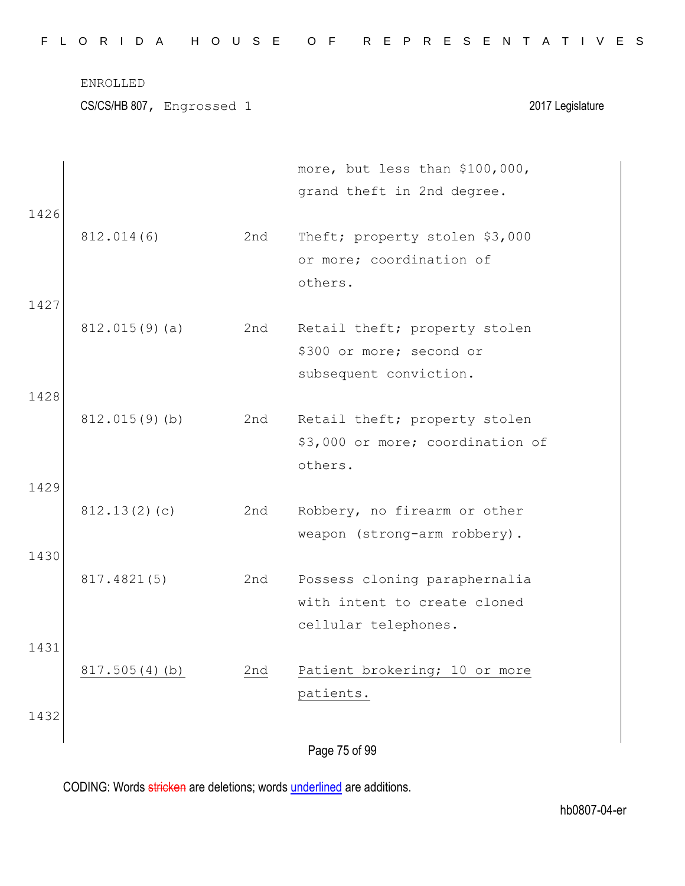| | | |
|---|---|---|
| | | more, but less than $100,000, grand theft in 2nd degree. |
| 812.014(6) | 2nd | Theft; property stolen $3,000 or more; coordination of others. |
| 812.015(9)(a) | 2nd | Retail theft; property stolen $300 or more; second or subsequent conviction. |
| 812.015(9)(b) | 2nd | Retail theft; property stolen $3,000 or more; coordination of others. |
| 812.13(2)(c) | 2nd | Robbery, no firearm or other weapon (strong-arm robbery). |
| 817.4821(5) | 2nd | Possess cloning paraphernalia with intent to create cloned cellular telephones. |
| <u>817.505(4)(b)</u> | <u>2nd</u> | <u>Patient brokering; 10 or more patients.</u> |

CODING: Words ~~stricken~~ are deletions; words <u>underlined</u> are additions.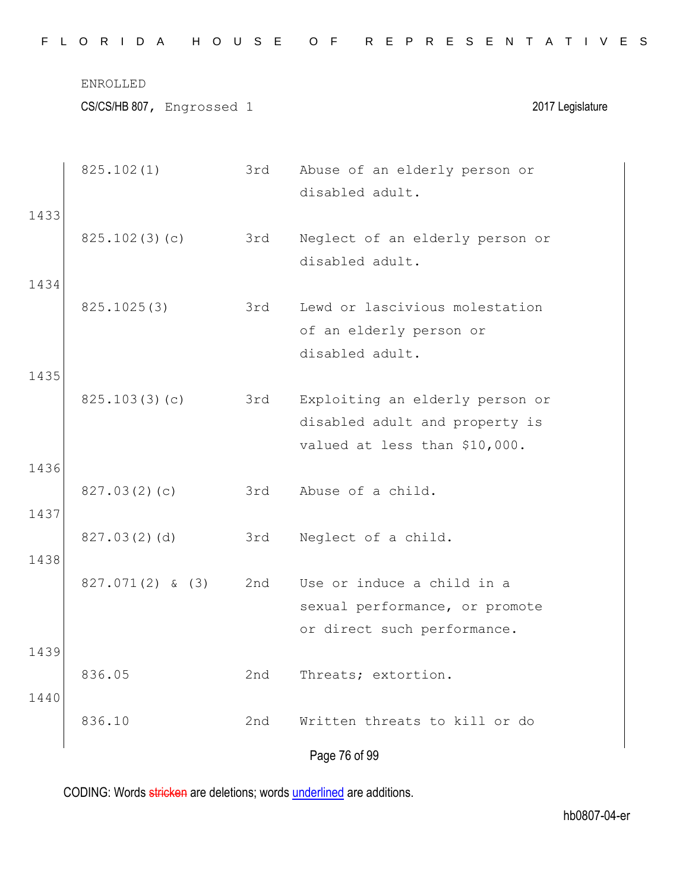| | | | |
|---|---|---|---|
| | 825.102(1) | 3rd | Abuse of an elderly person or disabled adult. |
| 1433 | | | |
| | 825.102(3)(c) | 3rd | Neglect of an elderly person or disabled adult. |
| 1434 | | | |
| | 825.1025(3) | 3rd | Lewd or lascivious molestation of an elderly person or disabled adult. |
| 1435 | | | |
| | 825.103(3)(c) | 3rd | Exploiting an elderly person or disabled adult and property is valued at less than $10,000. |
| 1436 | | | |
| | 827.03(2)(c) | 3rd | Abuse of a child. |
| 1437 | | | |
| | 827.03(2)(d) | 3rd | Neglect of a child. |
| 1438 | | | |
| | 827.071(2) & (3) | 2nd | Use or induce a child in a sexual performance, or promote or direct such performance. |
| 1439 | | | |
| | 836.05 | 2nd | Threats; extortion. |
| 1440 | | | |
| | 836.10 | 2nd | Written threats to kill or do |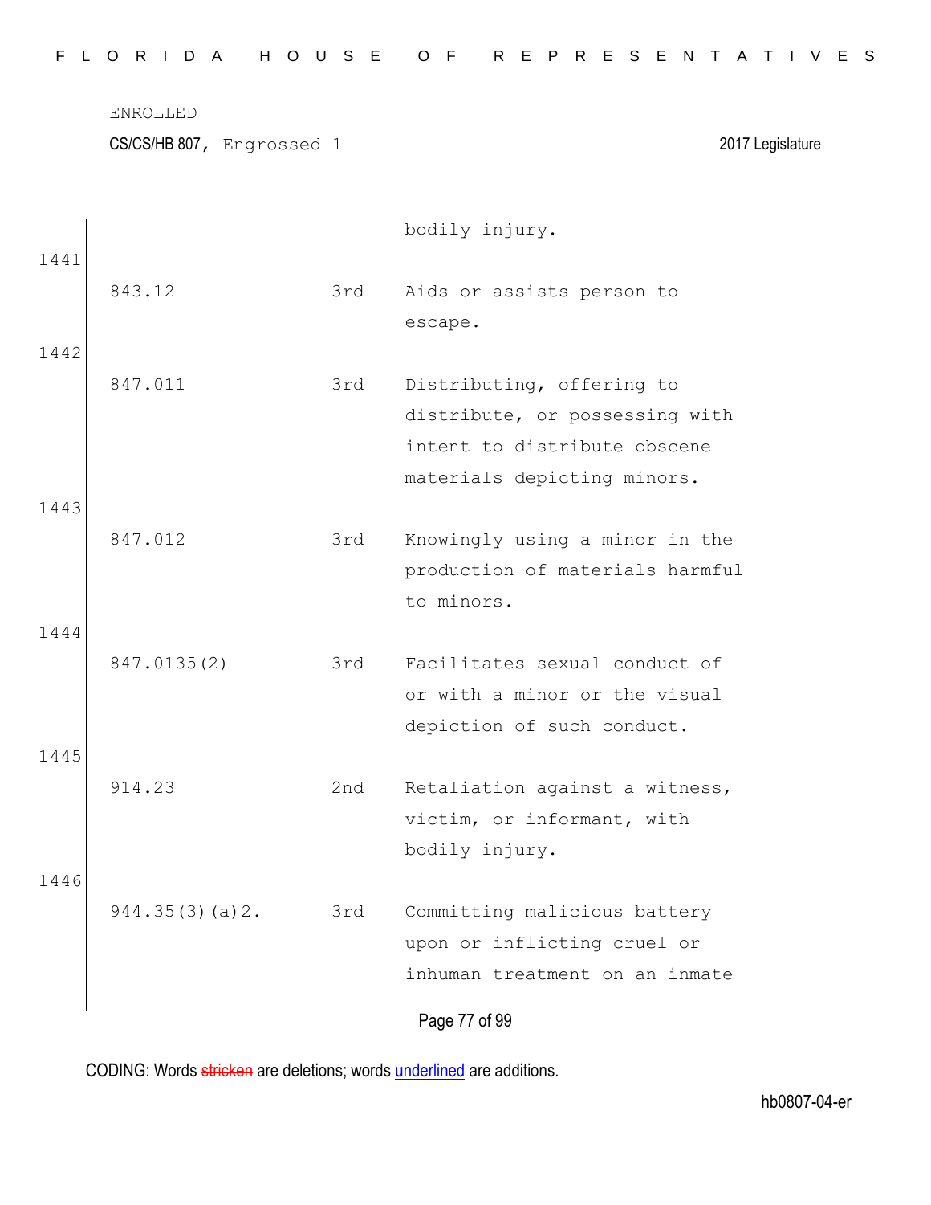| | | |
|---|---|---|
| | | bodily injury. |
| 843.12 | 3rd | Aids or assists person to escape. |
| 847.011 | 3rd | Distributing, offering to distribute, or possessing with intent to distribute obscene materials depicting minors. |
| 847.012 | 3rd | Knowingly using a minor in the production of materials harmful to minors. |
| 847.0135(2) | 3rd | Facilitates sexual conduct of or with a minor or the visual depiction of such conduct. |
| 914.23 | 2nd | Retaliation against a witness, victim, or informant, with bodily injury. |
| 944.35(3)(a)2. | 3rd | Committing malicious battery upon or inflicting cruel or inhuman treatment on an inmate |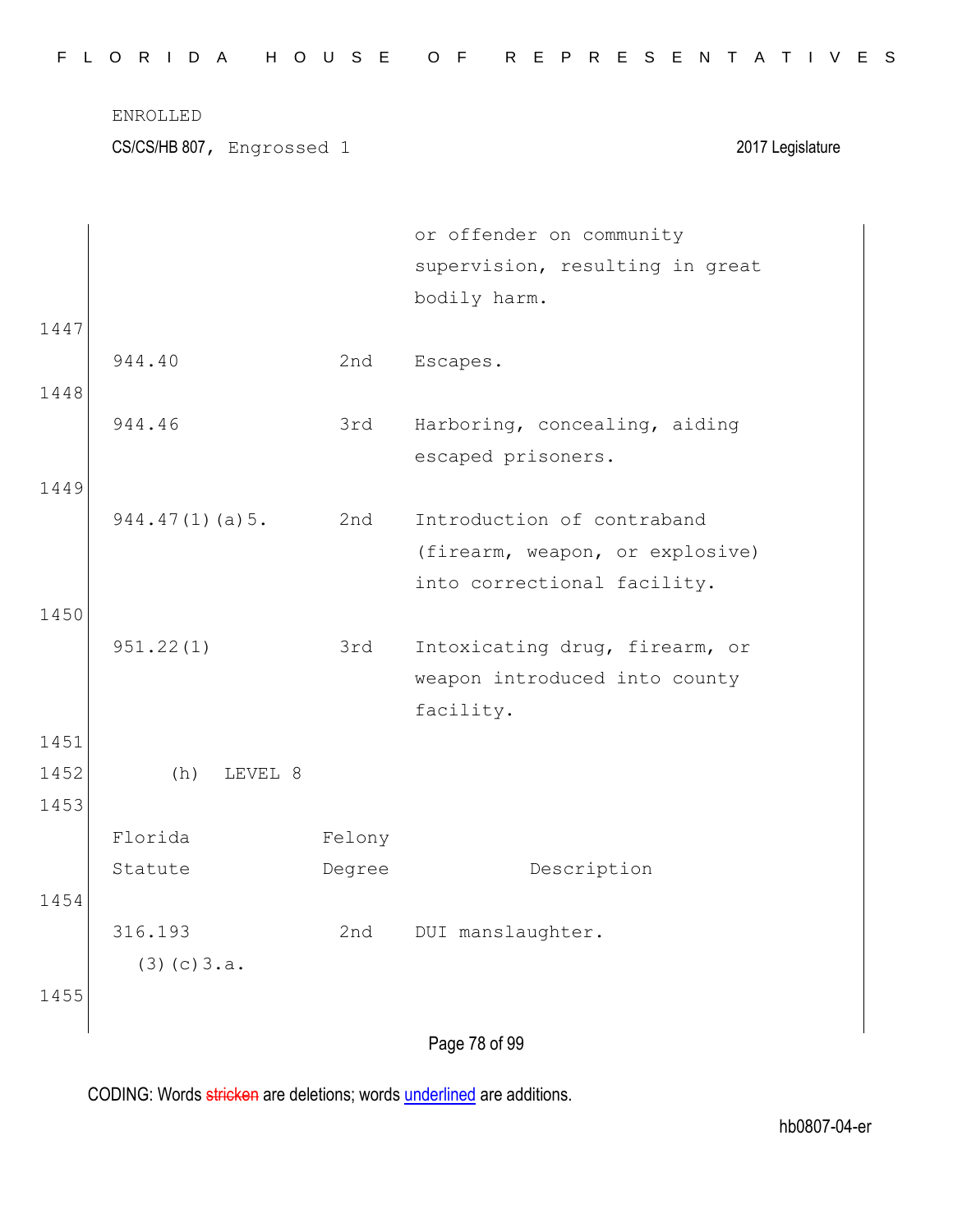| | | or offender on community supervision, resulting in great bodily harm. |
|---|---|---|
| 944.40 | 2nd | Escapes. |
| 944.46 | 3rd | Harboring, concealing, aiding escaped prisoners. |
| 944.47(1)(a)5. | 2nd | Introduction of contraband (firearm, weapon, or explosive) into correctional facility. |
| 951.22(1) | 3rd | Intoxicating drug, firearm, or weapon introduced into county facility. |

(h) LEVEL 8

| Florida Statute | Felony Degree | Description |
|---|---|---|
| 316.193 (3)(c)3.a. | 2nd | DUI manslaughter. |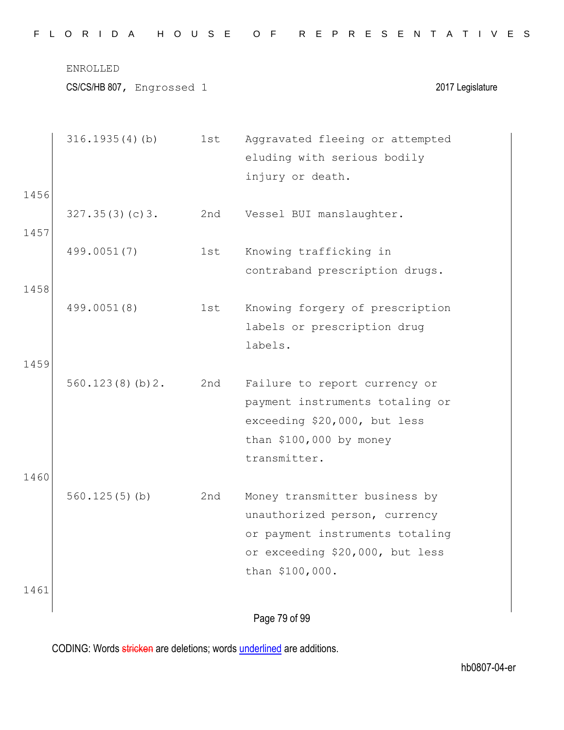| | | | |
|---|---|---|---|
| | 316.1935(4)(b) | 1st | Aggravated fleeing or attempted eluding with serious bodily injury or death. |
| 1456 | | | |
| | 327.35(3)(c)3. | 2nd | Vessel BUI manslaughter. |
| 1457 | | | |
| | 499.0051(7) | 1st | Knowing trafficking in contraband prescription drugs. |
| 1458 | | | |
| | 499.0051(8) | 1st | Knowing forgery of prescription labels or prescription drug labels. |
| 1459 | | | |
| | 560.123(8)(b)2. | 2nd | Failure to report currency or payment instruments totaling or exceeding $20,000, but less than $100,000 by money transmitter. |
| 1460 | | | |
| | 560.125(5)(b) | 2nd | Money transmitter business by unauthorized person, currency or payment instruments totaling or exceeding $20,000, but less than $100,000. |
| 1461 | | | |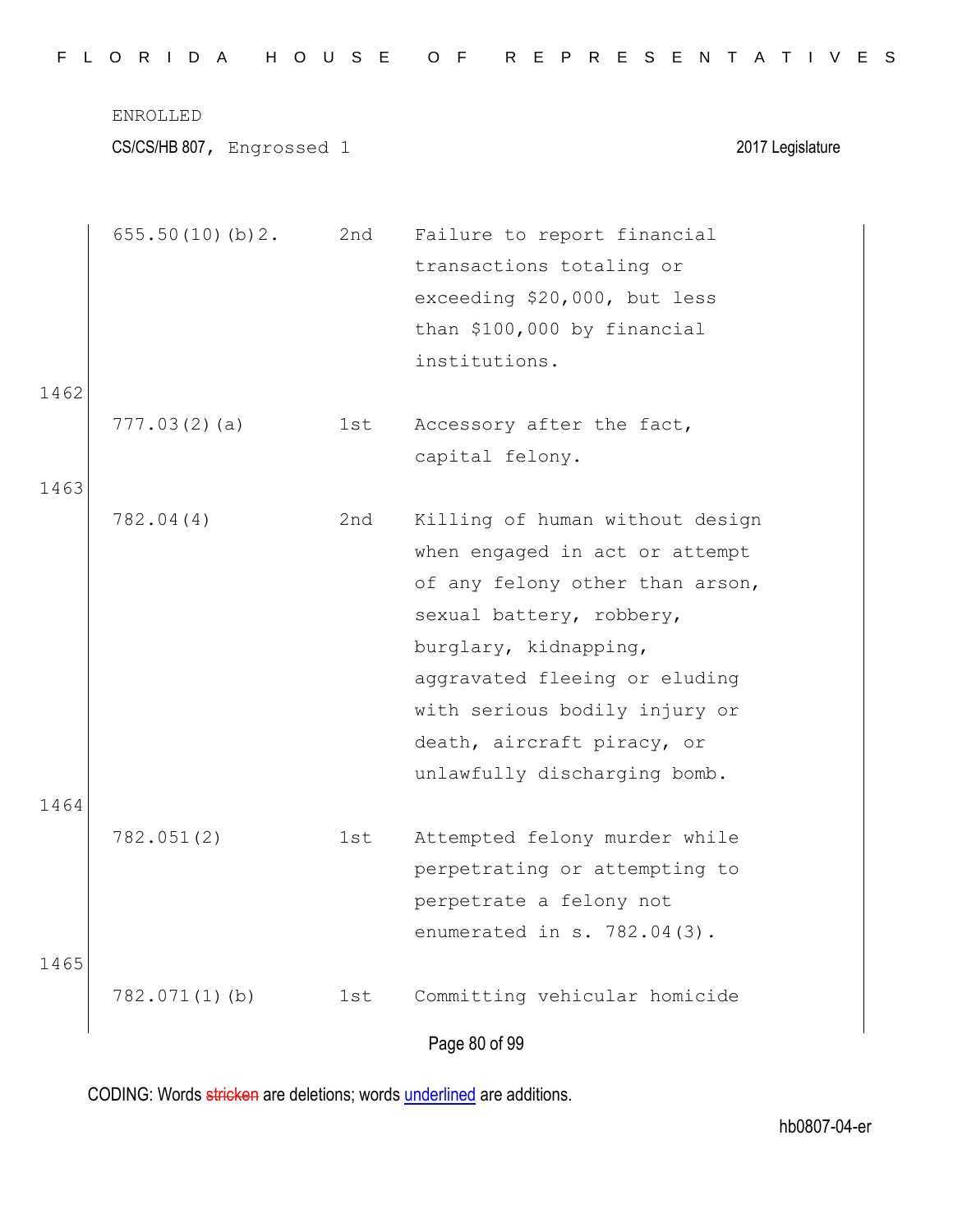| | | | |
|---|---|---|---|
| | 655.50(10)(b)2. | 2nd | Failure to report financial transactions totaling or exceeding $20,000, but less than $100,000 by financial institutions. |
| 1462 | | | |
| | 777.03(2)(a) | 1st | Accessory after the fact, capital felony. |
| 1463 | | | |
| | 782.04(4) | 2nd | Killing of human without design when engaged in act or attempt of any felony other than arson, sexual battery, robbery, burglary, kidnapping, aggravated fleeing or eluding with serious bodily injury or death, aircraft piracy, or unlawfully discharging bomb. |
| 1464 | | | |
| | 782.051(2) | 1st | Attempted felony murder while perpetrating or attempting to perpetrate a felony not enumerated in s. 782.04(3). |
| 1465 | | | |
| | 782.071(1)(b) | 1st | Committing vehicular homicide |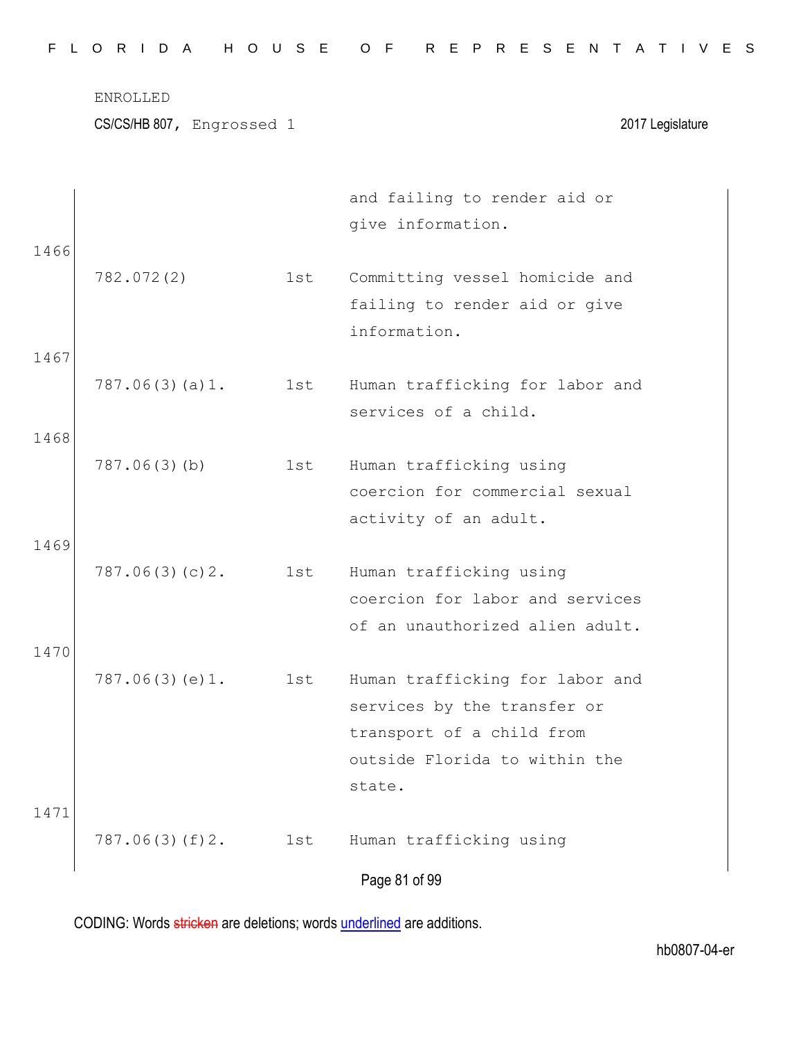| | | | and failing to render aid or give information. |
|---|---|---|---|
| 1466 | 782.072(2) | 1st | Committing vessel homicide and failing to render aid or give information. |
| 1467 | 787.06(3)(a)1. | 1st | Human trafficking for labor and services of a child. |
| 1468 | 787.06(3)(b) | 1st | Human trafficking using coercion for commercial sexual activity of an adult. |
| 1469 | 787.06(3)(c)2. | 1st | Human trafficking using coercion for labor and services of an unauthorized alien adult. |
| 1470 | 787.06(3)(e)1. | 1st | Human trafficking for labor and services by the transfer or transport of a child from outside Florida to within the state. |
| 1471 | 787.06(3)(f)2. | 1st | Human trafficking using |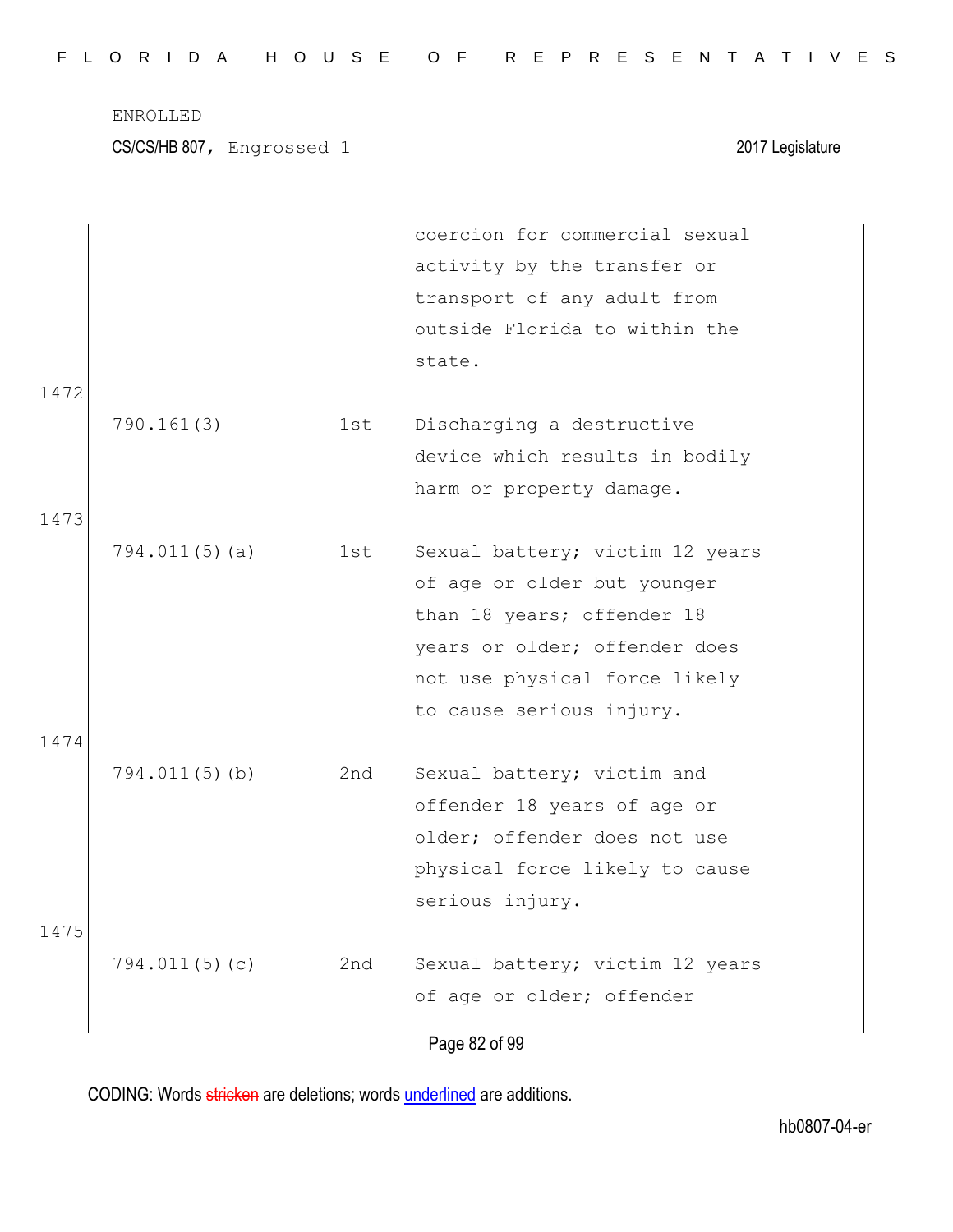| | | coercion for commercial sexual activity by the transfer or transport of any adult from outside Florida to within the state. |
|---|---|---|
| 1472 | | |
| 790.161(3) | 1st | Discharging a destructive device which results in bodily harm or property damage. |
| 1473 | | |
| 794.011(5)(a) | 1st | Sexual battery; victim 12 years of age or older but younger than 18 years; offender 18 years or older; offender does not use physical force likely to cause serious injury. |
| 1474 | | |
| 794.011(5)(b) | 2nd | Sexual battery; victim and offender 18 years of age or older; offender does not use physical force likely to cause serious injury. |
| 1475 | | |
| 794.011(5)(c) | 2nd | Sexual battery; victim 12 years of age or older; offender |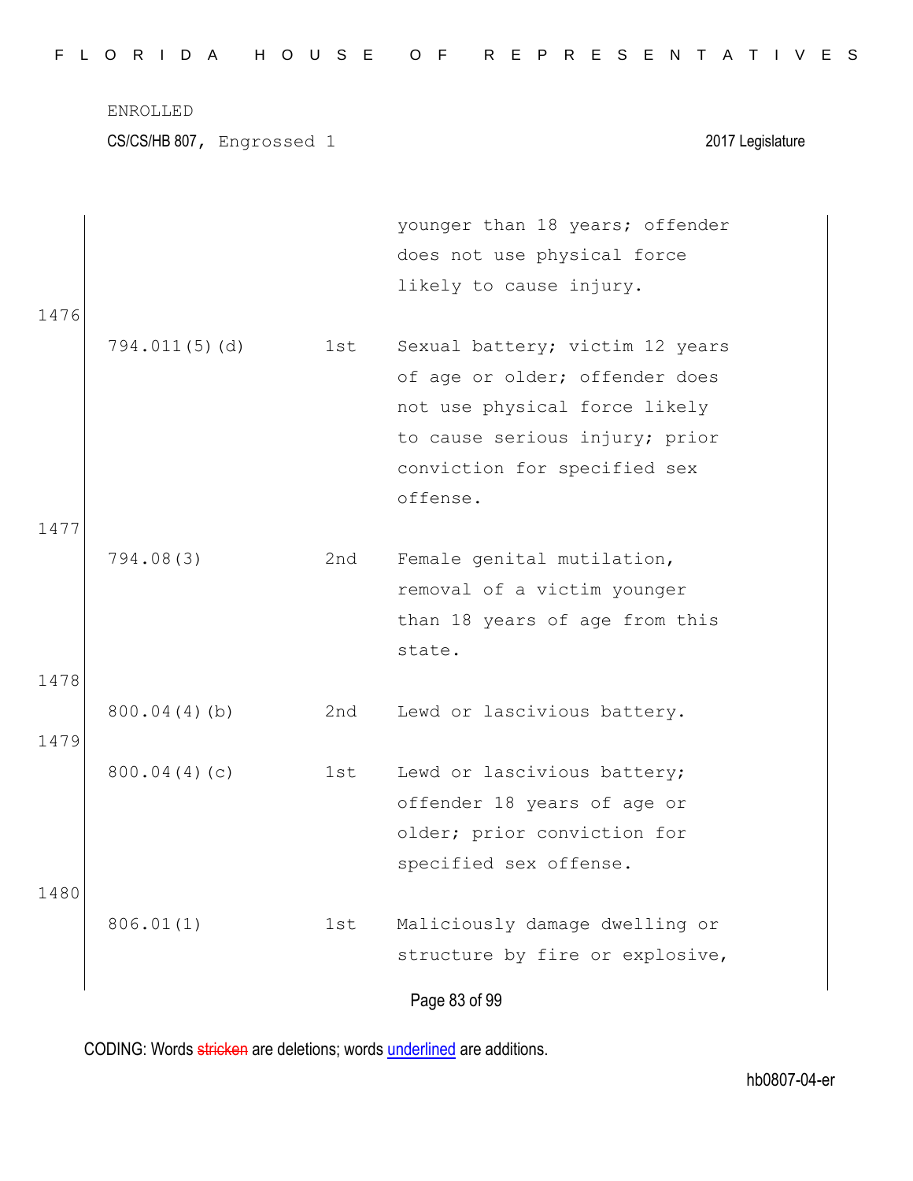| | | |
|---|---|---|
| | | younger than 18 years; offender does not use physical force likely to cause injury. |

1476

| | | |
|---|---|---|
| 794.011(5)(d) | 1st | Sexual battery; victim 12 years of age or older; offender does not use physical force likely to cause serious injury; prior conviction for specified sex offense. |

1477

| | | |
|---|---|---|
| 794.08(3) | 2nd | Female genital mutilation, removal of a victim younger than 18 years of age from this state. |

1478

| | | |
|---|---|---|
| 800.04(4)(b) | 2nd | Lewd or lascivious battery. |

1479

| | | |
|---|---|---|
| 800.04(4)(c) | 1st | Lewd or lascivious battery; offender 18 years of age or older; prior conviction for specified sex offense. |

1480

| | | |
|---|---|---|
| 806.01(1) | 1st | Maliciously damage dwelling or structure by fire or explosive, |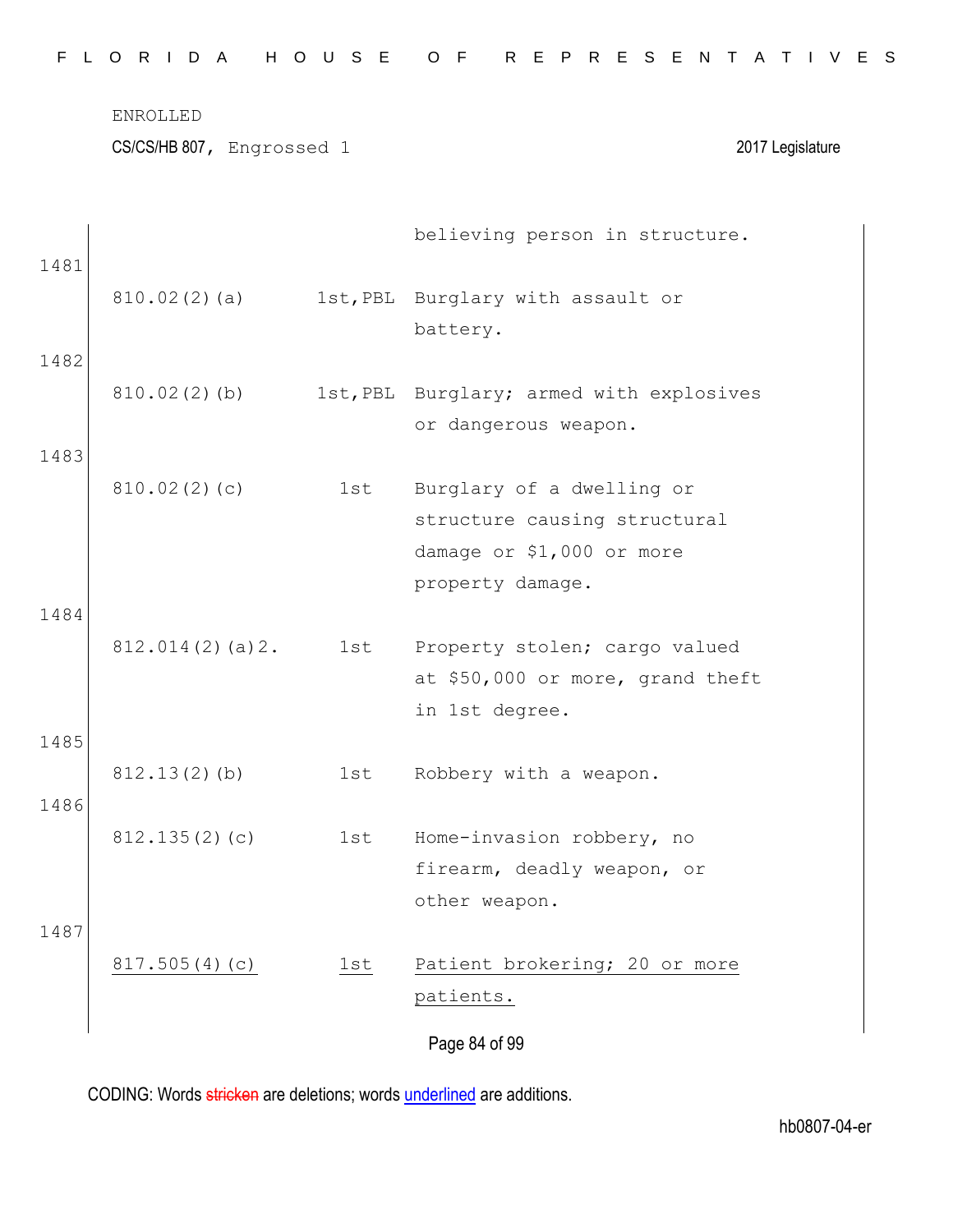| | | | |
|---|---|---|---|
| | | | believing person in structure. |
| 1481 | 810.02(2)(a) | 1st,PBL | Burglary with assault or battery. |
| 1482 | 810.02(2)(b) | 1st,PBL | Burglary; armed with explosives or dangerous weapon. |
| 1483 | 810.02(2)(c) | 1st | Burglary of a dwelling or structure causing structural damage or $1,000 or more property damage. |
| 1484 | 812.014(2)(a)2. | 1st | Property stolen; cargo valued at $50,000 or more, grand theft in 1st degree. |
| 1485 | 812.13(2)(b) | 1st | Robbery with a weapon. |
| 1486 | 812.135(2)(c) | 1st | Home-invasion robbery, no firearm, deadly weapon, or other weapon. |
| 1487 | <u>817.505(4)(c)</u> | <u>1st</u> | <u>Patient brokering; 20 or more patients.</u> |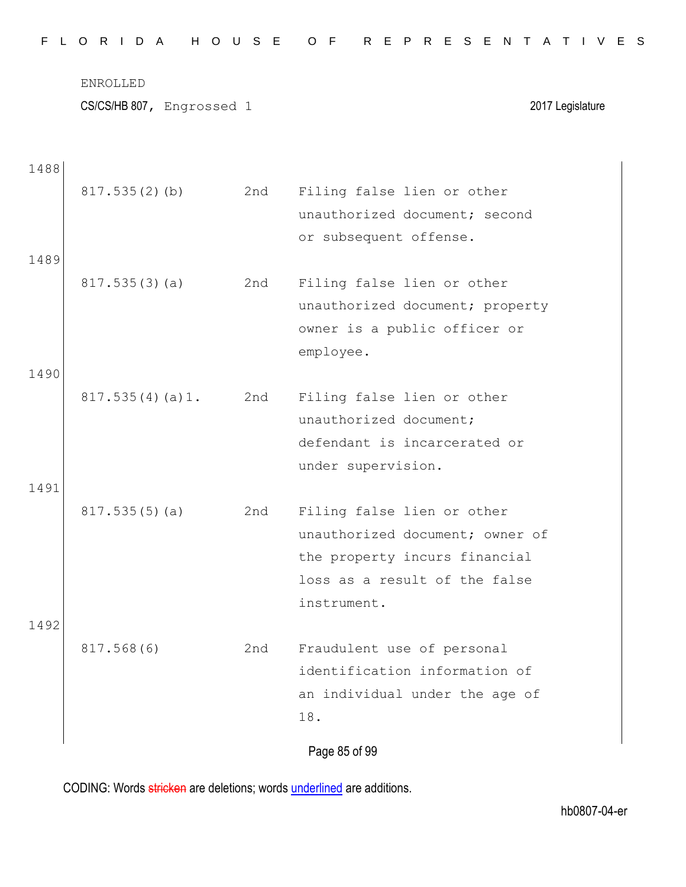ENROLLED

CS/CS/HB 807, Engrossed 1 2017 Legislature

1488

| | | |
|---|---|---|
| 817.535(2)(b) | 2nd | Filing false lien or other unauthorized document; second or subsequent offense. |

1489

| | | |
|---|---|---|
| 817.535(3)(a) | 2nd | Filing false lien or other unauthorized document; property owner is a public officer or employee. |

1490

| | | |
|---|---|---|
| 817.535(4)(a)1. | 2nd | Filing false lien or other unauthorized document; defendant is incarcerated or under supervision. |

1491

| | | |
|---|---|---|
| 817.535(5)(a) | 2nd | Filing false lien or other unauthorized document; owner of the property incurs financial loss as a result of the false instrument. |

1492

| | | |
|---|---|---|
| 817.568(6) | 2nd | Fraudulent use of personal identification information of an individual under the age of 18. |

CODING: Words stricken are deletions; words underlined are additions.

hb0807-04-er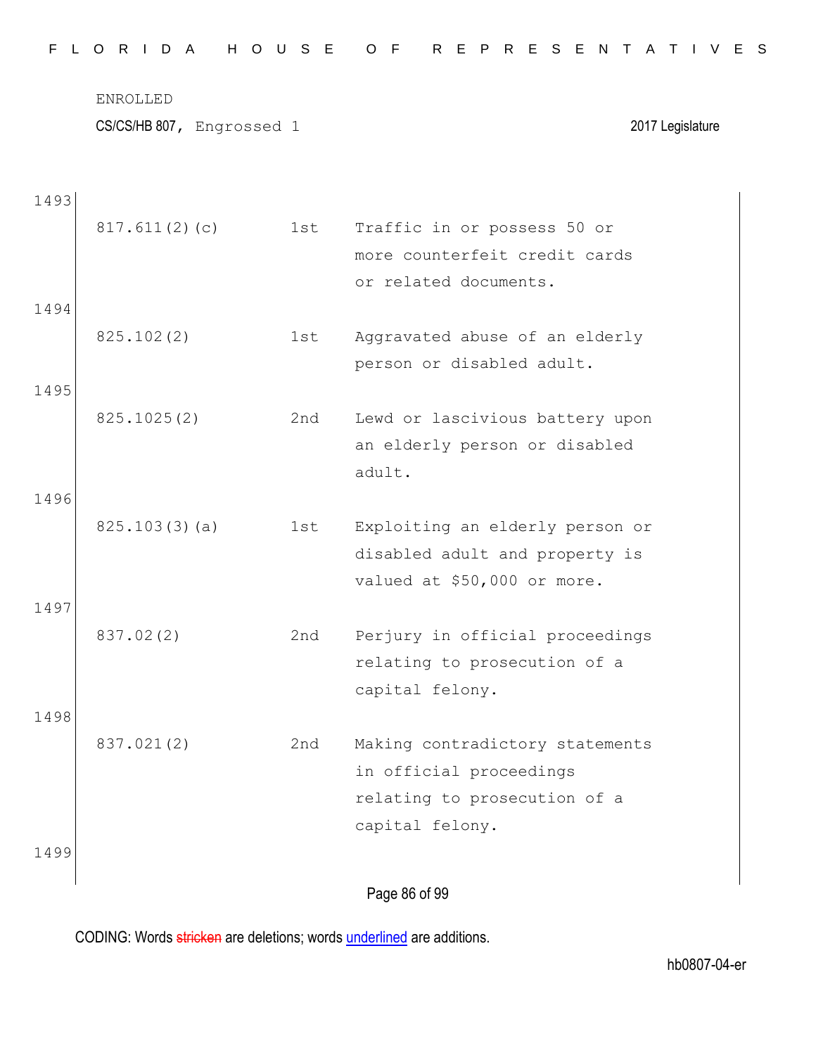ENROLLED

CS/CS/HB 807, Engrossed 1 2017 Legislature

1493

| | | |
|---|---|---|
| 817.611(2)(c) | 1st | Traffic in or possess 50 or more counterfeit credit cards or related documents. |

1494

| | | |
|---|---|---|
| 825.102(2) | 1st | Aggravated abuse of an elderly person or disabled adult. |

1495

| | | |
|---|---|---|
| 825.1025(2) | 2nd | Lewd or lascivious battery upon an elderly person or disabled adult. |

1496

| | | |
|---|---|---|
| 825.103(3)(a) | 1st | Exploiting an elderly person or disabled adult and property is valued at $50,000 or more. |

1497

| | | |
|---|---|---|
| 837.02(2) | 2nd | Perjury in official proceedings relating to prosecution of a capital felony. |

1498

| | | |
|---|---|---|
| 837.021(2) | 2nd | Making contradictory statements in official proceedings relating to prosecution of a capital felony. |

1499

CODING: Words stricken are deletions; words underlined are additions.

hb0807-04-er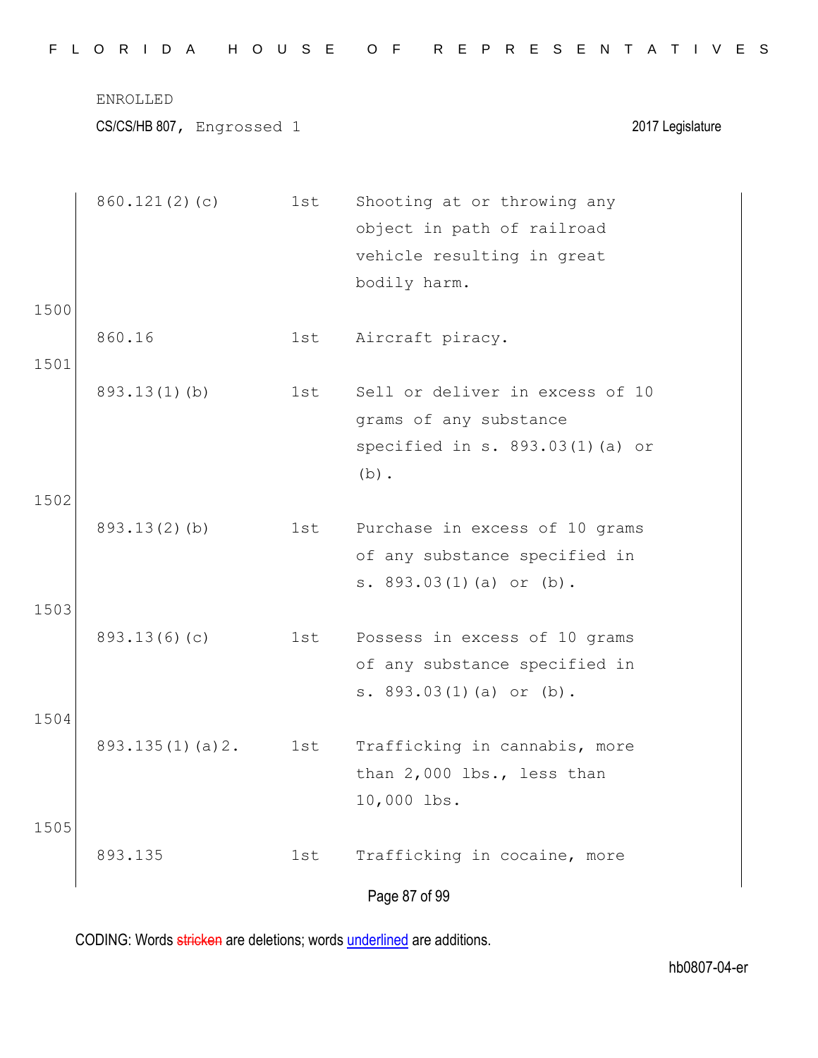| | | |
|---|---|---|
| 860.121(2)(c) | 1st | Shooting at or throwing any object in path of railroad vehicle resulting in great bodily harm. |
| 860.16 | 1st | Aircraft piracy. |
| 893.13(1)(b) | 1st | Sell or deliver in excess of 10 grams of any substance specified in s. 893.03(1)(a) or (b). |
| 893.13(2)(b) | 1st | Purchase in excess of 10 grams of any substance specified in s. 893.03(1)(a) or (b). |
| 893.13(6)(c) | 1st | Possess in excess of 10 grams of any substance specified in s. 893.03(1)(a) or (b). |
| 893.135(1)(a)2. | 1st | Trafficking in cannabis, more than 2,000 lbs., less than 10,000 lbs. |
| 893.135 | 1st | Trafficking in cocaine, more |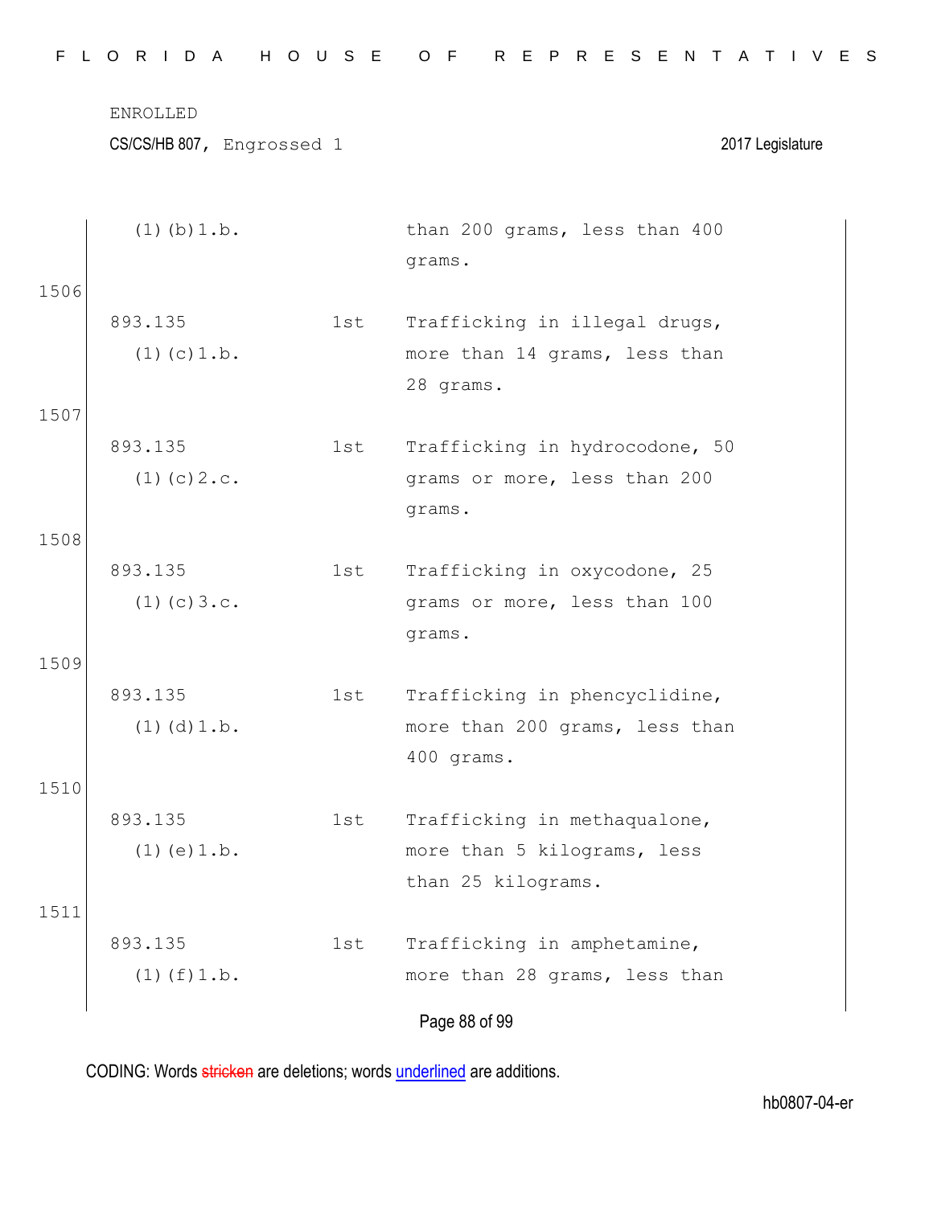ENROLLED

CS/CS/HB 807, Engrossed 1 2017 Legislature

| | | | |
|---|---|---|---|
| | (1)(b)1.b. | | than 200 grams, less than 400 grams. |
| 1506 | | | |
| | 893.135 (1)(c)1.b. | 1st | Trafficking in illegal drugs, more than 14 grams, less than 28 grams. |
| 1507 | | | |
| | 893.135 (1)(c)2.c. | 1st | Trafficking in hydrocodone, 50 grams or more, less than 200 grams. |
| 1508 | | | |
| | 893.135 (1)(c)3.c. | 1st | Trafficking in oxycodone, 25 grams or more, less than 100 grams. |
| 1509 | | | |
| | 893.135 (1)(d)1.b. | 1st | Trafficking in phencyclidine, more than 200 grams, less than 400 grams. |
| 1510 | | | |
| | 893.135 (1)(e)1.b. | 1st | Trafficking in methaqualone, more than 5 kilograms, less than 25 kilograms. |
| 1511 | | | |
| | 893.135 (1)(f)1.b. | 1st | Trafficking in amphetamine, more than 28 grams, less than |

CODING: Words stricken are deletions; words underlined are additions.

hb0807-04-er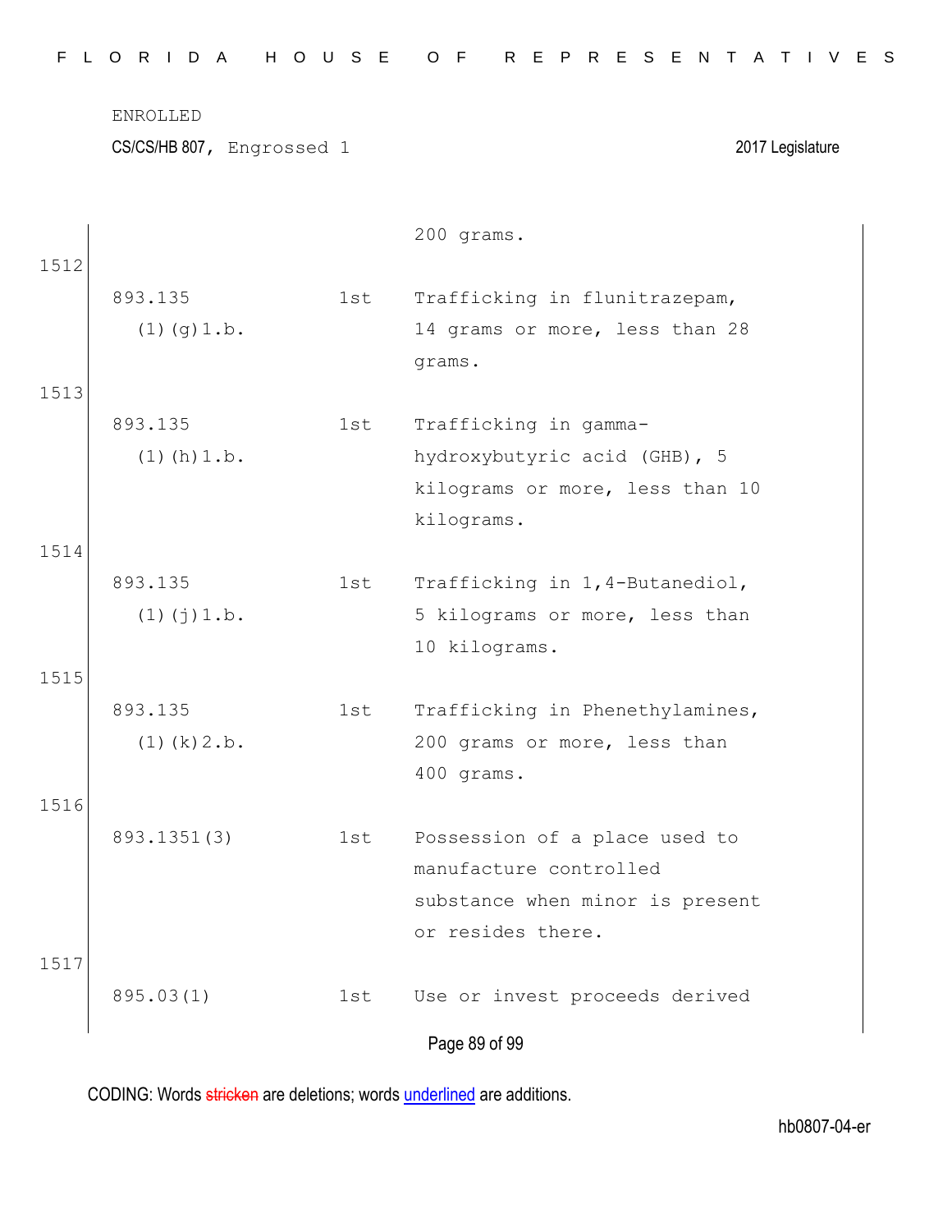| | | 200 grams. |
|---|---|---|
| 1512 | | |
| 893.135 (1)(g)1.b. | 1st | Trafficking in flunitrazepam, 14 grams or more, less than 28 grams. |
| 1513 | | |
| 893.135 (1)(h)1.b. | 1st | Trafficking in gamma-hydroxybutyric acid (GHB), 5 kilograms or more, less than 10 kilograms. |
| 1514 | | |
| 893.135 (1)(j)1.b. | 1st | Trafficking in 1,4-Butanediol, 5 kilograms or more, less than 10 kilograms. |
| 1515 | | |
| 893.135 (1)(k)2.b. | 1st | Trafficking in Phenethylamines, 200 grams or more, less than 400 grams. |
| 1516 | | |
| 893.1351(3) | 1st | Possession of a place used to manufacture controlled substance when minor is present or resides there. |
| 1517 | | |
| 895.03(1) | 1st | Use or invest proceeds derived |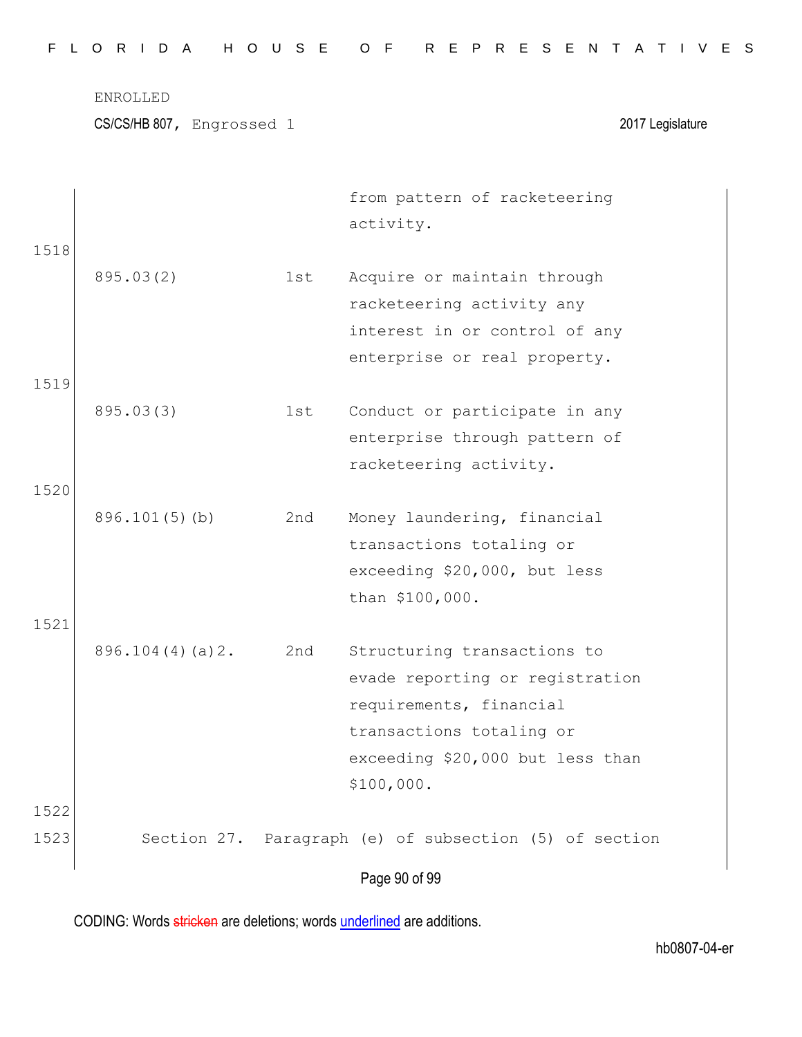| | | |
|---|---|---|
| | | from pattern of racketeering activity. |
| 895.03(2) | 1st | Acquire or maintain through racketeering activity any interest in or control of any enterprise or real property. |
| 895.03(3) | 1st | Conduct or participate in any enterprise through pattern of racketeering activity. |
| 896.101(5)(b) | 2nd | Money laundering, financial transactions totaling or exceeding $20,000, but less than $100,000. |
| 896.104(4)(a)2. | 2nd | Structuring transactions to evade reporting or registration requirements, financial transactions totaling or exceeding $20,000 but less than $100,000. |

Section 27. Paragraph (e) of subsection (5) of section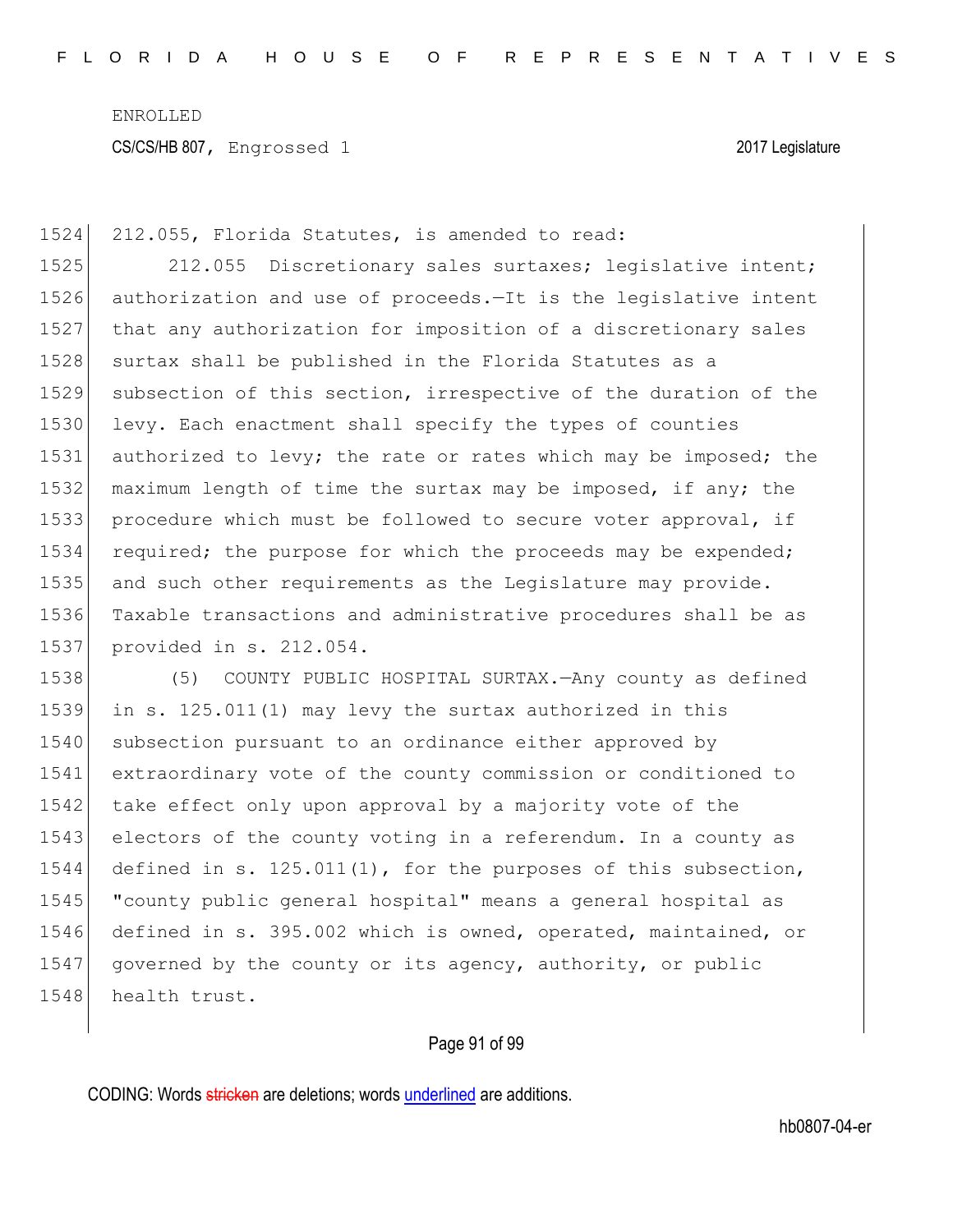212.055, Florida Statutes, is amended to read:

212.055 Discretionary sales surtaxes; legislative intent; authorization and use of proceeds.—It is the legislative intent that any authorization for imposition of a discretionary sales surtax shall be published in the Florida Statutes as a subsection of this section, irrespective of the duration of the levy. Each enactment shall specify the types of counties authorized to levy; the rate or rates which may be imposed; the maximum length of time the surtax may be imposed, if any; the procedure which must be followed to secure voter approval, if required; the purpose for which the proceeds may be expended; and such other requirements as the Legislature may provide. Taxable transactions and administrative procedures shall be as provided in s. 212.054.

(5) COUNTY PUBLIC HOSPITAL SURTAX.—Any county as defined in s. 125.011(1) may levy the surtax authorized in this subsection pursuant to an ordinance either approved by extraordinary vote of the county commission or conditioned to take effect only upon approval by a majority vote of the electors of the county voting in a referendum. In a county as defined in s. 125.011(1), for the purposes of this subsection, "county public general hospital" means a general hospital as defined in s. 395.002 which is owned, operated, maintained, or governed by the county or its agency, authority, or public health trust.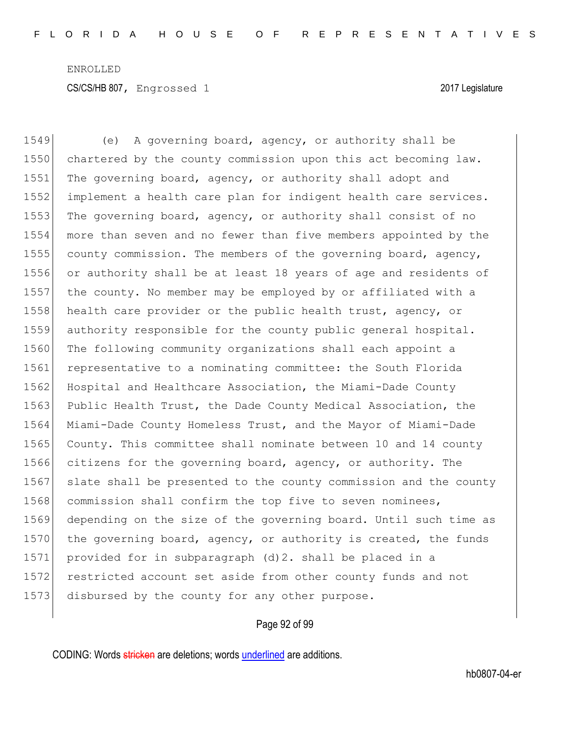(e) A governing board, agency, or authority shall be chartered by the county commission upon this act becoming law. The governing board, agency, or authority shall adopt and implement a health care plan for indigent health care services. The governing board, agency, or authority shall consist of no more than seven and no fewer than five members appointed by the county commission. The members of the governing board, agency, or authority shall be at least 18 years of age and residents of the county. No member may be employed by or affiliated with a health care provider or the public health trust, agency, or authority responsible for the county public general hospital. The following community organizations shall each appoint a representative to a nominating committee: the South Florida Hospital and Healthcare Association, the Miami-Dade County Public Health Trust, the Dade County Medical Association, the Miami-Dade County Homeless Trust, and the Mayor of Miami-Dade County. This committee shall nominate between 10 and 14 county citizens for the governing board, agency, or authority. The slate shall be presented to the county commission and the county commission shall confirm the top five to seven nominees, depending on the size of the governing board. Until such time as the governing board, agency, or authority is created, the funds provided for in subparagraph (d)2. shall be placed in a restricted account set aside from other county funds and not disbursed by the county for any other purpose.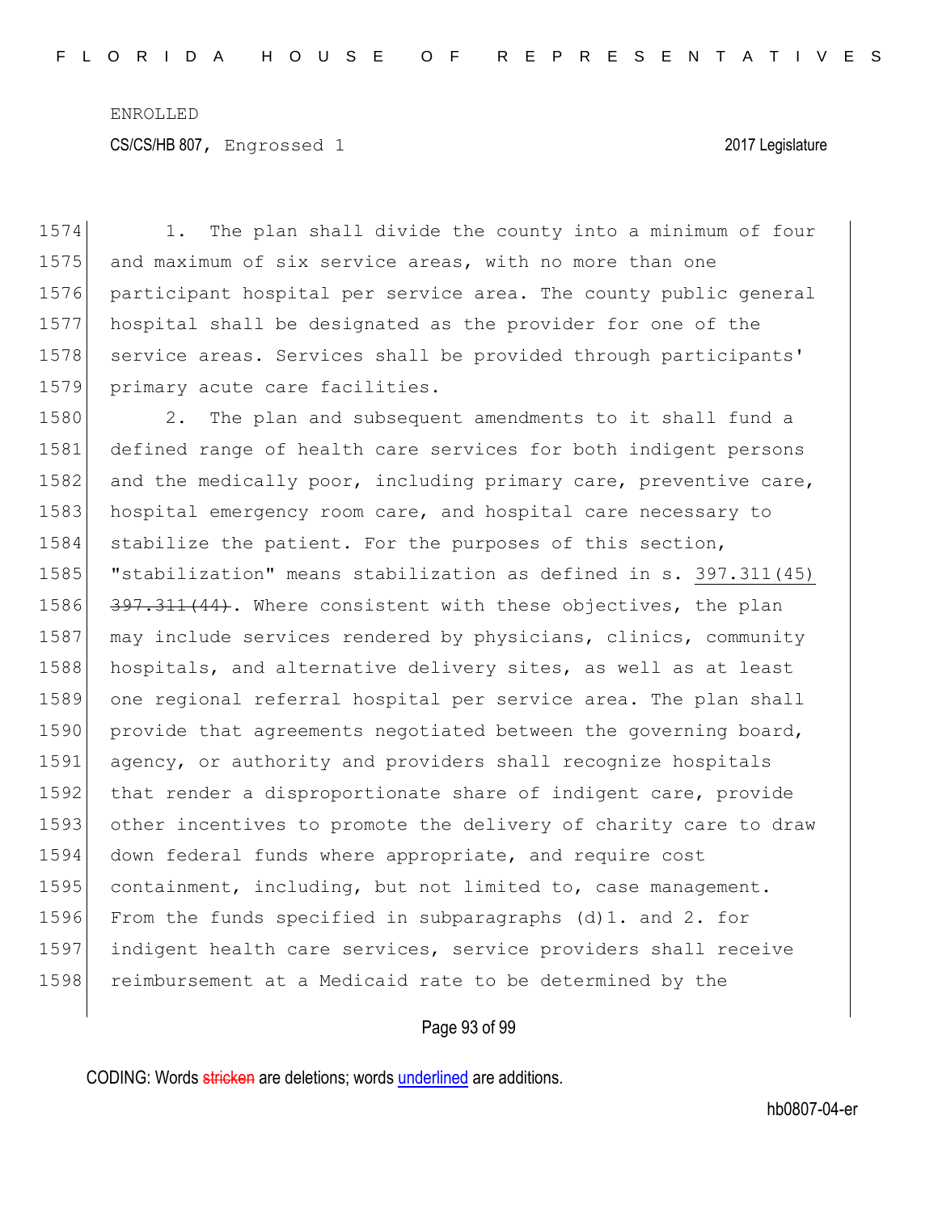1. The plan shall divide the county into a minimum of four and maximum of six service areas, with no more than one participant hospital per service area. The county public general hospital shall be designated as the provider for one of the service areas. Services shall be provided through participants' primary acute care facilities.

2. The plan and subsequent amendments to it shall fund a defined range of health care services for both indigent persons and the medically poor, including primary care, preventive care, hospital emergency room care, and hospital care necessary to stabilize the patient. For the purposes of this section, "stabilization" means stabilization as defined in s. <u>397.311(45)</u> ~~397.311(44)~~. Where consistent with these objectives, the plan may include services rendered by physicians, clinics, community hospitals, and alternative delivery sites, as well as at least one regional referral hospital per service area. The plan shall provide that agreements negotiated between the governing board, agency, or authority and providers shall recognize hospitals that render a disproportionate share of indigent care, provide other incentives to promote the delivery of charity care to draw down federal funds where appropriate, and require cost containment, including, but not limited to, case management. From the funds specified in subparagraphs (d)1. and 2. for indigent health care services, service providers shall receive reimbursement at a Medicaid rate to be determined by the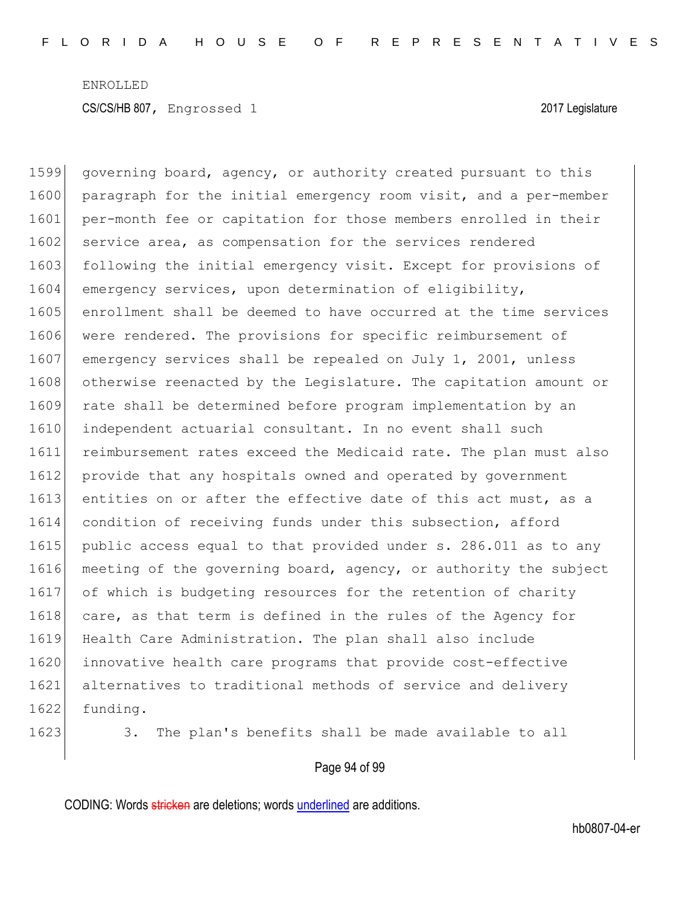governing board, agency, or authority created pursuant to this paragraph for the initial emergency room visit, and a per-member per-month fee or capitation for those members enrolled in their service area, as compensation for the services rendered following the initial emergency visit. Except for provisions of emergency services, upon determination of eligibility, enrollment shall be deemed to have occurred at the time services were rendered. The provisions for specific reimbursement of emergency services shall be repealed on July 1, 2001, unless otherwise reenacted by the Legislature. The capitation amount or rate shall be determined before program implementation by an independent actuarial consultant. In no event shall such reimbursement rates exceed the Medicaid rate. The plan must also provide that any hospitals owned and operated by government entities on or after the effective date of this act must, as a condition of receiving funds under this subsection, afford public access equal to that provided under s. 286.011 as to any meeting of the governing board, agency, or authority the subject of which is budgeting resources for the retention of charity care, as that term is defined in the rules of the Agency for Health Care Administration. The plan shall also include innovative health care programs that provide cost-effective alternatives to traditional methods of service and delivery funding.

3. The plan's benefits shall be made available to all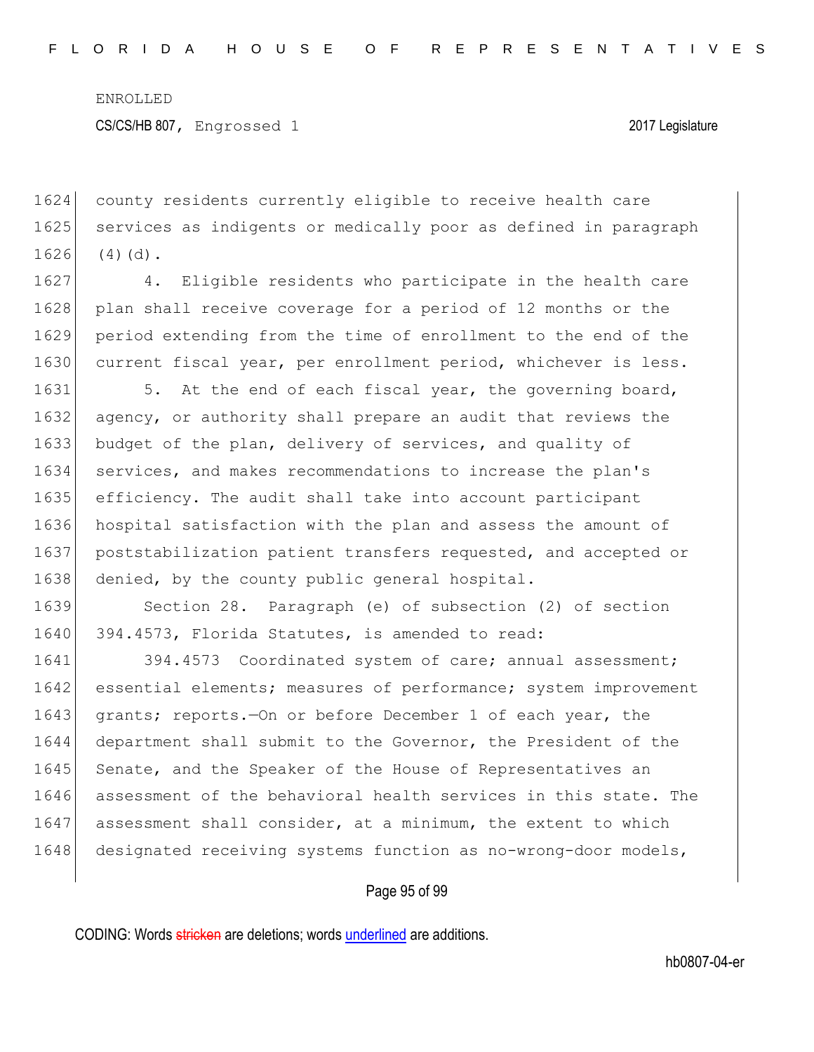county residents currently eligible to receive health care services as indigents or medically poor as defined in paragraph (4)(d).

4. Eligible residents who participate in the health care plan shall receive coverage for a period of 12 months or the period extending from the time of enrollment to the end of the current fiscal year, per enrollment period, whichever is less.

5. At the end of each fiscal year, the governing board, agency, or authority shall prepare an audit that reviews the budget of the plan, delivery of services, and quality of services, and makes recommendations to increase the plan's efficiency. The audit shall take into account participant hospital satisfaction with the plan and assess the amount of poststabilization patient transfers requested, and accepted or denied, by the county public general hospital.

Section 28. Paragraph (e) of subsection (2) of section 394.4573, Florida Statutes, is amended to read:

394.4573 Coordinated system of care; annual assessment; essential elements; measures of performance; system improvement grants; reports.—On or before December 1 of each year, the department shall submit to the Governor, the President of the Senate, and the Speaker of the House of Representatives an assessment of the behavioral health services in this state. The assessment shall consider, at a minimum, the extent to which designated receiving systems function as no-wrong-door models,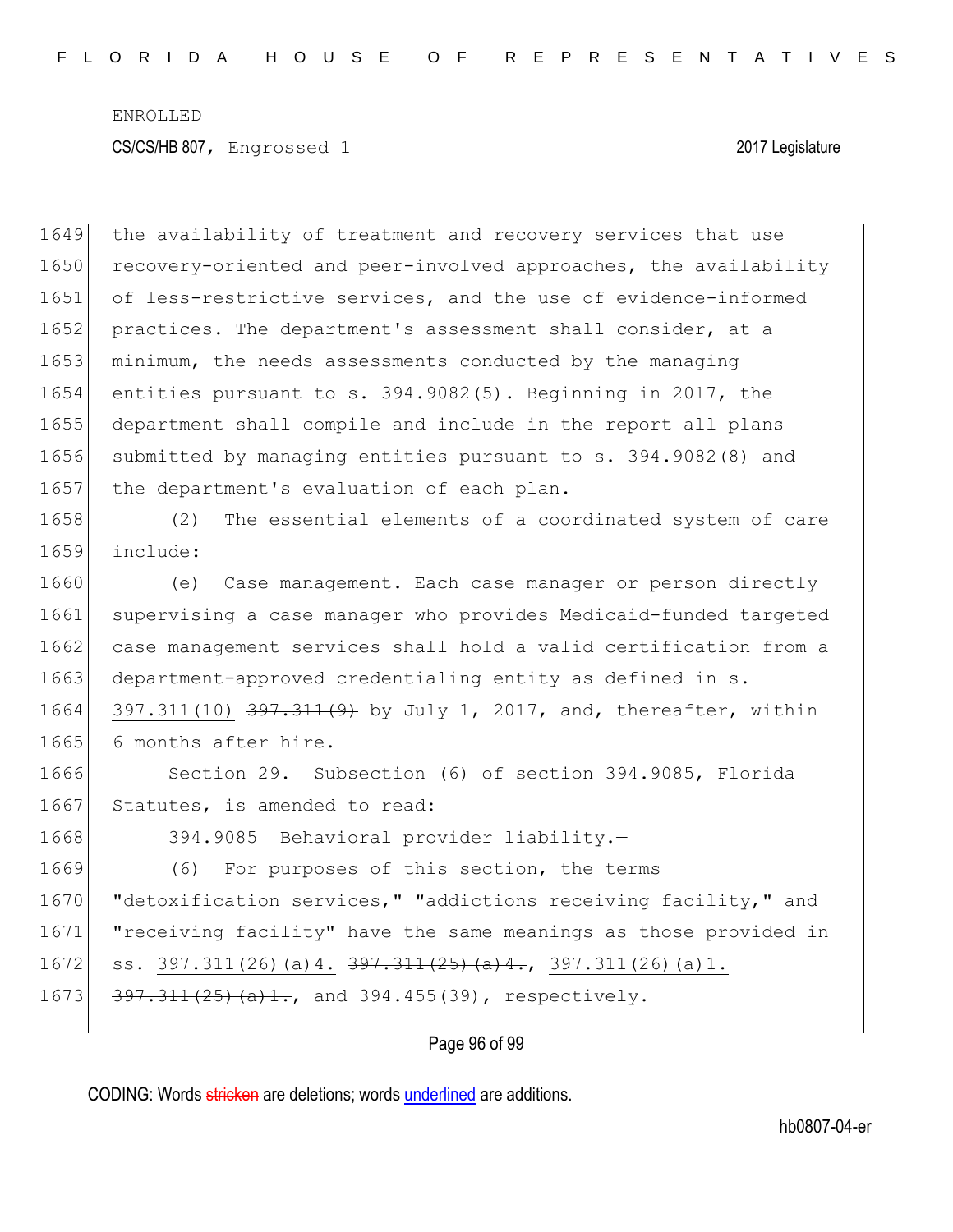1649 the availability of treatment and recovery services that use
1650 recovery-oriented and peer-involved approaches, the availability
1651 of less-restrictive services, and the use of evidence-informed
1652 practices. The department's assessment shall consider, at a
1653 minimum, the needs assessments conducted by the managing
1654 entities pursuant to s. 394.9082(5). Beginning in 2017, the
1655 department shall compile and include in the report all plans
1656 submitted by managing entities pursuant to s. 394.9082(8) and
1657 the department's evaluation of each plan.

1658 (2) The essential elements of a coordinated system of care
1659 include:

1660 (e) Case management. Each case manager or person directly
1661 supervising a case manager who provides Medicaid-funded targeted
1662 case management services shall hold a valid certification from a
1663 department-approved credentialing entity as defined in s.
1664 397.311(10) ~~397.311(9)~~ by July 1, 2017, and, thereafter, within
1665 6 months after hire.

1666 Section 29. Subsection (6) of section 394.9085, Florida
1667 Statutes, is amended to read:

1668 394.9085 Behavioral provider liability.—

1669 (6) For purposes of this section, the terms
1670 "detoxification services," "addictions receiving facility," and
1671 "receiving facility" have the same meanings as those provided in
1672 ss. 397.311(26)(a)4. ~~397.311(25)(a)4.~~, 397.311(26)(a)1.
1673 ~~397.311(25)(a)1.~~, and 394.455(39), respectively.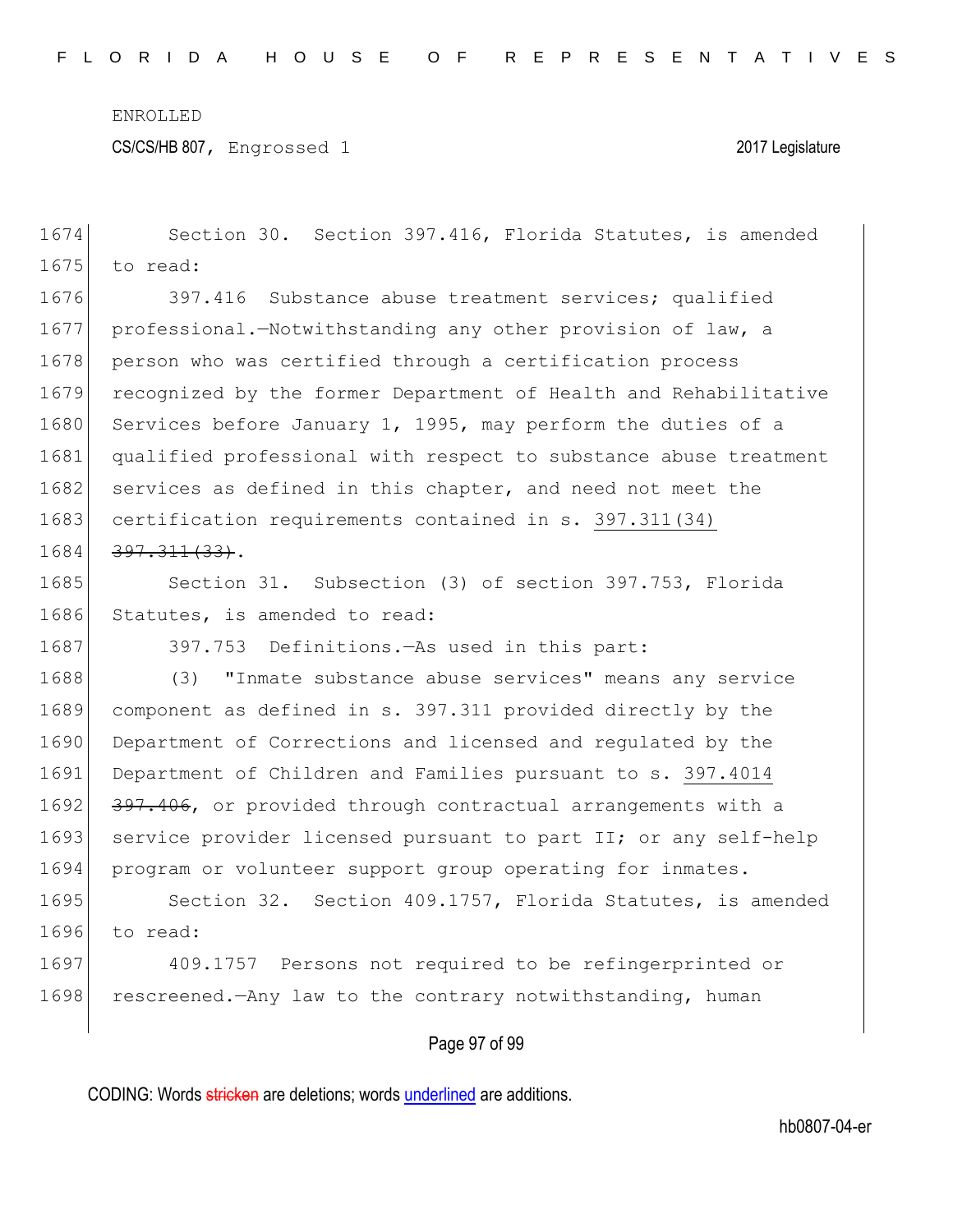ENROLLED

CS/CS/HB 807, Engrossed 1 2017 Legislature

1674 Section 30. Section 397.416, Florida Statutes, is amended
1675 to read:

1676 397.416 Substance abuse treatment services; qualified
1677 professional.—Notwithstanding any other provision of law, a
1678 person who was certified through a certification process
1679 recognized by the former Department of Health and Rehabilitative
1680 Services before January 1, 1995, may perform the duties of a
1681 qualified professional with respect to substance abuse treatment
1682 services as defined in this chapter, and need not meet the
1683 certification requirements contained in s. <u>397.311(34)</u>
1684 ~~397.311(33)~~.

1685 Section 31. Subsection (3) of section 397.753, Florida
1686 Statutes, is amended to read:

1687 397.753 Definitions.—As used in this part:

1688 (3) "Inmate substance abuse services" means any service
1689 component as defined in s. 397.311 provided directly by the
1690 Department of Corrections and licensed and regulated by the
1691 Department of Children and Families pursuant to s. <u>397.4014</u>
1692 ~~397.406~~, or provided through contractual arrangements with a
1693 service provider licensed pursuant to part II; or any self-help
1694 program or volunteer support group operating for inmates.

1695 Section 32. Section 409.1757, Florida Statutes, is amended
1696 to read:

1697 409.1757 Persons not required to be refingerprinted or
1698 rescreened.—Any law to the contrary notwithstanding, human

CODING: Words ~~stricken~~ are deletions; words <u>underlined</u> are additions.

hb0807-04-er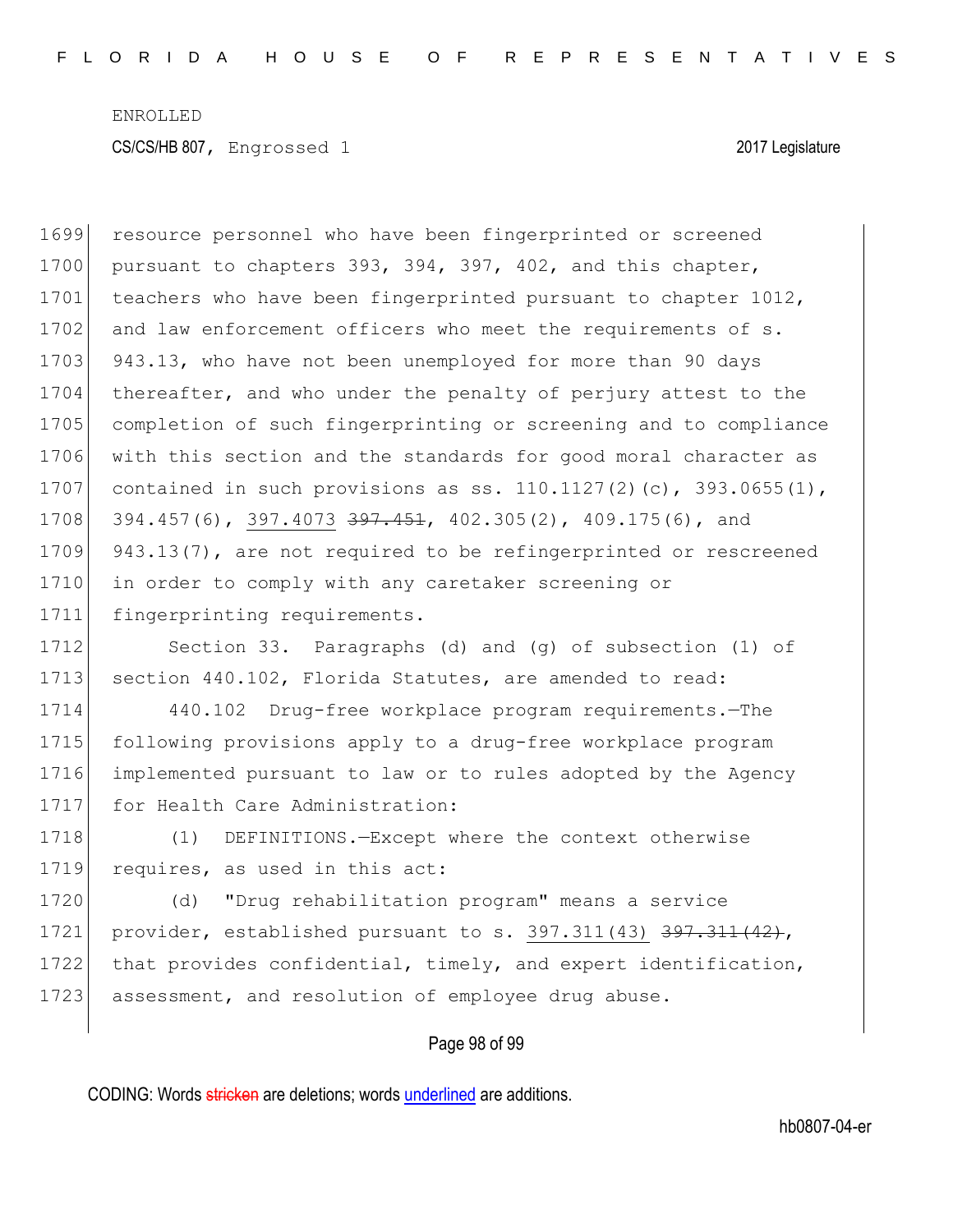resource personnel who have been fingerprinted or screened pursuant to chapters 393, 394, 397, 402, and this chapter, teachers who have been fingerprinted pursuant to chapter 1012, and law enforcement officers who meet the requirements of s. 943.13, who have not been unemployed for more than 90 days thereafter, and who under the penalty of perjury attest to the completion of such fingerprinting or screening and to compliance with this section and the standards for good moral character as contained in such provisions as ss. 110.1127(2)(c), 393.0655(1), 394.457(6), <u>397.4073</u> ~~397.451~~, 402.305(2), 409.175(6), and 943.13(7), are not required to be refingerprinted or rescreened in order to comply with any caretaker screening or fingerprinting requirements.

Section 33. Paragraphs (d) and (g) of subsection (1) of section 440.102, Florida Statutes, are amended to read:

440.102 Drug-free workplace program requirements.—The following provisions apply to a drug-free workplace program implemented pursuant to law or to rules adopted by the Agency for Health Care Administration:

(1) DEFINITIONS.—Except where the context otherwise requires, as used in this act:

(d) "Drug rehabilitation program" means a service provider, established pursuant to s. <u>397.311(43)</u> ~~397.311(42)~~, that provides confidential, timely, and expert identification, assessment, and resolution of employee drug abuse.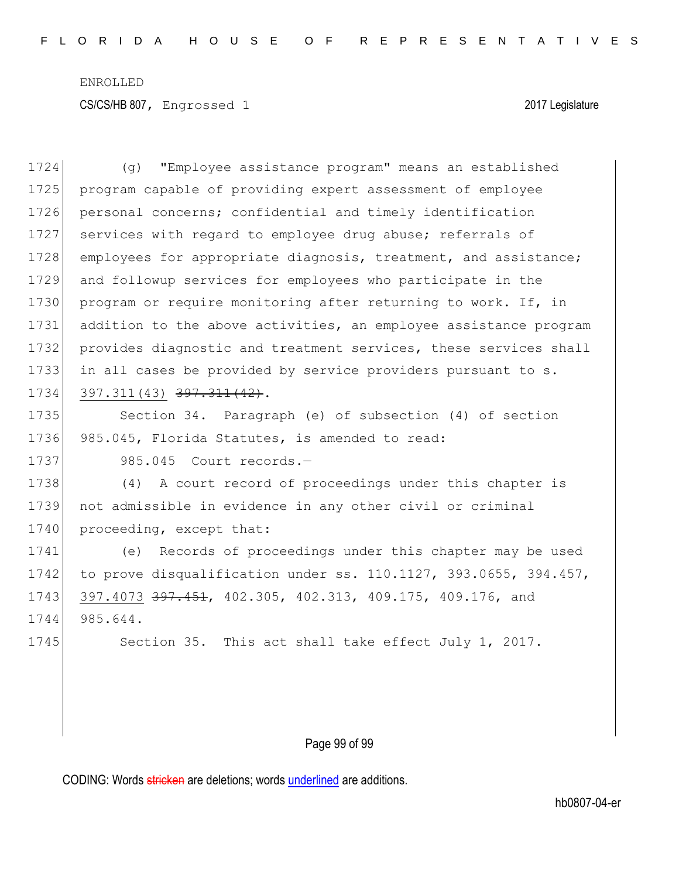(g) "Employee assistance program" means an established program capable of providing expert assessment of employee personal concerns; confidential and timely identification services with regard to employee drug abuse; referrals of employees for appropriate diagnosis, treatment, and assistance; and followup services for employees who participate in the program or require monitoring after returning to work. If, in addition to the above activities, an employee assistance program provides diagnostic and treatment services, these services shall in all cases be provided by service providers pursuant to s. 397.311(43) ~~397.311(42)~~.

Section 34. Paragraph (e) of subsection (4) of section 985.045, Florida Statutes, is amended to read:

985.045 Court records.—

(4) A court record of proceedings under this chapter is not admissible in evidence in any other civil or criminal proceeding, except that:

(e) Records of proceedings under this chapter may be used to prove disqualification under ss. 110.1127, 393.0655, 394.457, 397.4073 ~~397.451~~, 402.305, 402.313, 409.175, 409.176, and 985.644.

Section 35. This act shall take effect July 1, 2017.